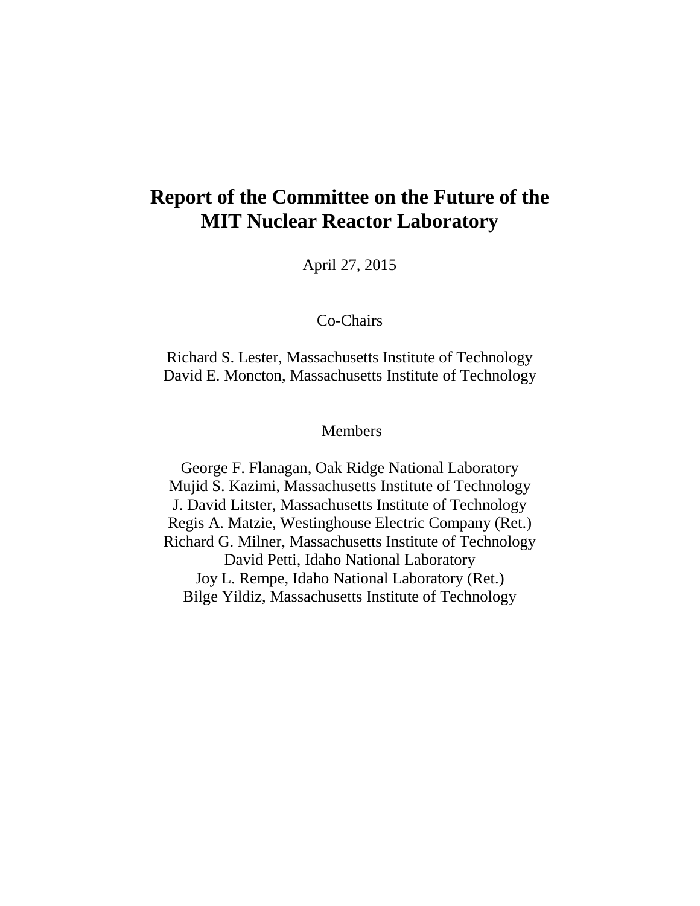# Report of the Committee on the Future of the MIT Nuclear Reactor Laboratory

April 27, 2015

Co-Chairs

Richard S. Lester, Massachusetts Institute of Technology
David E. Moncton, Massachusetts Institute of Technology

Members

George F. Flanagan, Oak Ridge National Laboratory
Mujid S. Kazimi, Massachusetts Institute of Technology
J. David Litster, Massachusetts Institute of Technology
Regis A. Matzie, Westinghouse Electric Company (Ret.)
Richard G. Milner, Massachusetts Institute of Technology
David Petti, Idaho National Laboratory
Joy L. Rempe, Idaho National Laboratory (Ret.)
Bilge Yildiz, Massachusetts Institute of Technology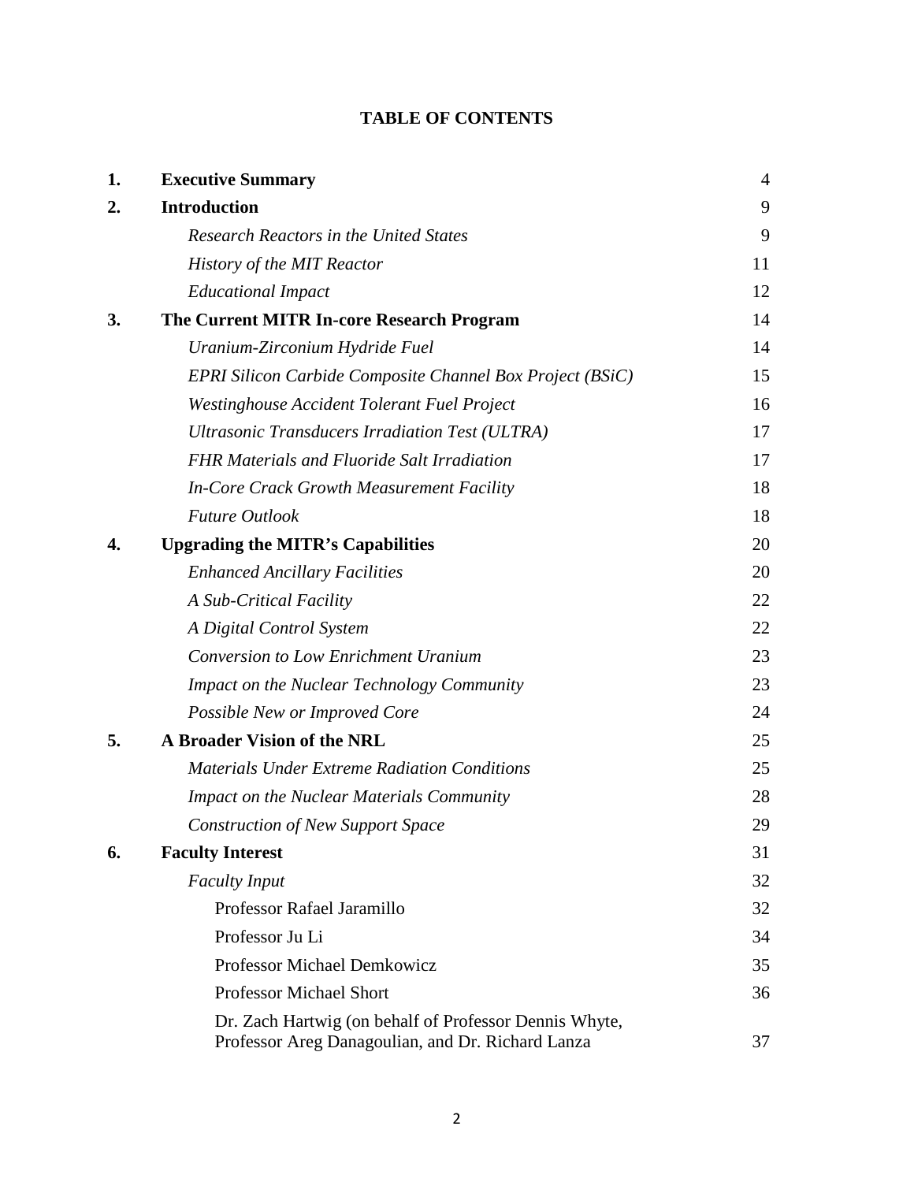# TABLE OF CONTENTS

| | | |
|---|---|---|
| **1.** | **Executive Summary** | 4 |
| **2.** | **Introduction** | 9 |
| | *Research Reactors in the United States* | 9 |
| | *History of the MIT Reactor* | 11 |
| | *Educational Impact* | 12 |
| **3.** | **The Current MITR In-core Research Program** | 14 |
| | *Uranium-Zirconium Hydride Fuel* | 14 |
| | *EPRI Silicon Carbide Composite Channel Box Project (BSiC)* | 15 |
| | *Westinghouse Accident Tolerant Fuel Project* | 16 |
| | *Ultrasonic Transducers Irradiation Test (ULTRA)* | 17 |
| | *FHR Materials and Fluoride Salt Irradiation* | 17 |
| | *In-Core Crack Growth Measurement Facility* | 18 |
| | *Future Outlook* | 18 |
| **4.** | **Upgrading the MITR's Capabilities** | 20 |
| | *Enhanced Ancillary Facilities* | 20 |
| | *A Sub-Critical Facility* | 22 |
| | *A Digital Control System* | 22 |
| | *Conversion to Low Enrichment Uranium* | 23 |
| | *Impact on the Nuclear Technology Community* | 23 |
| | *Possible New or Improved Core* | 24 |
| **5.** | **A Broader Vision of the NRL** | 25 |
| | *Materials Under Extreme Radiation Conditions* | 25 |
| | *Impact on the Nuclear Materials Community* | 28 |
| | *Construction of New Support Space* | 29 |
| **6.** | **Faculty Interest** | 31 |
| | *Faculty Input* | 32 |
| | Professor Rafael Jaramillo | 32 |
| | Professor Ju Li | 34 |
| | Professor Michael Demkowicz | 35 |
| | Professor Michael Short | 36 |
| | Dr. Zach Hartwig (on behalf of Professor Dennis Whyte, Professor Areg Danagoulian, and Dr. Richard Lanza | 37 |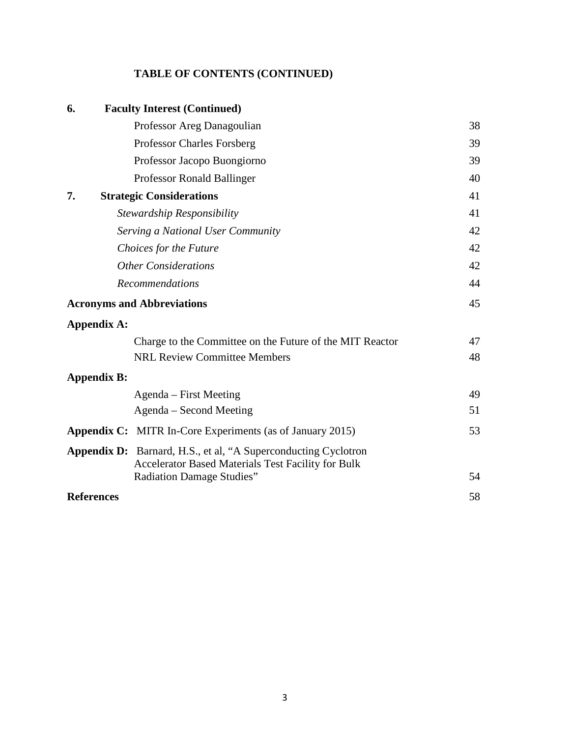**TABLE OF CONTENTS (CONTINUED)**

| | | |
|---|---|---|
| **6.** | **Faculty Interest (Continued)** | |
| | Professor Areg Danagoulian | 38 |
| | Professor Charles Forsberg | 39 |
| | Professor Jacopo Buongiorno | 39 |
| | Professor Ronald Ballinger | 40 |
| **7.** | **Strategic Considerations** | 41 |
| | *Stewardship Responsibility* | 41 |
| | *Serving a National User Community* | 42 |
| | *Choices for the Future* | 42 |
| | *Other Considerations* | 42 |
| | *Recommendations* | 44 |
| **Acronyms and Abbreviations** | | 45 |
| **Appendix A:** | | |
| | Charge to the Committee on the Future of the MIT Reactor | 47 |
| | NRL Review Committee Members | 48 |
| **Appendix B:** | | |
| | Agenda – First Meeting | 49 |
| | Agenda – Second Meeting | 51 |
| **Appendix C:** | MITR In-Core Experiments (as of January 2015) | 53 |
| **Appendix D:** | Barnard, H.S., et al, "A Superconducting Cyclotron Accelerator Based Materials Test Facility for Bulk Radiation Damage Studies" | 54 |
| **References** | | 58 |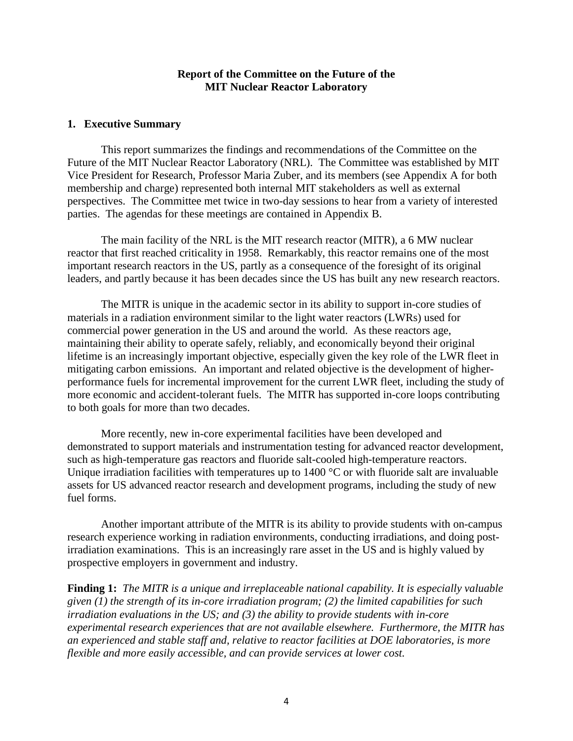**Report of the Committee on the Future of the MIT Nuclear Reactor Laboratory**

## 1. Executive Summary

This report summarizes the findings and recommendations of the Committee on the Future of the MIT Nuclear Reactor Laboratory (NRL). The Committee was established by MIT Vice President for Research, Professor Maria Zuber, and its members (see Appendix A for both membership and charge) represented both internal MIT stakeholders as well as external perspectives. The Committee met twice in two-day sessions to hear from a variety of interested parties. The agendas for these meetings are contained in Appendix B.

The main facility of the NRL is the MIT research reactor (MITR), a 6 MW nuclear reactor that first reached criticality in 1958. Remarkably, this reactor remains one of the most important research reactors in the US, partly as a consequence of the foresight of its original leaders, and partly because it has been decades since the US has built any new research reactors.

The MITR is unique in the academic sector in its ability to support in-core studies of materials in a radiation environment similar to the light water reactors (LWRs) used for commercial power generation in the US and around the world. As these reactors age, maintaining their ability to operate safely, reliably, and economically beyond their original lifetime is an increasingly important objective, especially given the key role of the LWR fleet in mitigating carbon emissions. An important and related objective is the development of higher-performance fuels for incremental improvement for the current LWR fleet, including the study of more economic and accident-tolerant fuels. The MITR has supported in-core loops contributing to both goals for more than two decades.

More recently, new in-core experimental facilities have been developed and demonstrated to support materials and instrumentation testing for advanced reactor development, such as high-temperature gas reactors and fluoride salt-cooled high-temperature reactors. Unique irradiation facilities with temperatures up to 1400 °C or with fluoride salt are invaluable assets for US advanced reactor research and development programs, including the study of new fuel forms.

Another important attribute of the MITR is its ability to provide students with on-campus research experience working in radiation environments, conducting irradiations, and doing post-irradiation examinations. This is an increasingly rare asset in the US and is highly valued by prospective employers in government and industry.

**Finding 1:** *The MITR is a unique and irreplaceable national capability. It is especially valuable given (1) the strength of its in-core irradiation program; (2) the limited capabilities for such irradiation evaluations in the US; and (3) the ability to provide students with in-core experimental research experiences that are not available elsewhere. Furthermore, the MITR has an experienced and stable staff and, relative to reactor facilities at DOE laboratories, is more flexible and more easily accessible, and can provide services at lower cost.*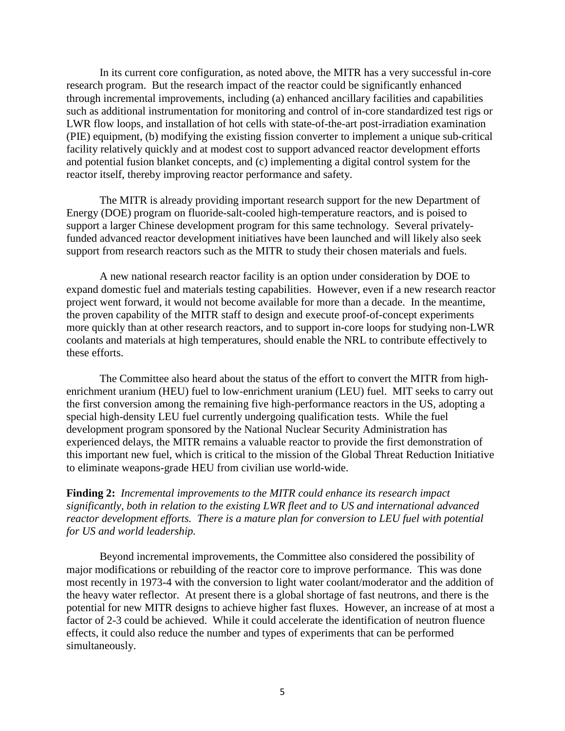In its current core configuration, as noted above, the MITR has a very successful in-core research program. But the research impact of the reactor could be significantly enhanced through incremental improvements, including (a) enhanced ancillary facilities and capabilities such as additional instrumentation for monitoring and control of in-core standardized test rigs or LWR flow loops, and installation of hot cells with state-of-the-art post-irradiation examination (PIE) equipment, (b) modifying the existing fission converter to implement a unique sub-critical facility relatively quickly and at modest cost to support advanced reactor development efforts and potential fusion blanket concepts, and (c) implementing a digital control system for the reactor itself, thereby improving reactor performance and safety.

The MITR is already providing important research support for the new Department of Energy (DOE) program on fluoride-salt-cooled high-temperature reactors, and is poised to support a larger Chinese development program for this same technology. Several privately-funded advanced reactor development initiatives have been launched and will likely also seek support from research reactors such as the MITR to study their chosen materials and fuels.

A new national research reactor facility is an option under consideration by DOE to expand domestic fuel and materials testing capabilities. However, even if a new research reactor project went forward, it would not become available for more than a decade. In the meantime, the proven capability of the MITR staff to design and execute proof-of-concept experiments more quickly than at other research reactors, and to support in-core loops for studying non-LWR coolants and materials at high temperatures, should enable the NRL to contribute effectively to these efforts.

The Committee also heard about the status of the effort to convert the MITR from high-enrichment uranium (HEU) fuel to low-enrichment uranium (LEU) fuel. MIT seeks to carry out the first conversion among the remaining five high-performance reactors in the US, adopting a special high-density LEU fuel currently undergoing qualification tests. While the fuel development program sponsored by the National Nuclear Security Administration has experienced delays, the MITR remains a valuable reactor to provide the first demonstration of this important new fuel, which is critical to the mission of the Global Threat Reduction Initiative to eliminate weapons-grade HEU from civilian use world-wide.

**Finding 2:** *Incremental improvements to the MITR could enhance its research impact significantly, both in relation to the existing LWR fleet and to US and international advanced reactor development efforts. There is a mature plan for conversion to LEU fuel with potential for US and world leadership.*

Beyond incremental improvements, the Committee also considered the possibility of major modifications or rebuilding of the reactor core to improve performance. This was done most recently in 1973-4 with the conversion to light water coolant/moderator and the addition of the heavy water reflector. At present there is a global shortage of fast neutrons, and there is the potential for new MITR designs to achieve higher fast fluxes. However, an increase of at most a factor of 2-3 could be achieved. While it could accelerate the identification of neutron fluence effects, it could also reduce the number and types of experiments that can be performed simultaneously.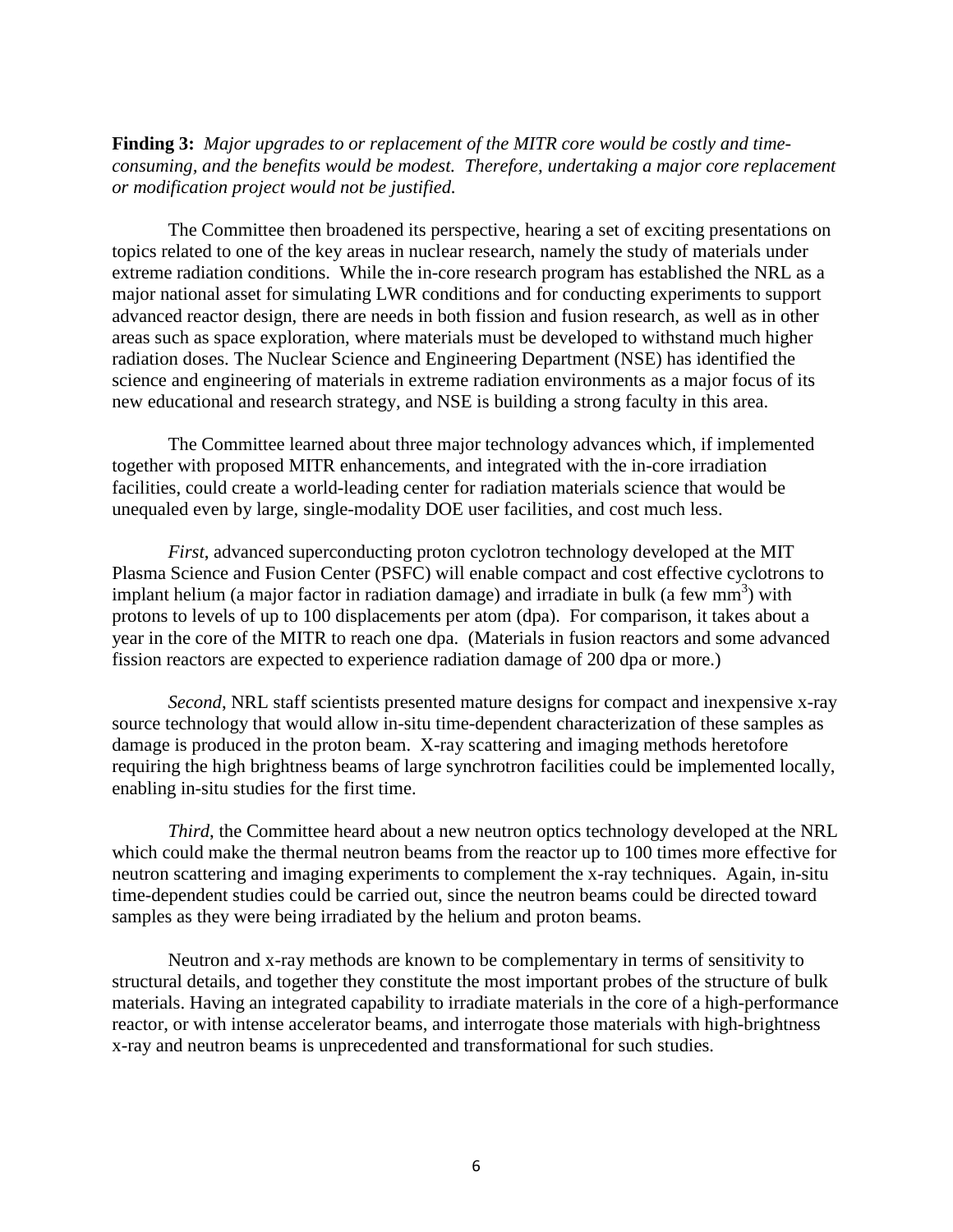**Finding 3:** *Major upgrades to or replacement of the MITR core would be costly and time-consuming, and the benefits would be modest. Therefore, undertaking a major core replacement or modification project would not be justified.*

The Committee then broadened its perspective, hearing a set of exciting presentations on topics related to one of the key areas in nuclear research, namely the study of materials under extreme radiation conditions. While the in-core research program has established the NRL as a major national asset for simulating LWR conditions and for conducting experiments to support advanced reactor design, there are needs in both fission and fusion research, as well as in other areas such as space exploration, where materials must be developed to withstand much higher radiation doses. The Nuclear Science and Engineering Department (NSE) has identified the science and engineering of materials in extreme radiation environments as a major focus of its new educational and research strategy, and NSE is building a strong faculty in this area.

The Committee learned about three major technology advances which, if implemented together with proposed MITR enhancements, and integrated with the in-core irradiation facilities, could create a world-leading center for radiation materials science that would be unequaled even by large, single-modality DOE user facilities, and cost much less.

*First*, advanced superconducting proton cyclotron technology developed at the MIT Plasma Science and Fusion Center (PSFC) will enable compact and cost effective cyclotrons to implant helium (a major factor in radiation damage) and irradiate in bulk (a few $mm^3$) with protons to levels of up to 100 displacements per atom (dpa). For comparison, it takes about a year in the core of the MITR to reach one dpa. (Materials in fusion reactors and some advanced fission reactors are expected to experience radiation damage of 200 dpa or more.)

*Second*, NRL staff scientists presented mature designs for compact and inexpensive x-ray source technology that would allow in-situ time-dependent characterization of these samples as damage is produced in the proton beam. X-ray scattering and imaging methods heretofore requiring the high brightness beams of large synchrotron facilities could be implemented locally, enabling in-situ studies for the first time.

*Third*, the Committee heard about a new neutron optics technology developed at the NRL which could make the thermal neutron beams from the reactor up to 100 times more effective for neutron scattering and imaging experiments to complement the x-ray techniques. Again, in-situ time-dependent studies could be carried out, since the neutron beams could be directed toward samples as they were being irradiated by the helium and proton beams.

Neutron and x-ray methods are known to be complementary in terms of sensitivity to structural details, and together they constitute the most important probes of the structure of bulk materials. Having an integrated capability to irradiate materials in the core of a high-performance reactor, or with intense accelerator beams, and interrogate those materials with high-brightness x-ray and neutron beams is unprecedented and transformational for such studies.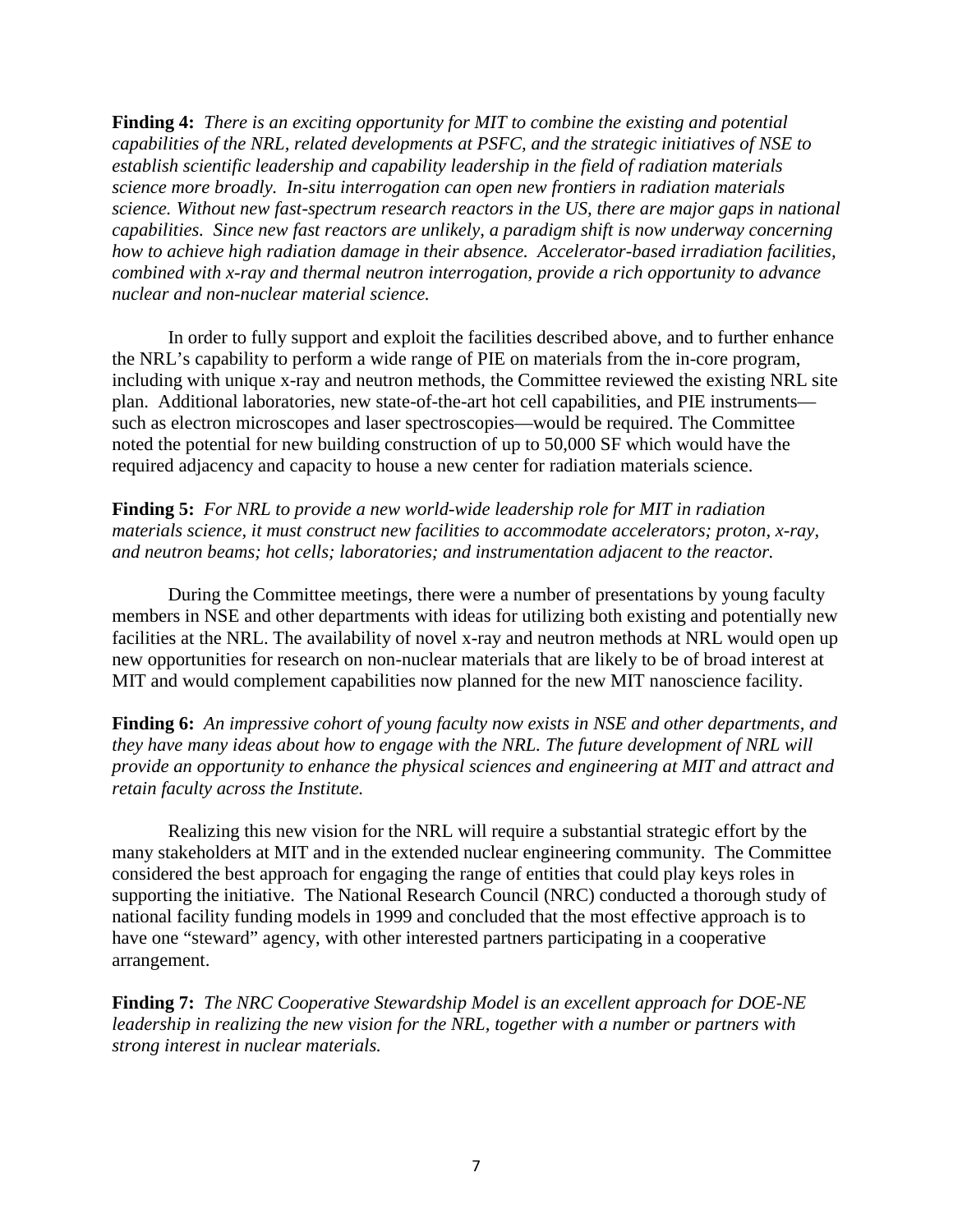**Finding 4:** *There is an exciting opportunity for MIT to combine the existing and potential capabilities of the NRL, related developments at PSFC, and the strategic initiatives of NSE to establish scientific leadership and capability leadership in the field of radiation materials science more broadly. In-situ interrogation can open new frontiers in radiation materials science. Without new fast-spectrum research reactors in the US, there are major gaps in national capabilities. Since new fast reactors are unlikely, a paradigm shift is now underway concerning how to achieve high radiation damage in their absence. Accelerator-based irradiation facilities, combined with x-ray and thermal neutron interrogation, provide a rich opportunity to advance nuclear and non-nuclear material science.*

In order to fully support and exploit the facilities described above, and to further enhance the NRL's capability to perform a wide range of PIE on materials from the in-core program, including with unique x-ray and neutron methods, the Committee reviewed the existing NRL site plan. Additional laboratories, new state-of-the-art hot cell capabilities, and PIE instruments—such as electron microscopes and laser spectroscopies—would be required. The Committee noted the potential for new building construction of up to 50,000 SF which would have the required adjacency and capacity to house a new center for radiation materials science.

**Finding 5:** *For NRL to provide a new world-wide leadership role for MIT in radiation materials science, it must construct new facilities to accommodate accelerators; proton, x-ray, and neutron beams; hot cells; laboratories; and instrumentation adjacent to the reactor.*

During the Committee meetings, there were a number of presentations by young faculty members in NSE and other departments with ideas for utilizing both existing and potentially new facilities at the NRL. The availability of novel x-ray and neutron methods at NRL would open up new opportunities for research on non-nuclear materials that are likely to be of broad interest at MIT and would complement capabilities now planned for the new MIT nanoscience facility.

**Finding 6:** *An impressive cohort of young faculty now exists in NSE and other departments, and they have many ideas about how to engage with the NRL. The future development of NRL will provide an opportunity to enhance the physical sciences and engineering at MIT and attract and retain faculty across the Institute.*

Realizing this new vision for the NRL will require a substantial strategic effort by the many stakeholders at MIT and in the extended nuclear engineering community. The Committee considered the best approach for engaging the range of entities that could play keys roles in supporting the initiative. The National Research Council (NRC) conducted a thorough study of national facility funding models in 1999 and concluded that the most effective approach is to have one "steward" agency, with other interested partners participating in a cooperative arrangement.

**Finding 7:** *The NRC Cooperative Stewardship Model is an excellent approach for DOE-NE leadership in realizing the new vision for the NRL, together with a number or partners with strong interest in nuclear materials.*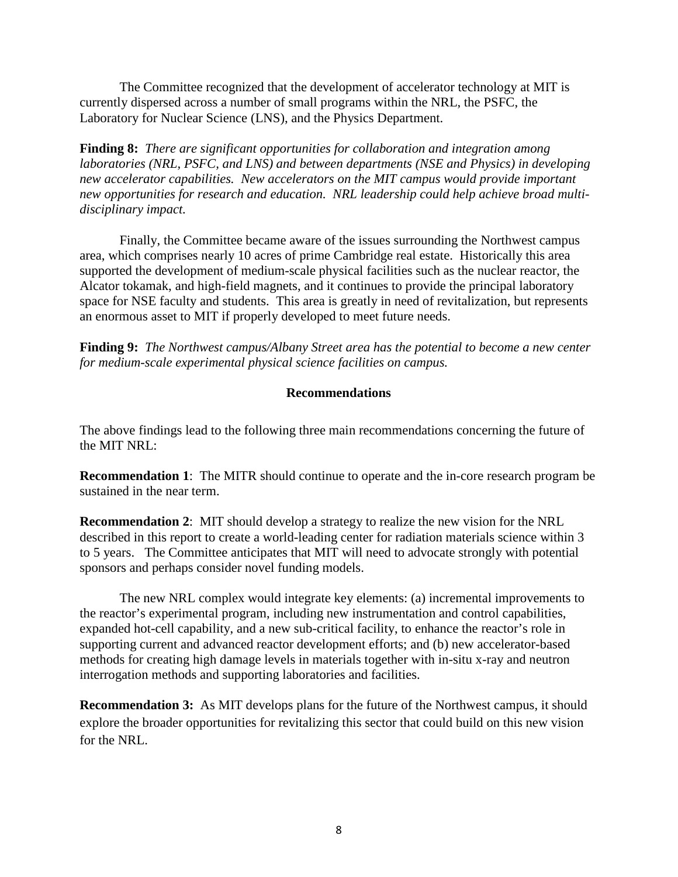The Committee recognized that the development of accelerator technology at MIT is currently dispersed across a number of small programs within the NRL, the PSFC, the Laboratory for Nuclear Science (LNS), and the Physics Department.

**Finding 8:** *There are significant opportunities for collaboration and integration among laboratories (NRL, PSFC, and LNS) and between departments (NSE and Physics) in developing new accelerator capabilities. New accelerators on the MIT campus would provide important new opportunities for research and education. NRL leadership could help achieve broad multi-disciplinary impact.*

Finally, the Committee became aware of the issues surrounding the Northwest campus area, which comprises nearly 10 acres of prime Cambridge real estate. Historically this area supported the development of medium-scale physical facilities such as the nuclear reactor, the Alcator tokamak, and high-field magnets, and it continues to provide the principal laboratory space for NSE faculty and students. This area is greatly in need of revitalization, but represents an enormous asset to MIT if properly developed to meet future needs.

**Finding 9:** *The Northwest campus/Albany Street area has the potential to become a new center for medium-scale experimental physical science facilities on campus.*

## Recommendations

The above findings lead to the following three main recommendations concerning the future of the MIT NRL:

**Recommendation 1**: The MITR should continue to operate and the in-core research program be sustained in the near term.

**Recommendation 2**: MIT should develop a strategy to realize the new vision for the NRL described in this report to create a world-leading center for radiation materials science within 3 to 5 years. The Committee anticipates that MIT will need to advocate strongly with potential sponsors and perhaps consider novel funding models.

The new NRL complex would integrate key elements: (a) incremental improvements to the reactor's experimental program, including new instrumentation and control capabilities, expanded hot-cell capability, and a new sub-critical facility, to enhance the reactor's role in supporting current and advanced reactor development efforts; and (b) new accelerator-based methods for creating high damage levels in materials together with in-situ x-ray and neutron interrogation methods and supporting laboratories and facilities.

**Recommendation 3:** As MIT develops plans for the future of the Northwest campus, it should explore the broader opportunities for revitalizing this sector that could build on this new vision for the NRL.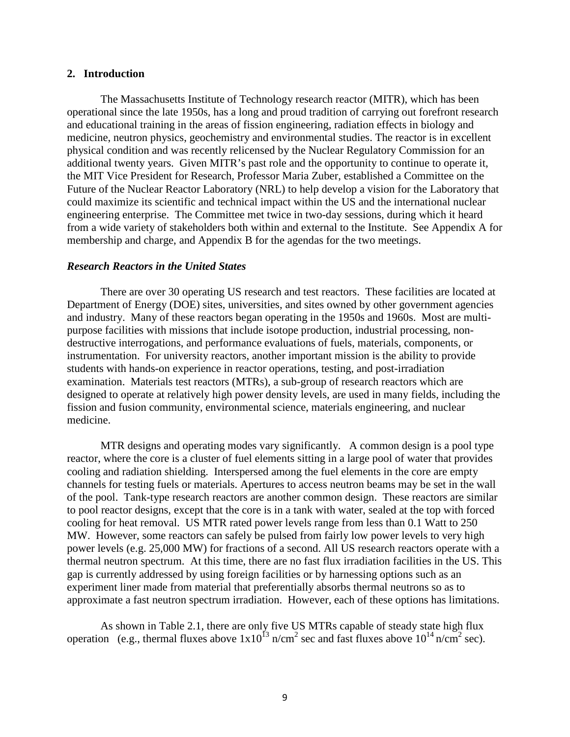## 2. Introduction

The Massachusetts Institute of Technology research reactor (MITR), which has been operational since the late 1950s, has a long and proud tradition of carrying out forefront research and educational training in the areas of fission engineering, radiation effects in biology and medicine, neutron physics, geochemistry and environmental studies. The reactor is in excellent physical condition and was recently relicensed by the Nuclear Regulatory Commission for an additional twenty years. Given MITR's past role and the opportunity to continue to operate it, the MIT Vice President for Research, Professor Maria Zuber, established a Committee on the Future of the Nuclear Reactor Laboratory (NRL) to help develop a vision for the Laboratory that could maximize its scientific and technical impact within the US and the international nuclear engineering enterprise. The Committee met twice in two-day sessions, during which it heard from a wide variety of stakeholders both within and external to the Institute. See Appendix A for membership and charge, and Appendix B for the agendas for the two meetings.

### *Research Reactors in the United States*

There are over 30 operating US research and test reactors. These facilities are located at Department of Energy (DOE) sites, universities, and sites owned by other government agencies and industry. Many of these reactors began operating in the 1950s and 1960s. Most are multi-purpose facilities with missions that include isotope production, industrial processing, non-destructive interrogations, and performance evaluations of fuels, materials, components, or instrumentation. For university reactors, another important mission is the ability to provide students with hands-on experience in reactor operations, testing, and post-irradiation examination. Materials test reactors (MTRs), a sub-group of research reactors which are designed to operate at relatively high power density levels, are used in many fields, including the fission and fusion community, environmental science, materials engineering, and nuclear medicine.

MTR designs and operating modes vary significantly. A common design is a pool type reactor, where the core is a cluster of fuel elements sitting in a large pool of water that provides cooling and radiation shielding. Interspersed among the fuel elements in the core are empty channels for testing fuels or materials. Apertures to access neutron beams may be set in the wall of the pool. Tank-type research reactors are another common design. These reactors are similar to pool reactor designs, except that the core is in a tank with water, sealed at the top with forced cooling for heat removal. US MTR rated power levels range from less than 0.1 Watt to 250 MW. However, some reactors can safely be pulsed from fairly low power levels to very high power levels (e.g. 25,000 MW) for fractions of a second. All US research reactors operate with a thermal neutron spectrum. At this time, there are no fast flux irradiation facilities in the US. This gap is currently addressed by using foreign facilities or by harnessing options such as an experiment liner made from material that preferentially absorbs thermal neutrons so as to approximate a fast neutron spectrum irradiation. However, each of these options has limitations.

As shown in Table 2.1, there are only five US MTRs capable of steady state high flux operation (e.g., thermal fluxes above $1x10^{13}$ n/cm$^2$ sec and fast fluxes above $10^{14}$ n/cm$^2$ sec).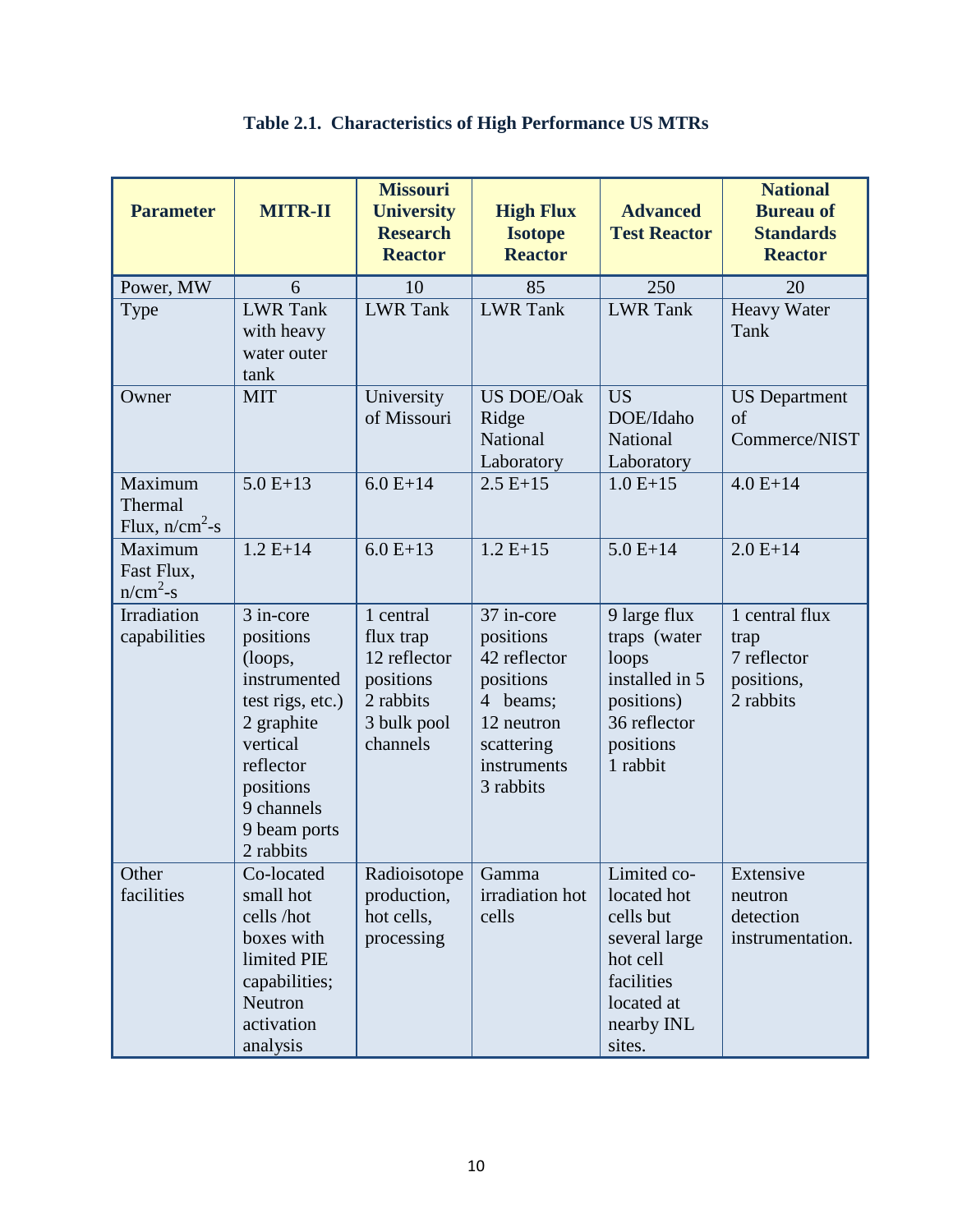**Table 2.1. Characteristics of High Performance US MTRs**

| Parameter | MITR-II | Missouri University Research Reactor | High Flux Isotope Reactor | Advanced Test Reactor | National Bureau of Standards Reactor |
|---|---|---|---|---|---|
| Power, MW | 6 | 10 | 85 | 250 | 20 |
| Type | LWR Tank with heavy water outer tank | LWR Tank | LWR Tank | LWR Tank | Heavy Water Tank |
| Owner | MIT | University of Missouri | US DOE/Oak Ridge National Laboratory | US DOE/Idaho National Laboratory | US Department of Commerce/NIST |
| Maximum Thermal Flux, n/cm$^2$-s | 5.0 E+13 | 6.0 E+14 | 2.5 E+15 | 1.0 E+15 | 4.0 E+14 |
| Maximum Fast Flux, n/cm$^2$-s | 1.2 E+14 | 6.0 E+13 | 1.2 E+15 | 5.0 E+14 | 2.0 E+14 |
| Irradiation capabilities | 3 in-core positions (loops, instrumented test rigs, etc.) 2 graphite vertical reflector positions 9 channels 9 beam ports 2 rabbits | 1 central flux trap 12 reflector positions 2 rabbits 3 bulk pool channels | 37 in-core positions 42 reflector positions 4 beams; 12 neutron scattering instruments 3 rabbits | 9 large flux traps (water loops installed in 5 positions) 36 reflector positions 1 rabbit | 1 central flux trap 7 reflector positions, 2 rabbits |
| Other facilities | Co-located small hot cells /hot boxes with limited PIE capabilities; Neutron activation analysis | Radioisotope production, hot cells, processing | Gamma irradiation hot cells | Limited co-located hot cells but several large hot cell facilities located at nearby INL sites. | Extensive neutron detection instrumentation. |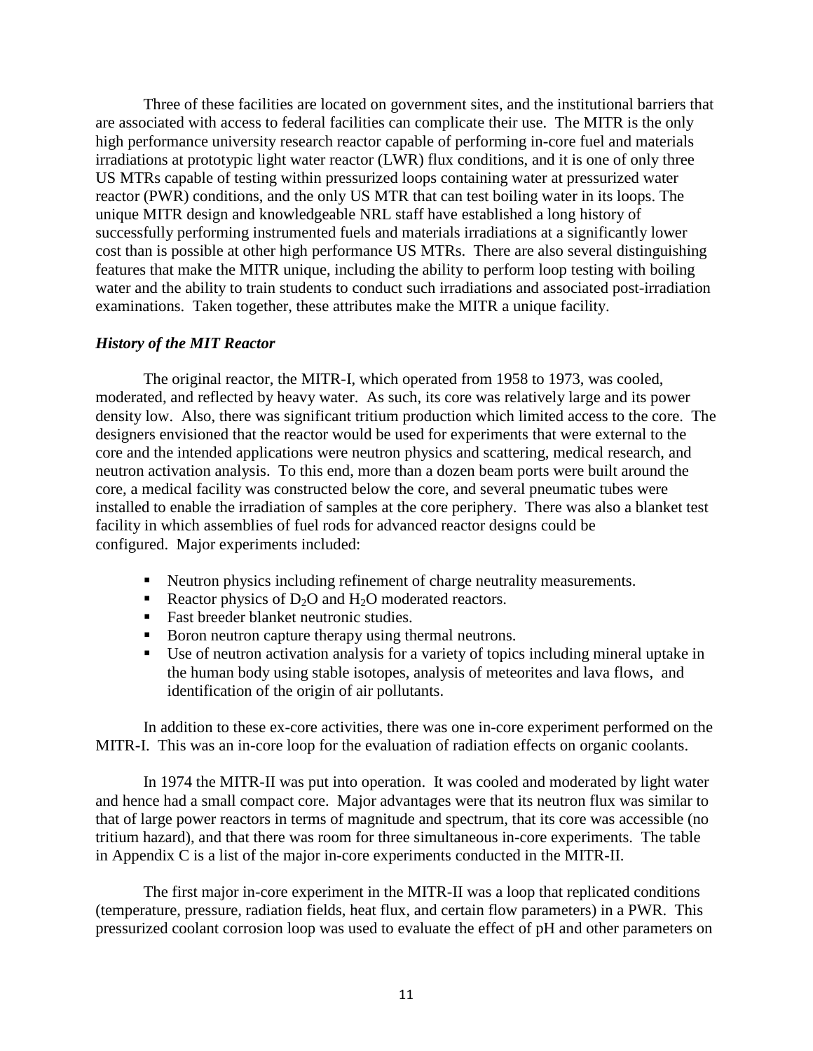Three of these facilities are located on government sites, and the institutional barriers that are associated with access to federal facilities can complicate their use. The MITR is the only high performance university research reactor capable of performing in-core fuel and materials irradiations at prototypic light water reactor (LWR) flux conditions, and it is one of only three US MTRs capable of testing within pressurized loops containing water at pressurized water reactor (PWR) conditions, and the only US MTR that can test boiling water in its loops. The unique MITR design and knowledgeable NRL staff have established a long history of successfully performing instrumented fuels and materials irradiations at a significantly lower cost than is possible at other high performance US MTRs. There are also several distinguishing features that make the MITR unique, including the ability to perform loop testing with boiling water and the ability to train students to conduct such irradiations and associated post-irradiation examinations. Taken together, these attributes make the MITR a unique facility.

### *History of the MIT Reactor*

The original reactor, the MITR-I, which operated from 1958 to 1973, was cooled, moderated, and reflected by heavy water. As such, its core was relatively large and its power density low. Also, there was significant tritium production which limited access to the core. The designers envisioned that the reactor would be used for experiments that were external to the core and the intended applications were neutron physics and scattering, medical research, and neutron activation analysis. To this end, more than a dozen beam ports were built around the core, a medical facility was constructed below the core, and several pneumatic tubes were installed to enable the irradiation of samples at the core periphery. There was also a blanket test facility in which assemblies of fuel rods for advanced reactor designs could be configured. Major experiments included:

- Neutron physics including refinement of charge neutrality measurements.
- Reactor physics of $D_2O$ and $H_2O$ moderated reactors.
- Fast breeder blanket neutronic studies.
- Boron neutron capture therapy using thermal neutrons.
- Use of neutron activation analysis for a variety of topics including mineral uptake in the human body using stable isotopes, analysis of meteorites and lava flows, and identification of the origin of air pollutants.

In addition to these ex-core activities, there was one in-core experiment performed on the MITR-I. This was an in-core loop for the evaluation of radiation effects on organic coolants.

In 1974 the MITR-II was put into operation. It was cooled and moderated by light water and hence had a small compact core. Major advantages were that its neutron flux was similar to that of large power reactors in terms of magnitude and spectrum, that its core was accessible (no tritium hazard), and that there was room for three simultaneous in-core experiments. The table in Appendix C is a list of the major in-core experiments conducted in the MITR-II.

The first major in-core experiment in the MITR-II was a loop that replicated conditions (temperature, pressure, radiation fields, heat flux, and certain flow parameters) in a PWR. This pressurized coolant corrosion loop was used to evaluate the effect of pH and other parameters on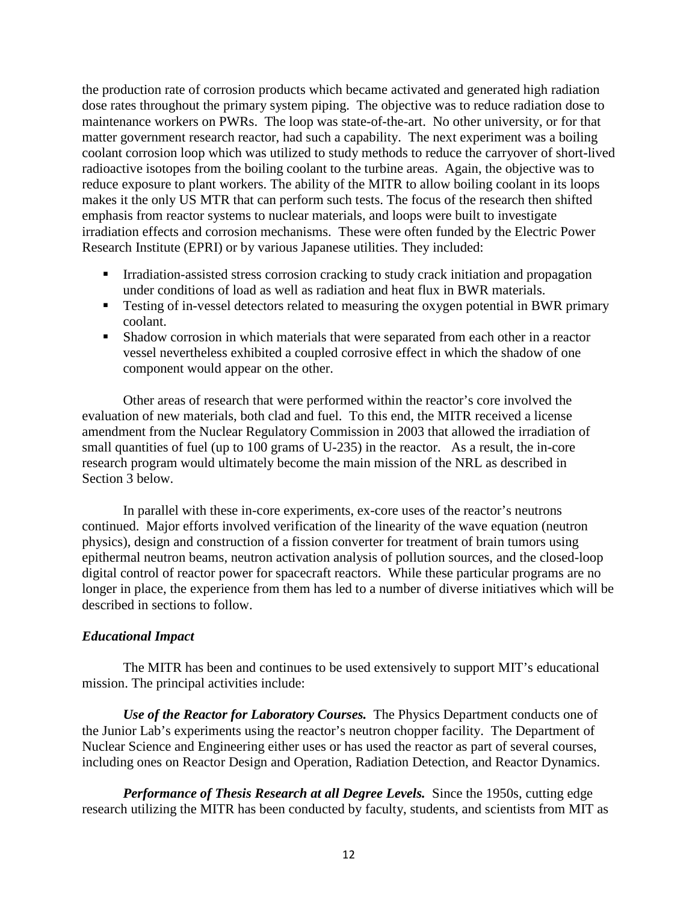the production rate of corrosion products which became activated and generated high radiation dose rates throughout the primary system piping. The objective was to reduce radiation dose to maintenance workers on PWRs. The loop was state-of-the-art. No other university, or for that matter government research reactor, had such a capability. The next experiment was a boiling coolant corrosion loop which was utilized to study methods to reduce the carryover of short-lived radioactive isotopes from the boiling coolant to the turbine areas. Again, the objective was to reduce exposure to plant workers. The ability of the MITR to allow boiling coolant in its loops makes it the only US MTR that can perform such tests. The focus of the research then shifted emphasis from reactor systems to nuclear materials, and loops were built to investigate irradiation effects and corrosion mechanisms. These were often funded by the Electric Power Research Institute (EPRI) or by various Japanese utilities. They included:

- Irradiation-assisted stress corrosion cracking to study crack initiation and propagation under conditions of load as well as radiation and heat flux in BWR materials.
- Testing of in-vessel detectors related to measuring the oxygen potential in BWR primary coolant.
- Shadow corrosion in which materials that were separated from each other in a reactor vessel nevertheless exhibited a coupled corrosive effect in which the shadow of one component would appear on the other.

Other areas of research that were performed within the reactor's core involved the evaluation of new materials, both clad and fuel. To this end, the MITR received a license amendment from the Nuclear Regulatory Commission in 2003 that allowed the irradiation of small quantities of fuel (up to 100 grams of U-235) in the reactor. As a result, the in-core research program would ultimately become the main mission of the NRL as described in Section 3 below.

In parallel with these in-core experiments, ex-core uses of the reactor's neutrons continued. Major efforts involved verification of the linearity of the wave equation (neutron physics), design and construction of a fission converter for treatment of brain tumors using epithermal neutron beams, neutron activation analysis of pollution sources, and the closed-loop digital control of reactor power for spacecraft reactors. While these particular programs are no longer in place, the experience from them has led to a number of diverse initiatives which will be described in sections to follow.

### *Educational Impact*

The MITR has been and continues to be used extensively to support MIT's educational mission. The principal activities include:

***Use of the Reactor for Laboratory Courses.*** The Physics Department conducts one of the Junior Lab's experiments using the reactor's neutron chopper facility. The Department of Nuclear Science and Engineering either uses or has used the reactor as part of several courses, including ones on Reactor Design and Operation, Radiation Detection, and Reactor Dynamics.

***Performance of Thesis Research at all Degree Levels.*** Since the 1950s, cutting edge research utilizing the MITR has been conducted by faculty, students, and scientists from MIT as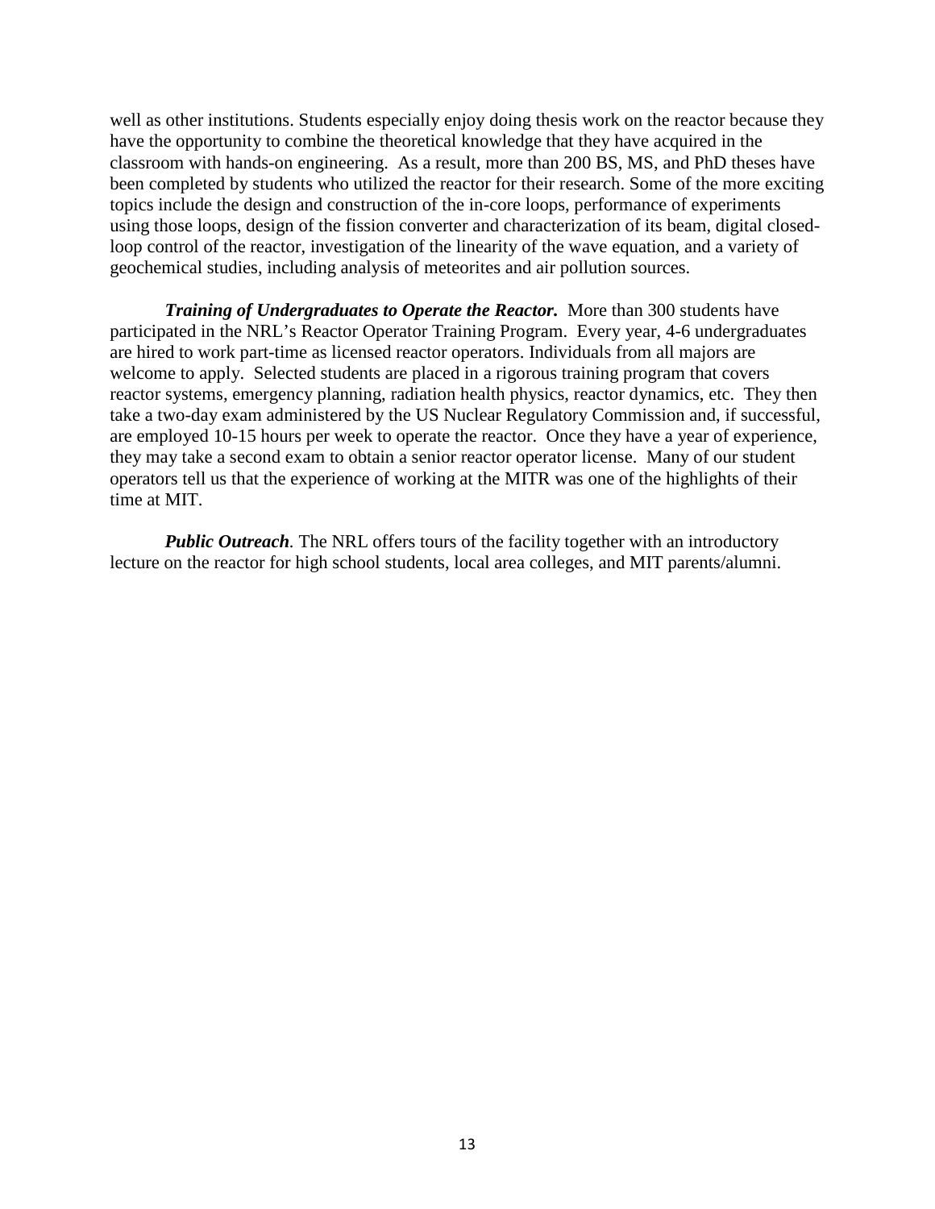well as other institutions. Students especially enjoy doing thesis work on the reactor because they have the opportunity to combine the theoretical knowledge that they have acquired in the classroom with hands-on engineering. As a result, more than 200 BS, MS, and PhD theses have been completed by students who utilized the reactor for their research. Some of the more exciting topics include the design and construction of the in-core loops, performance of experiments using those loops, design of the fission converter and characterization of its beam, digital closed-loop control of the reactor, investigation of the linearity of the wave equation, and a variety of geochemical studies, including analysis of meteorites and air pollution sources.

***Training of Undergraduates to Operate the Reactor.*** More than 300 students have participated in the NRL's Reactor Operator Training Program. Every year, 4-6 undergraduates are hired to work part-time as licensed reactor operators. Individuals from all majors are welcome to apply. Selected students are placed in a rigorous training program that covers reactor systems, emergency planning, radiation health physics, reactor dynamics, etc. They then take a two-day exam administered by the US Nuclear Regulatory Commission and, if successful, are employed 10-15 hours per week to operate the reactor. Once they have a year of experience, they may take a second exam to obtain a senior reactor operator license. Many of our student operators tell us that the experience of working at the MITR was one of the highlights of their time at MIT.

***Public Outreach**.* The NRL offers tours of the facility together with an introductory lecture on the reactor for high school students, local area colleges, and MIT parents/alumni.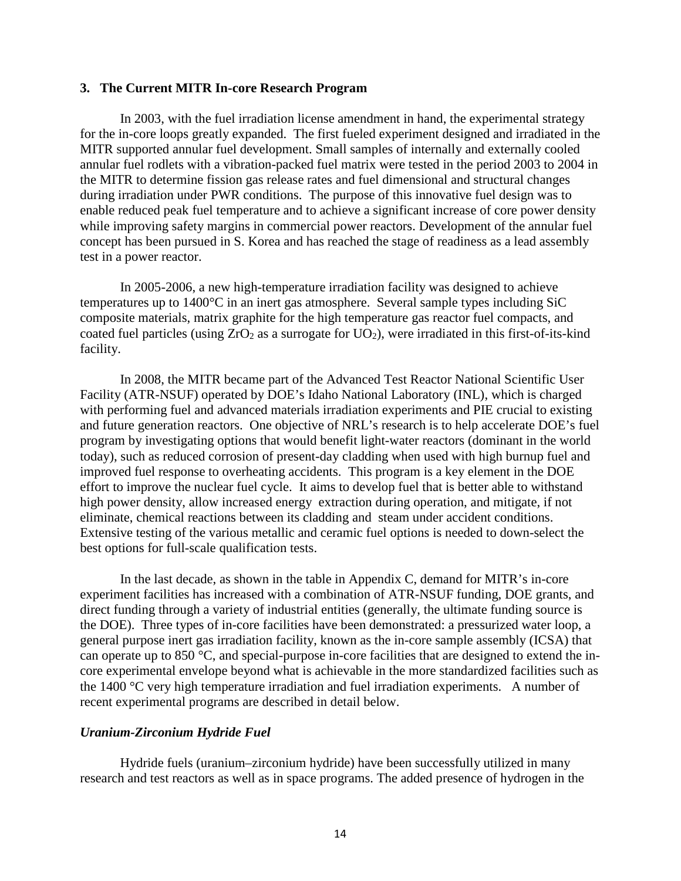## 3. The Current MITR In-core Research Program

In 2003, with the fuel irradiation license amendment in hand, the experimental strategy for the in-core loops greatly expanded. The first fueled experiment designed and irradiated in the MITR supported annular fuel development. Small samples of internally and externally cooled annular fuel rodlets with a vibration-packed fuel matrix were tested in the period 2003 to 2004 in the MITR to determine fission gas release rates and fuel dimensional and structural changes during irradiation under PWR conditions. The purpose of this innovative fuel design was to enable reduced peak fuel temperature and to achieve a significant increase of core power density while improving safety margins in commercial power reactors. Development of the annular fuel concept has been pursued in S. Korea and has reached the stage of readiness as a lead assembly test in a power reactor.

In 2005-2006, a new high-temperature irradiation facility was designed to achieve temperatures up to 1400°C in an inert gas atmosphere. Several sample types including SiC composite materials, matrix graphite for the high temperature gas reactor fuel compacts, and coated fuel particles (using $ZrO_2$ as a surrogate for $UO_2$), were irradiated in this first-of-its-kind facility.

In 2008, the MITR became part of the Advanced Test Reactor National Scientific User Facility (ATR-NSUF) operated by DOE's Idaho National Laboratory (INL), which is charged with performing fuel and advanced materials irradiation experiments and PIE crucial to existing and future generation reactors. One objective of NRL's research is to help accelerate DOE's fuel program by investigating options that would benefit light-water reactors (dominant in the world today), such as reduced corrosion of present-day cladding when used with high burnup fuel and improved fuel response to overheating accidents. This program is a key element in the DOE effort to improve the nuclear fuel cycle. It aims to develop fuel that is better able to withstand high power density, allow increased energy extraction during operation, and mitigate, if not eliminate, chemical reactions between its cladding and steam under accident conditions. Extensive testing of the various metallic and ceramic fuel options is needed to down-select the best options for full-scale qualification tests.

In the last decade, as shown in the table in Appendix C, demand for MITR's in-core experiment facilities has increased with a combination of ATR-NSUF funding, DOE grants, and direct funding through a variety of industrial entities (generally, the ultimate funding source is the DOE). Three types of in-core facilities have been demonstrated: a pressurized water loop, a general purpose inert gas irradiation facility, known as the in-core sample assembly (ICSA) that can operate up to 850 °C, and special-purpose in-core facilities that are designed to extend the in-core experimental envelope beyond what is achievable in the more standardized facilities such as the 1400 °C very high temperature irradiation and fuel irradiation experiments. A number of recent experimental programs are described in detail below.

### *Uranium-Zirconium Hydride Fuel*

Hydride fuels (uranium–zirconium hydride) have been successfully utilized in many research and test reactors as well as in space programs. The added presence of hydrogen in the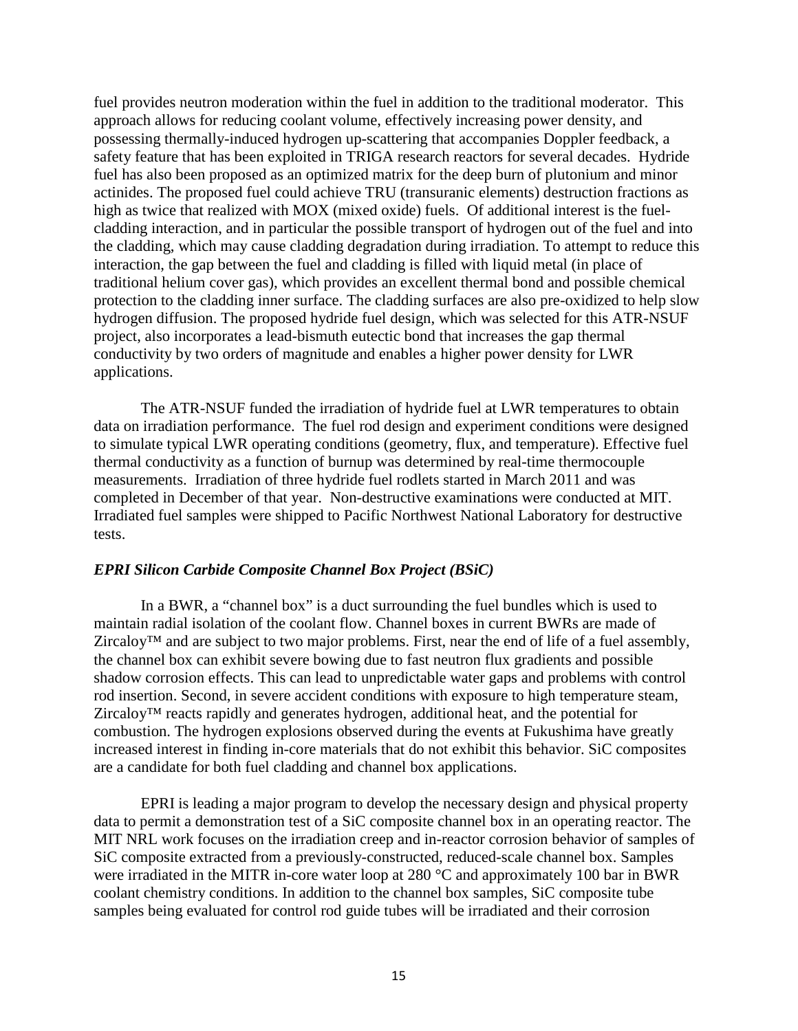fuel provides neutron moderation within the fuel in addition to the traditional moderator. This approach allows for reducing coolant volume, effectively increasing power density, and possessing thermally-induced hydrogen up-scattering that accompanies Doppler feedback, a safety feature that has been exploited in TRIGA research reactors for several decades. Hydride fuel has also been proposed as an optimized matrix for the deep burn of plutonium and minor actinides. The proposed fuel could achieve TRU (transuranic elements) destruction fractions as high as twice that realized with MOX (mixed oxide) fuels. Of additional interest is the fuel-cladding interaction, and in particular the possible transport of hydrogen out of the fuel and into the cladding, which may cause cladding degradation during irradiation. To attempt to reduce this interaction, the gap between the fuel and cladding is filled with liquid metal (in place of traditional helium cover gas), which provides an excellent thermal bond and possible chemical protection to the cladding inner surface. The cladding surfaces are also pre-oxidized to help slow hydrogen diffusion. The proposed hydride fuel design, which was selected for this ATR-NSUF project, also incorporates a lead-bismuth eutectic bond that increases the gap thermal conductivity by two orders of magnitude and enables a higher power density for LWR applications.

The ATR-NSUF funded the irradiation of hydride fuel at LWR temperatures to obtain data on irradiation performance. The fuel rod design and experiment conditions were designed to simulate typical LWR operating conditions (geometry, flux, and temperature). Effective fuel thermal conductivity as a function of burnup was determined by real-time thermocouple measurements. Irradiation of three hydride fuel rodlets started in March 2011 and was completed in December of that year. Non-destructive examinations were conducted at MIT. Irradiated fuel samples were shipped to Pacific Northwest National Laboratory for destructive tests.

### *EPRI Silicon Carbide Composite Channel Box Project (BSiC)*

In a BWR, a "channel box" is a duct surrounding the fuel bundles which is used to maintain radial isolation of the coolant flow. Channel boxes in current BWRs are made of Zircaloy™ and are subject to two major problems. First, near the end of life of a fuel assembly, the channel box can exhibit severe bowing due to fast neutron flux gradients and possible shadow corrosion effects. This can lead to unpredictable water gaps and problems with control rod insertion. Second, in severe accident conditions with exposure to high temperature steam, Zircaloy™ reacts rapidly and generates hydrogen, additional heat, and the potential for combustion. The hydrogen explosions observed during the events at Fukushima have greatly increased interest in finding in-core materials that do not exhibit this behavior. SiC composites are a candidate for both fuel cladding and channel box applications.

EPRI is leading a major program to develop the necessary design and physical property data to permit a demonstration test of a SiC composite channel box in an operating reactor. The MIT NRL work focuses on the irradiation creep and in-reactor corrosion behavior of samples of SiC composite extracted from a previously-constructed, reduced-scale channel box. Samples were irradiated in the MITR in-core water loop at 280 °C and approximately 100 bar in BWR coolant chemistry conditions. In addition to the channel box samples, SiC composite tube samples being evaluated for control rod guide tubes will be irradiated and their corrosion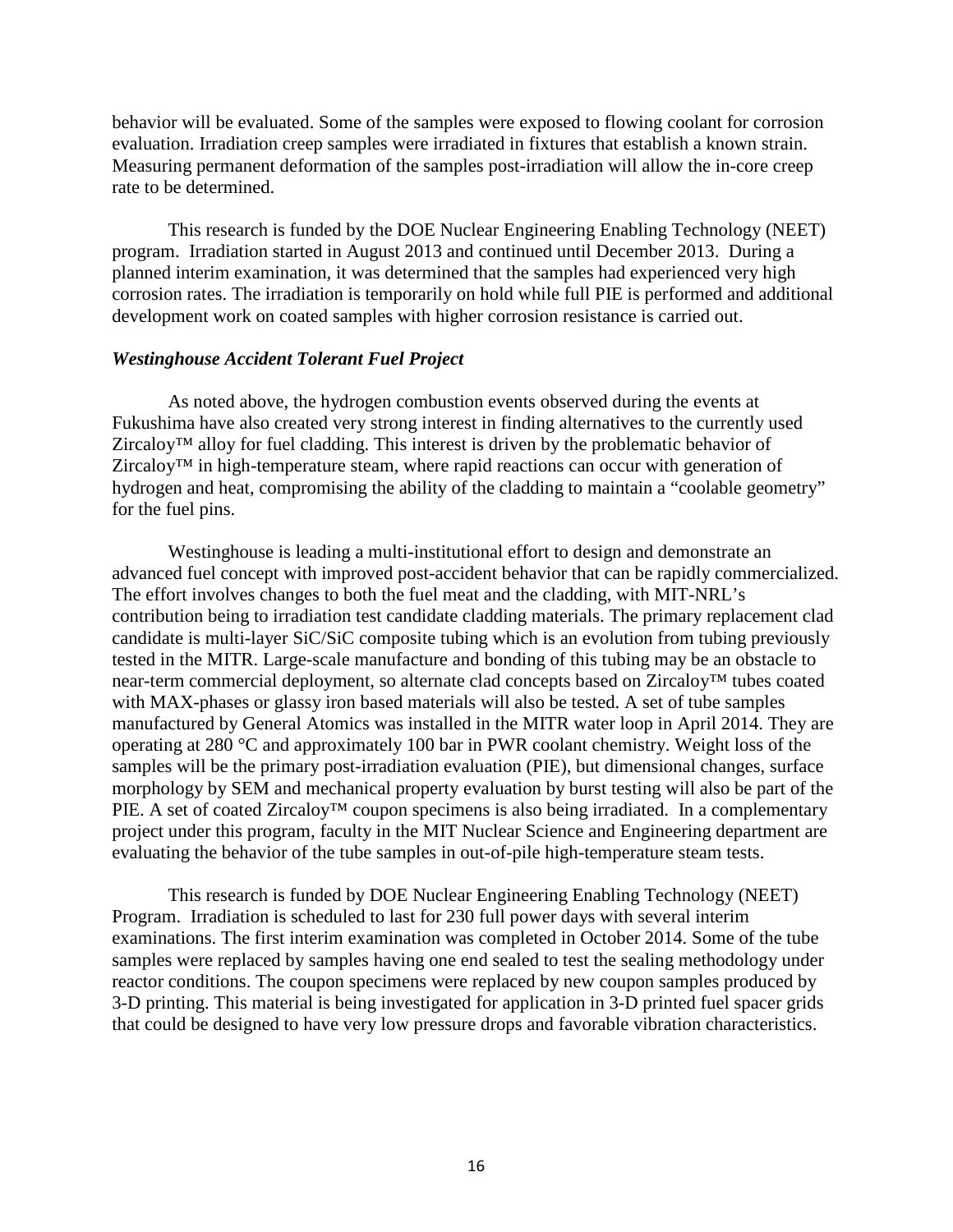behavior will be evaluated. Some of the samples were exposed to flowing coolant for corrosion evaluation. Irradiation creep samples were irradiated in fixtures that establish a known strain. Measuring permanent deformation of the samples post-irradiation will allow the in-core creep rate to be determined.

This research is funded by the DOE Nuclear Engineering Enabling Technology (NEET) program. Irradiation started in August 2013 and continued until December 2013. During a planned interim examination, it was determined that the samples had experienced very high corrosion rates. The irradiation is temporarily on hold while full PIE is performed and additional development work on coated samples with higher corrosion resistance is carried out.

### *Westinghouse Accident Tolerant Fuel Project*

As noted above, the hydrogen combustion events observed during the events at Fukushima have also created very strong interest in finding alternatives to the currently used Zircaloy™ alloy for fuel cladding. This interest is driven by the problematic behavior of Zircaloy™ in high-temperature steam, where rapid reactions can occur with generation of hydrogen and heat, compromising the ability of the cladding to maintain a "coolable geometry" for the fuel pins.

Westinghouse is leading a multi-institutional effort to design and demonstrate an advanced fuel concept with improved post-accident behavior that can be rapidly commercialized. The effort involves changes to both the fuel meat and the cladding, with MIT-NRL's contribution being to irradiation test candidate cladding materials. The primary replacement clad candidate is multi-layer SiC/SiC composite tubing which is an evolution from tubing previously tested in the MITR. Large-scale manufacture and bonding of this tubing may be an obstacle to near-term commercial deployment, so alternate clad concepts based on Zircaloy™ tubes coated with MAX-phases or glassy iron based materials will also be tested. A set of tube samples manufactured by General Atomics was installed in the MITR water loop in April 2014. They are operating at 280 °C and approximately 100 bar in PWR coolant chemistry. Weight loss of the samples will be the primary post-irradiation evaluation (PIE), but dimensional changes, surface morphology by SEM and mechanical property evaluation by burst testing will also be part of the PIE. A set of coated Zircaloy™ coupon specimens is also being irradiated. In a complementary project under this program, faculty in the MIT Nuclear Science and Engineering department are evaluating the behavior of the tube samples in out-of-pile high-temperature steam tests.

This research is funded by DOE Nuclear Engineering Enabling Technology (NEET) Program. Irradiation is scheduled to last for 230 full power days with several interim examinations. The first interim examination was completed in October 2014. Some of the tube samples were replaced by samples having one end sealed to test the sealing methodology under reactor conditions. The coupon specimens were replaced by new coupon samples produced by 3-D printing. This material is being investigated for application in 3-D printed fuel spacer grids that could be designed to have very low pressure drops and favorable vibration characteristics.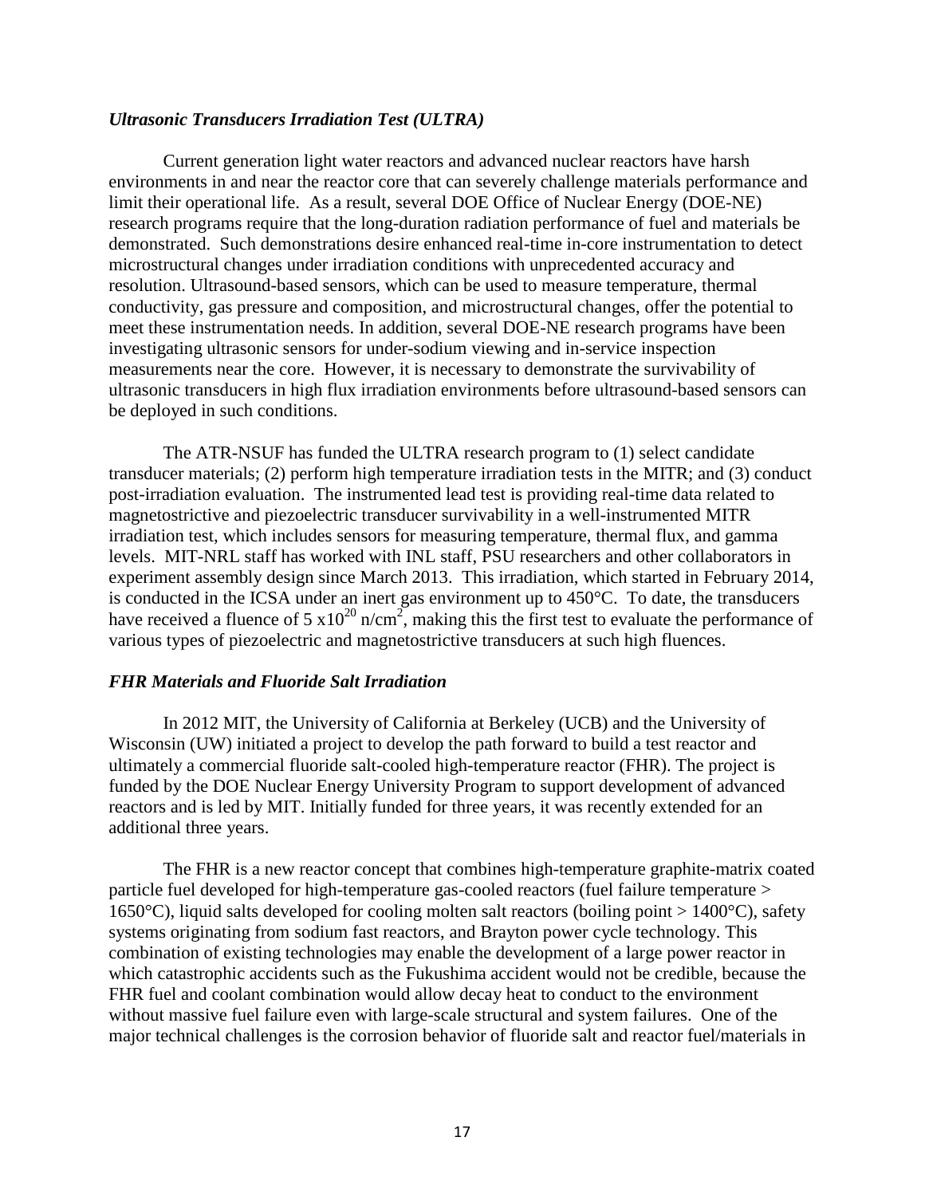### *Ultrasonic Transducers Irradiation Test (ULTRA)*

Current generation light water reactors and advanced nuclear reactors have harsh environments in and near the reactor core that can severely challenge materials performance and limit their operational life. As a result, several DOE Office of Nuclear Energy (DOE-NE) research programs require that the long-duration radiation performance of fuel and materials be demonstrated. Such demonstrations desire enhanced real-time in-core instrumentation to detect microstructural changes under irradiation conditions with unprecedented accuracy and resolution. Ultrasound-based sensors, which can be used to measure temperature, thermal conductivity, gas pressure and composition, and microstructural changes, offer the potential to meet these instrumentation needs. In addition, several DOE-NE research programs have been investigating ultrasonic sensors for under-sodium viewing and in-service inspection measurements near the core. However, it is necessary to demonstrate the survivability of ultrasonic transducers in high flux irradiation environments before ultrasound-based sensors can be deployed in such conditions.

The ATR-NSUF has funded the ULTRA research program to (1) select candidate transducer materials; (2) perform high temperature irradiation tests in the MITR; and (3) conduct post-irradiation evaluation. The instrumented lead test is providing real-time data related to magnetostrictive and piezoelectric transducer survivability in a well-instrumented MITR irradiation test, which includes sensors for measuring temperature, thermal flux, and gamma levels. MIT-NRL staff has worked with INL staff, PSU researchers and other collaborators in experiment assembly design since March 2013. This irradiation, which started in February 2014, is conducted in the ICSA under an inert gas environment up to 450°C. To date, the transducers have received a fluence of $5 \times 10^{20}$ n/cm$^2$, making this the first test to evaluate the performance of various types of piezoelectric and magnetostrictive transducers at such high fluences.

### *FHR Materials and Fluoride Salt Irradiation*

In 2012 MIT, the University of California at Berkeley (UCB) and the University of Wisconsin (UW) initiated a project to develop the path forward to build a test reactor and ultimately a commercial fluoride salt-cooled high-temperature reactor (FHR). The project is funded by the DOE Nuclear Energy University Program to support development of advanced reactors and is led by MIT. Initially funded for three years, it was recently extended for an additional three years.

The FHR is a new reactor concept that combines high-temperature graphite-matrix coated particle fuel developed for high-temperature gas-cooled reactors (fuel failure temperature > 1650°C), liquid salts developed for cooling molten salt reactors (boiling point > 1400°C), safety systems originating from sodium fast reactors, and Brayton power cycle technology. This combination of existing technologies may enable the development of a large power reactor in which catastrophic accidents such as the Fukushima accident would not be credible, because the FHR fuel and coolant combination would allow decay heat to conduct to the environment without massive fuel failure even with large-scale structural and system failures. One of the major technical challenges is the corrosion behavior of fluoride salt and reactor fuel/materials in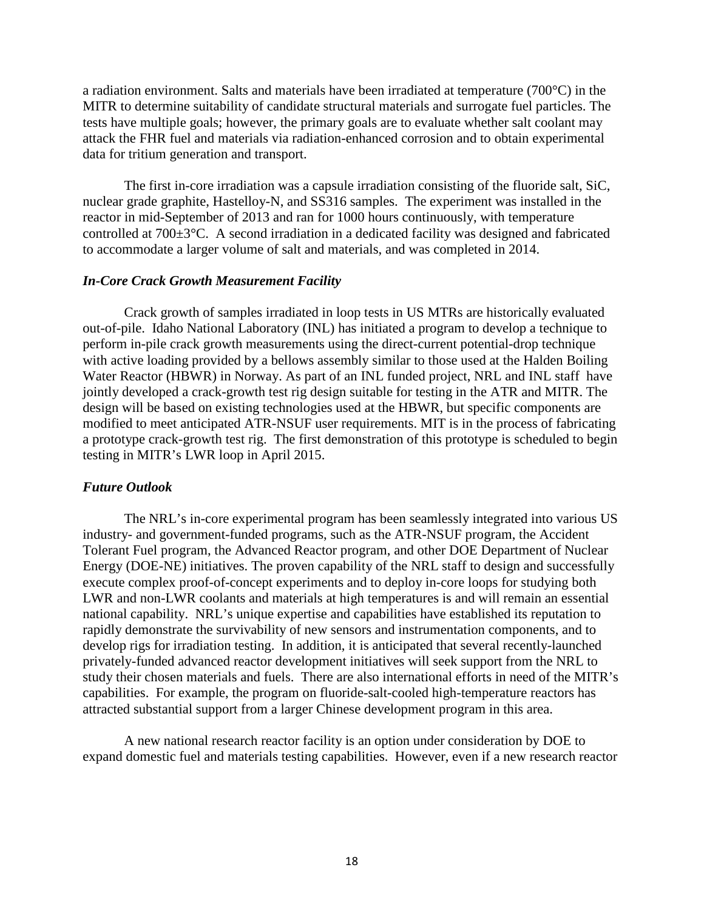a radiation environment. Salts and materials have been irradiated at temperature (700°C) in the MITR to determine suitability of candidate structural materials and surrogate fuel particles. The tests have multiple goals; however, the primary goals are to evaluate whether salt coolant may attack the FHR fuel and materials via radiation-enhanced corrosion and to obtain experimental data for tritium generation and transport.

The first in-core irradiation was a capsule irradiation consisting of the fluoride salt, SiC, nuclear grade graphite, Hastelloy-N, and SS316 samples. The experiment was installed in the reactor in mid-September of 2013 and ran for 1000 hours continuously, with temperature controlled at 700±3°C. A second irradiation in a dedicated facility was designed and fabricated to accommodate a larger volume of salt and materials, and was completed in 2014.

### *In-Core Crack Growth Measurement Facility*

Crack growth of samples irradiated in loop tests in US MTRs are historically evaluated out-of-pile. Idaho National Laboratory (INL) has initiated a program to develop a technique to perform in-pile crack growth measurements using the direct-current potential-drop technique with active loading provided by a bellows assembly similar to those used at the Halden Boiling Water Reactor (HBWR) in Norway. As part of an INL funded project, NRL and INL staff have jointly developed a crack-growth test rig design suitable for testing in the ATR and MITR. The design will be based on existing technologies used at the HBWR, but specific components are modified to meet anticipated ATR-NSUF user requirements. MIT is in the process of fabricating a prototype crack-growth test rig. The first demonstration of this prototype is scheduled to begin testing in MITR's LWR loop in April 2015.

### *Future Outlook*

The NRL's in-core experimental program has been seamlessly integrated into various US industry- and government-funded programs, such as the ATR-NSUF program, the Accident Tolerant Fuel program, the Advanced Reactor program, and other DOE Department of Nuclear Energy (DOE-NE) initiatives. The proven capability of the NRL staff to design and successfully execute complex proof-of-concept experiments and to deploy in-core loops for studying both LWR and non-LWR coolants and materials at high temperatures is and will remain an essential national capability. NRL's unique expertise and capabilities have established its reputation to rapidly demonstrate the survivability of new sensors and instrumentation components, and to develop rigs for irradiation testing. In addition, it is anticipated that several recently-launched privately-funded advanced reactor development initiatives will seek support from the NRL to study their chosen materials and fuels. There are also international efforts in need of the MITR's capabilities. For example, the program on fluoride-salt-cooled high-temperature reactors has attracted substantial support from a larger Chinese development program in this area.

A new national research reactor facility is an option under consideration by DOE to expand domestic fuel and materials testing capabilities. However, even if a new research reactor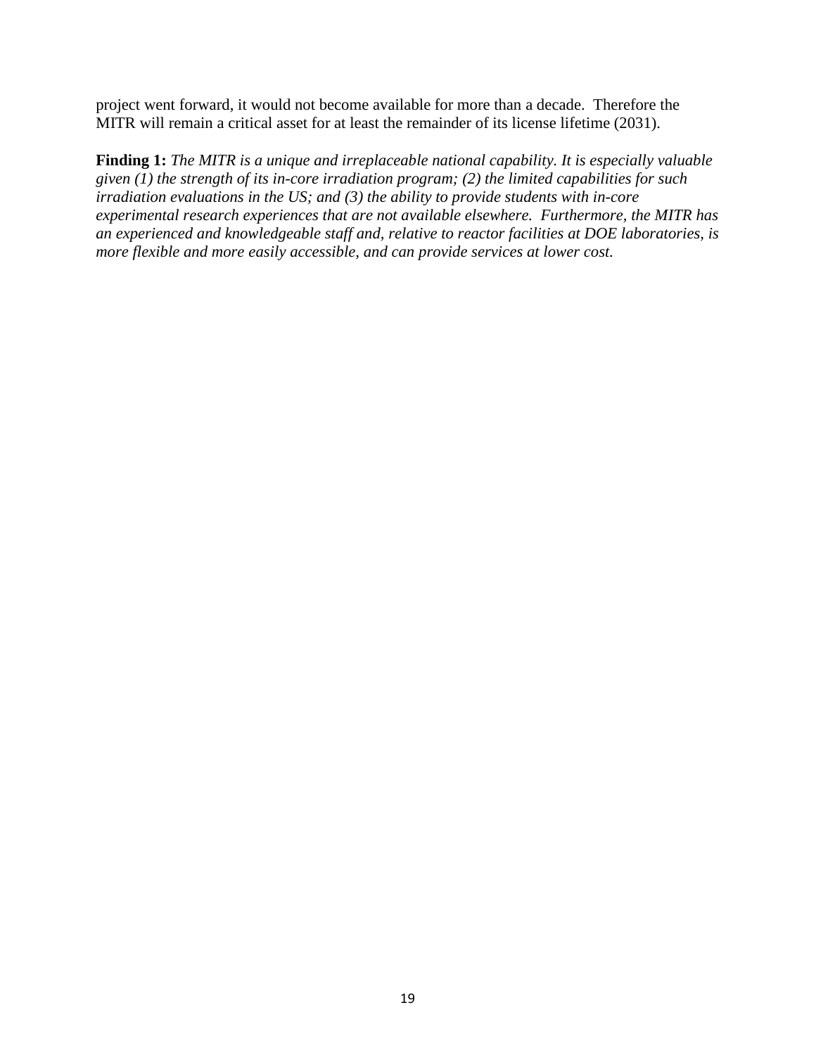project went forward, it would not become available for more than a decade. Therefore the MITR will remain a critical asset for at least the remainder of its license lifetime (2031).

**Finding 1:** *The MITR is a unique and irreplaceable national capability. It is especially valuable given (1) the strength of its in-core irradiation program; (2) the limited capabilities for such irradiation evaluations in the US; and (3) the ability to provide students with in-core experimental research experiences that are not available elsewhere. Furthermore, the MITR has an experienced and knowledgeable staff and, relative to reactor facilities at DOE laboratories, is more flexible and more easily accessible, and can provide services at lower cost.*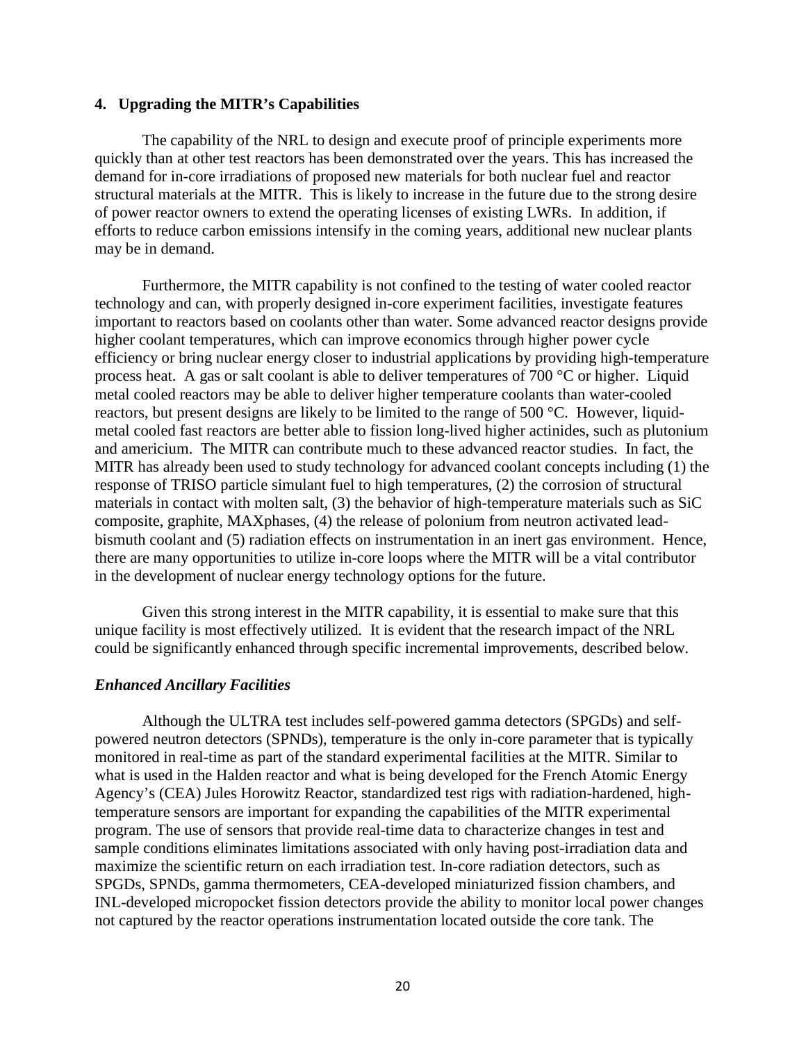## 4. Upgrading the MITR's Capabilities

The capability of the NRL to design and execute proof of principle experiments more quickly than at other test reactors has been demonstrated over the years. This has increased the demand for in-core irradiations of proposed new materials for both nuclear fuel and reactor structural materials at the MITR. This is likely to increase in the future due to the strong desire of power reactor owners to extend the operating licenses of existing LWRs. In addition, if efforts to reduce carbon emissions intensify in the coming years, additional new nuclear plants may be in demand.

Furthermore, the MITR capability is not confined to the testing of water cooled reactor technology and can, with properly designed in-core experiment facilities, investigate features important to reactors based on coolants other than water. Some advanced reactor designs provide higher coolant temperatures, which can improve economics through higher power cycle efficiency or bring nuclear energy closer to industrial applications by providing high-temperature process heat. A gas or salt coolant is able to deliver temperatures of 700 °C or higher. Liquid metal cooled reactors may be able to deliver higher temperature coolants than water-cooled reactors, but present designs are likely to be limited to the range of 500 °C. However, liquid-metal cooled fast reactors are better able to fission long-lived higher actinides, such as plutonium and americium. The MITR can contribute much to these advanced reactor studies. In fact, the MITR has already been used to study technology for advanced coolant concepts including (1) the response of TRISO particle simulant fuel to high temperatures, (2) the corrosion of structural materials in contact with molten salt, (3) the behavior of high-temperature materials such as SiC composite, graphite, MAXphases, (4) the release of polonium from neutron activated lead-bismuth coolant and (5) radiation effects on instrumentation in an inert gas environment. Hence, there are many opportunities to utilize in-core loops where the MITR will be a vital contributor in the development of nuclear energy technology options for the future.

Given this strong interest in the MITR capability, it is essential to make sure that this unique facility is most effectively utilized. It is evident that the research impact of the NRL could be significantly enhanced through specific incremental improvements, described below.

### *Enhanced Ancillary Facilities*

Although the ULTRA test includes self-powered gamma detectors (SPGDs) and self-powered neutron detectors (SPNDs), temperature is the only in-core parameter that is typically monitored in real-time as part of the standard experimental facilities at the MITR. Similar to what is used in the Halden reactor and what is being developed for the French Atomic Energy Agency's (CEA) Jules Horowitz Reactor, standardized test rigs with radiation-hardened, high-temperature sensors are important for expanding the capabilities of the MITR experimental program. The use of sensors that provide real-time data to characterize changes in test and sample conditions eliminates limitations associated with only having post-irradiation data and maximize the scientific return on each irradiation test. In-core radiation detectors, such as SPGDs, SPNDs, gamma thermometers, CEA-developed miniaturized fission chambers, and INL-developed micropocket fission detectors provide the ability to monitor local power changes not captured by the reactor operations instrumentation located outside the core tank. The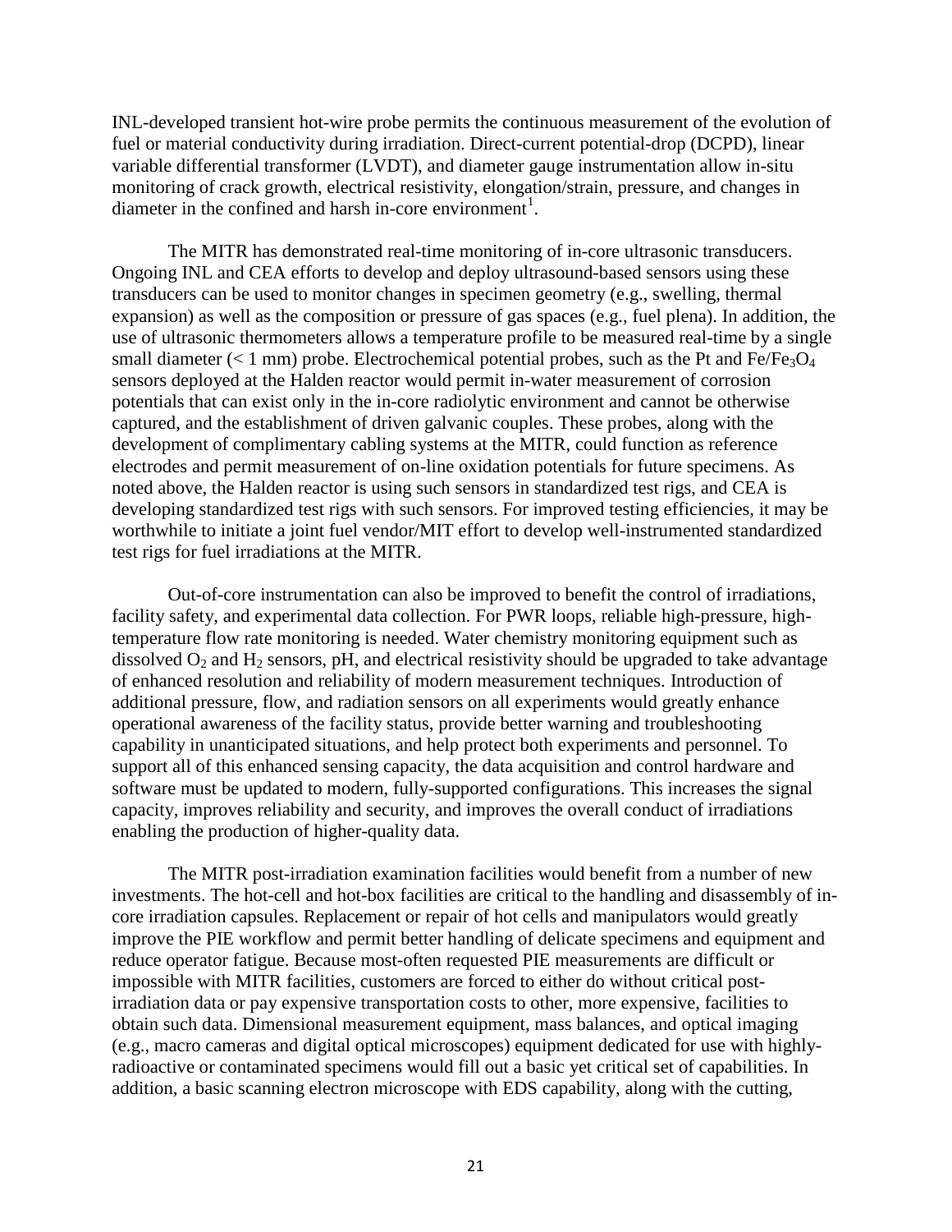INL-developed transient hot-wire probe permits the continuous measurement of the evolution of fuel or material conductivity during irradiation. Direct-current potential-drop (DCPD), linear variable differential transformer (LVDT), and diameter gauge instrumentation allow in-situ monitoring of crack growth, electrical resistivity, elongation/strain, pressure, and changes in diameter in the confined and harsh in-core environment[1].

The MITR has demonstrated real-time monitoring of in-core ultrasonic transducers. Ongoing INL and CEA efforts to develop and deploy ultrasound-based sensors using these transducers can be used to monitor changes in specimen geometry (e.g., swelling, thermal expansion) as well as the composition or pressure of gas spaces (e.g., fuel plena). In addition, the use of ultrasonic thermometers allows a temperature profile to be measured real-time by a single small diameter (< 1 mm) probe. Electrochemical potential probes, such as the Pt and $Fe/Fe_3O_4$ sensors deployed at the Halden reactor would permit in-water measurement of corrosion potentials that can exist only in the in-core radiolytic environment and cannot be otherwise captured, and the establishment of driven galvanic couples. These probes, along with the development of complimentary cabling systems at the MITR, could function as reference electrodes and permit measurement of on-line oxidation potentials for future specimens. As noted above, the Halden reactor is using such sensors in standardized test rigs, and CEA is developing standardized test rigs with such sensors. For improved testing efficiencies, it may be worthwhile to initiate a joint fuel vendor/MIT effort to develop well-instrumented standardized test rigs for fuel irradiations at the MITR.

Out-of-core instrumentation can also be improved to benefit the control of irradiations, facility safety, and experimental data collection. For PWR loops, reliable high-pressure, high-temperature flow rate monitoring is needed. Water chemistry monitoring equipment such as dissolved $O_2$ and $H_2$ sensors, pH, and electrical resistivity should be upgraded to take advantage of enhanced resolution and reliability of modern measurement techniques. Introduction of additional pressure, flow, and radiation sensors on all experiments would greatly enhance operational awareness of the facility status, provide better warning and troubleshooting capability in unanticipated situations, and help protect both experiments and personnel. To support all of this enhanced sensing capacity, the data acquisition and control hardware and software must be updated to modern, fully-supported configurations. This increases the signal capacity, improves reliability and security, and improves the overall conduct of irradiations enabling the production of higher-quality data.

The MITR post-irradiation examination facilities would benefit from a number of new investments. The hot-cell and hot-box facilities are critical to the handling and disassembly of in-core irradiation capsules. Replacement or repair of hot cells and manipulators would greatly improve the PIE workflow and permit better handling of delicate specimens and equipment and reduce operator fatigue. Because most-often requested PIE measurements are difficult or impossible with MITR facilities, customers are forced to either do without critical post-irradiation data or pay expensive transportation costs to other, more expensive, facilities to obtain such data. Dimensional measurement equipment, mass balances, and optical imaging (e.g., macro cameras and digital optical microscopes) equipment dedicated for use with highly-radioactive or contaminated specimens would fill out a basic yet critical set of capabilities. In addition, a basic scanning electron microscope with EDS capability, along with the cutting,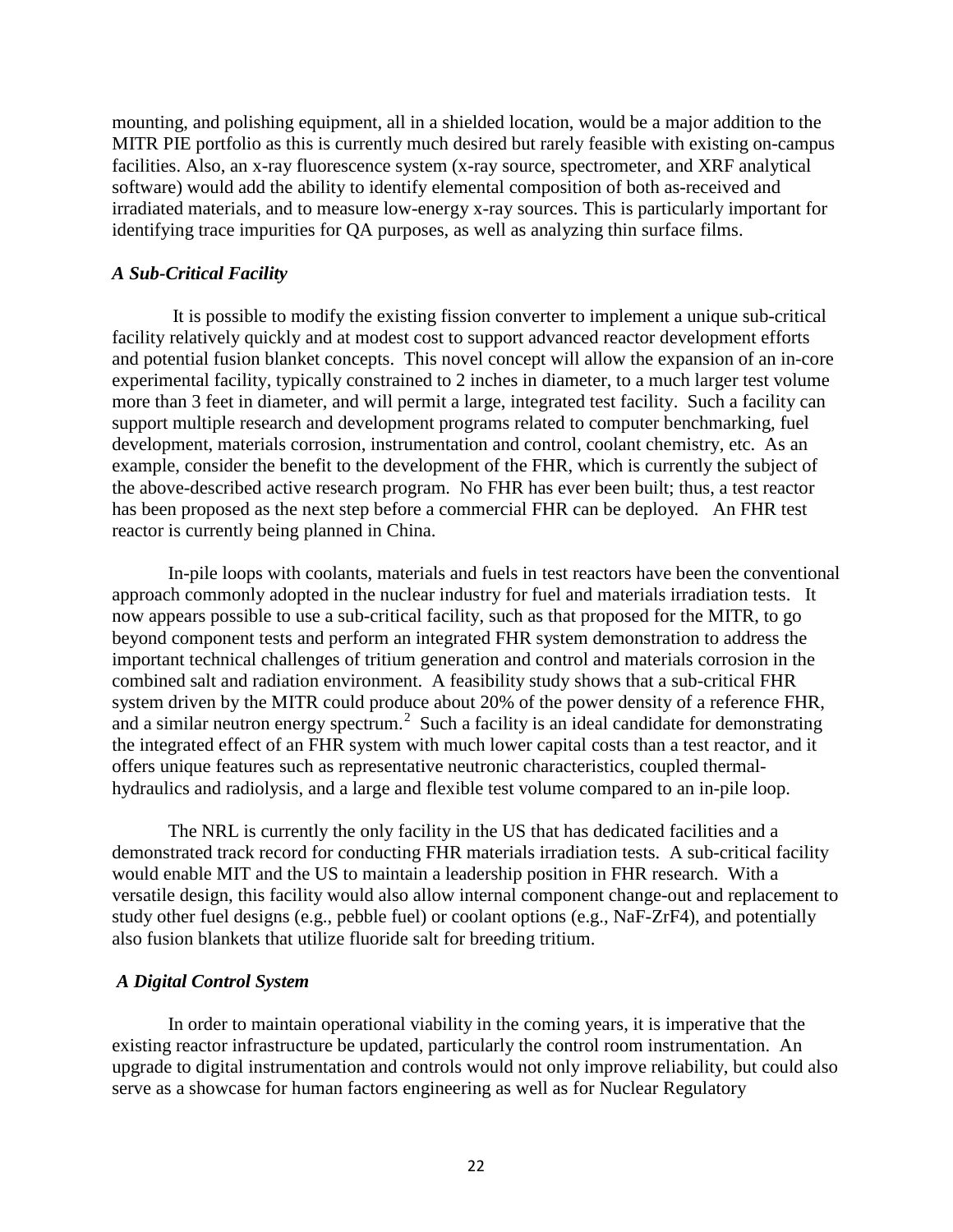mounting, and polishing equipment, all in a shielded location, would be a major addition to the MITR PIE portfolio as this is currently much desired but rarely feasible with existing on-campus facilities. Also, an x-ray fluorescence system (x-ray source, spectrometer, and XRF analytical software) would add the ability to identify elemental composition of both as-received and irradiated materials, and to measure low-energy x-ray sources. This is particularly important for identifying trace impurities for QA purposes, as well as analyzing thin surface films.

### *A Sub-Critical Facility*

It is possible to modify the existing fission converter to implement a unique sub-critical facility relatively quickly and at modest cost to support advanced reactor development efforts and potential fusion blanket concepts. This novel concept will allow the expansion of an in-core experimental facility, typically constrained to 2 inches in diameter, to a much larger test volume more than 3 feet in diameter, and will permit a large, integrated test facility. Such a facility can support multiple research and development programs related to computer benchmarking, fuel development, materials corrosion, instrumentation and control, coolant chemistry, etc. As an example, consider the benefit to the development of the FHR, which is currently the subject of the above-described active research program. No FHR has ever been built; thus, a test reactor has been proposed as the next step before a commercial FHR can be deployed. An FHR test reactor is currently being planned in China.

In-pile loops with coolants, materials and fuels in test reactors have been the conventional approach commonly adopted in the nuclear industry for fuel and materials irradiation tests. It now appears possible to use a sub-critical facility, such as that proposed for the MITR, to go beyond component tests and perform an integrated FHR system demonstration to address the important technical challenges of tritium generation and control and materials corrosion in the combined salt and radiation environment. A feasibility study shows that a sub-critical FHR system driven by the MITR could produce about 20% of the power density of a reference FHR, and a similar neutron energy spectrum.[2] Such a facility is an ideal candidate for demonstrating the integrated effect of an FHR system with much lower capital costs than a test reactor, and it offers unique features such as representative neutronic characteristics, coupled thermal-hydraulics and radiolysis, and a large and flexible test volume compared to an in-pile loop.

The NRL is currently the only facility in the US that has dedicated facilities and a demonstrated track record for conducting FHR materials irradiation tests. A sub-critical facility would enable MIT and the US to maintain a leadership position in FHR research. With a versatile design, this facility would also allow internal component change-out and replacement to study other fuel designs (e.g., pebble fuel) or coolant options (e.g., $NaF$-$ZrF_4$), and potentially also fusion blankets that utilize fluoride salt for breeding tritium.

### *A Digital Control System*

In order to maintain operational viability in the coming years, it is imperative that the existing reactor infrastructure be updated, particularly the control room instrumentation. An upgrade to digital instrumentation and controls would not only improve reliability, but could also serve as a showcase for human factors engineering as well as for Nuclear Regulatory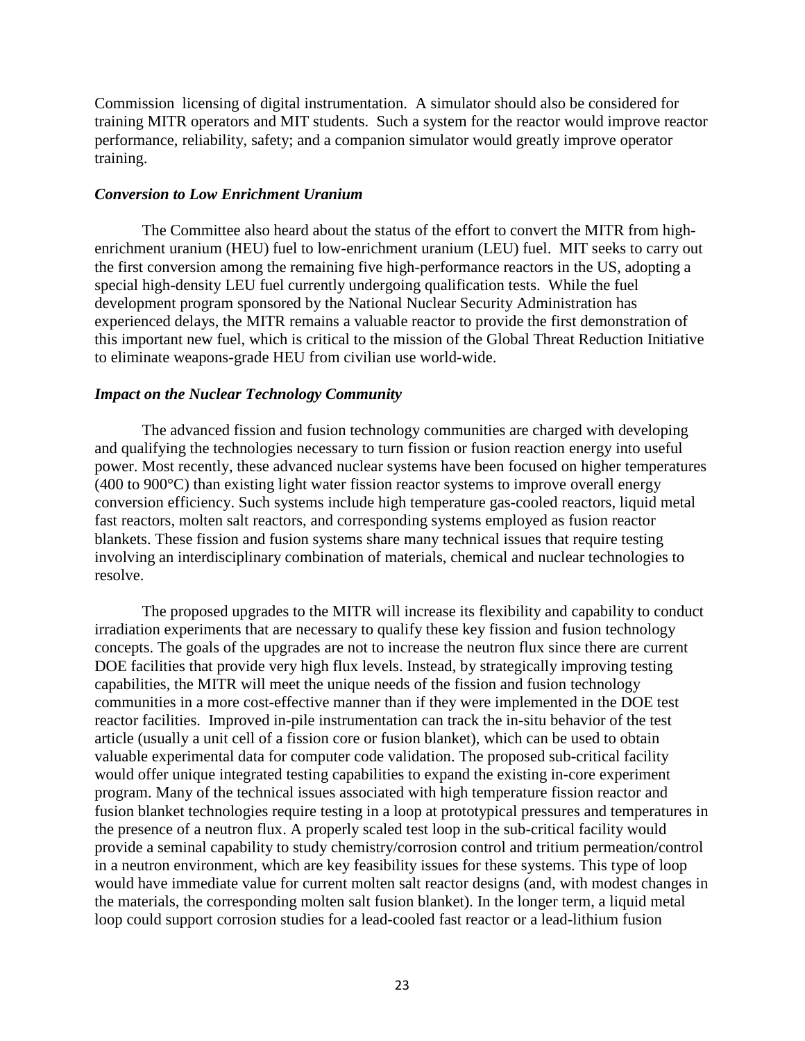Commission licensing of digital instrumentation. A simulator should also be considered for training MITR operators and MIT students. Such a system for the reactor would improve reactor performance, reliability, safety; and a companion simulator would greatly improve operator training.

### *Conversion to Low Enrichment Uranium*

The Committee also heard about the status of the effort to convert the MITR from high-enrichment uranium (HEU) fuel to low-enrichment uranium (LEU) fuel. MIT seeks to carry out the first conversion among the remaining five high-performance reactors in the US, adopting a special high-density LEU fuel currently undergoing qualification tests. While the fuel development program sponsored by the National Nuclear Security Administration has experienced delays, the MITR remains a valuable reactor to provide the first demonstration of this important new fuel, which is critical to the mission of the Global Threat Reduction Initiative to eliminate weapons-grade HEU from civilian use world-wide.

### *Impact on the Nuclear Technology Community*

The advanced fission and fusion technology communities are charged with developing and qualifying the technologies necessary to turn fission or fusion reaction energy into useful power. Most recently, these advanced nuclear systems have been focused on higher temperatures (400 to 900°C) than existing light water fission reactor systems to improve overall energy conversion efficiency. Such systems include high temperature gas-cooled reactors, liquid metal fast reactors, molten salt reactors, and corresponding systems employed as fusion reactor blankets. These fission and fusion systems share many technical issues that require testing involving an interdisciplinary combination of materials, chemical and nuclear technologies to resolve.

The proposed upgrades to the MITR will increase its flexibility and capability to conduct irradiation experiments that are necessary to qualify these key fission and fusion technology concepts. The goals of the upgrades are not to increase the neutron flux since there are current DOE facilities that provide very high flux levels. Instead, by strategically improving testing capabilities, the MITR will meet the unique needs of the fission and fusion technology communities in a more cost-effective manner than if they were implemented in the DOE test reactor facilities. Improved in-pile instrumentation can track the in-situ behavior of the test article (usually a unit cell of a fission core or fusion blanket), which can be used to obtain valuable experimental data for computer code validation. The proposed sub-critical facility would offer unique integrated testing capabilities to expand the existing in-core experiment program. Many of the technical issues associated with high temperature fission reactor and fusion blanket technologies require testing in a loop at prototypical pressures and temperatures in the presence of a neutron flux. A properly scaled test loop in the sub-critical facility would provide a seminal capability to study chemistry/corrosion control and tritium permeation/control in a neutron environment, which are key feasibility issues for these systems. This type of loop would have immediate value for current molten salt reactor designs (and, with modest changes in the materials, the corresponding molten salt fusion blanket). In the longer term, a liquid metal loop could support corrosion studies for a lead-cooled fast reactor or a lead-lithium fusion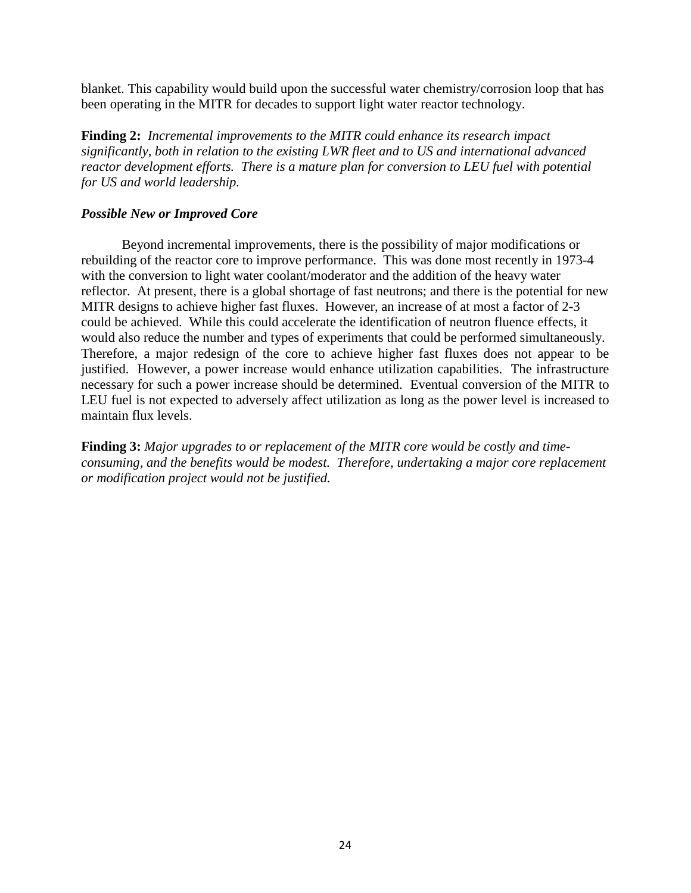blanket. This capability would build upon the successful water chemistry/corrosion loop that has been operating in the MITR for decades to support light water reactor technology.

**Finding 2:** *Incremental improvements to the MITR could enhance its research impact significantly, both in relation to the existing LWR fleet and to US and international advanced reactor development efforts. There is a mature plan for conversion to LEU fuel with potential for US and world leadership.*

***Possible New or Improved Core***

Beyond incremental improvements, there is the possibility of major modifications or rebuilding of the reactor core to improve performance. This was done most recently in 1973-4 with the conversion to light water coolant/moderator and the addition of the heavy water reflector. At present, there is a global shortage of fast neutrons; and there is the potential for new MITR designs to achieve higher fast fluxes. However, an increase of at most a factor of 2-3 could be achieved. While this could accelerate the identification of neutron fluence effects, it would also reduce the number and types of experiments that could be performed simultaneously. Therefore, a major redesign of the core to achieve higher fast fluxes does not appear to be justified. However, a power increase would enhance utilization capabilities. The infrastructure necessary for such a power increase should be determined. Eventual conversion of the MITR to LEU fuel is not expected to adversely affect utilization as long as the power level is increased to maintain flux levels.

**Finding 3:** *Major upgrades to or replacement of the MITR core would be costly and time-consuming, and the benefits would be modest. Therefore, undertaking a major core replacement or modification project would not be justified.*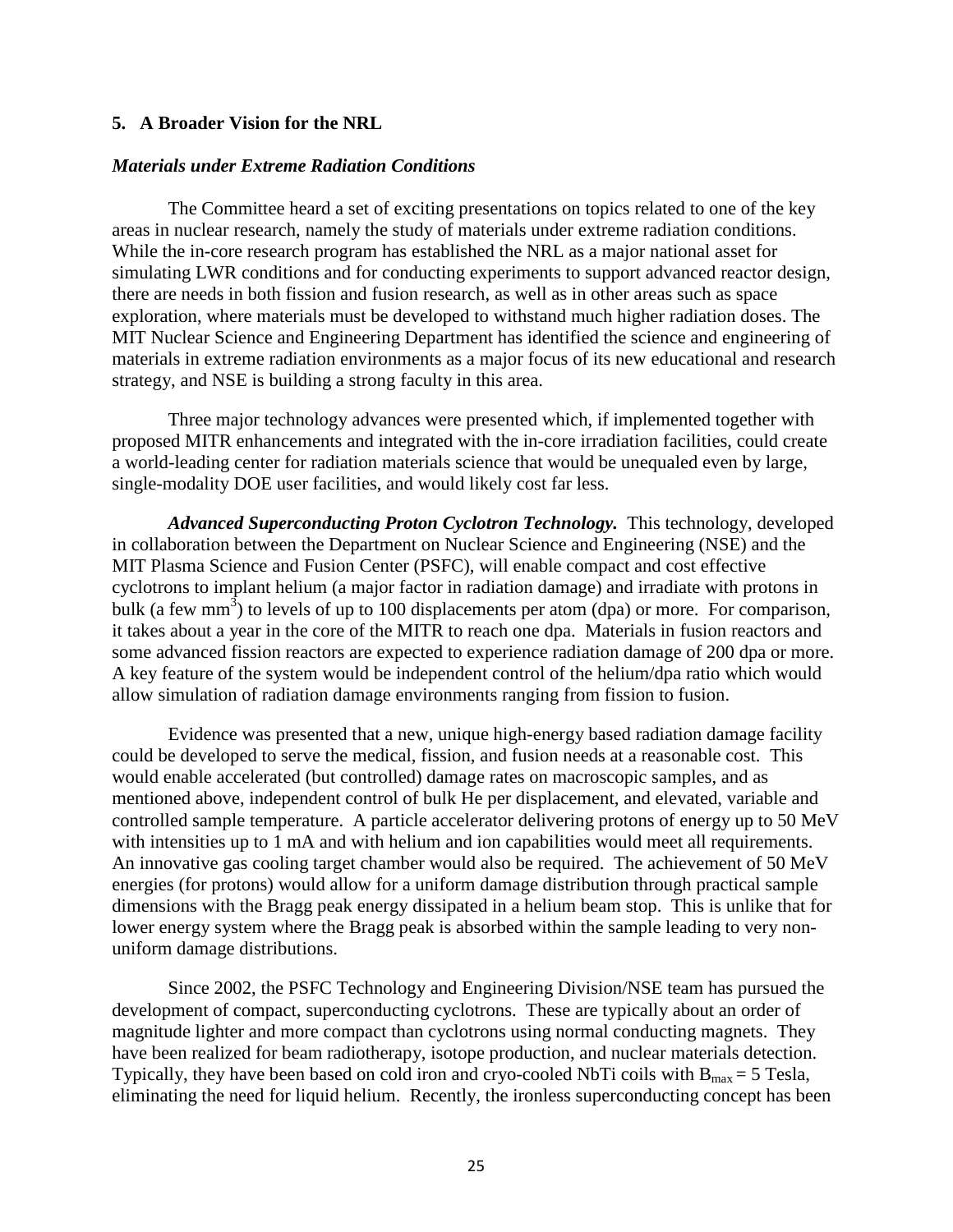## 5. A Broader Vision for the NRL

### *Materials under Extreme Radiation Conditions*

The Committee heard a set of exciting presentations on topics related to one of the key areas in nuclear research, namely the study of materials under extreme radiation conditions. While the in-core research program has established the NRL as a major national asset for simulating LWR conditions and for conducting experiments to support advanced reactor design, there are needs in both fission and fusion research, as well as in other areas such as space exploration, where materials must be developed to withstand much higher radiation doses. The MIT Nuclear Science and Engineering Department has identified the science and engineering of materials in extreme radiation environments as a major focus of its new educational and research strategy, and NSE is building a strong faculty in this area.

Three major technology advances were presented which, if implemented together with proposed MITR enhancements and integrated with the in-core irradiation facilities, could create a world-leading center for radiation materials science that would be unequaled even by large, single-modality DOE user facilities, and would likely cost far less.

***Advanced Superconducting Proton Cyclotron Technology.*** This technology, developed in collaboration between the Department on Nuclear Science and Engineering (NSE) and the MIT Plasma Science and Fusion Center (PSFC), will enable compact and cost effective cyclotrons to implant helium (a major factor in radiation damage) and irradiate with protons in bulk (a few $mm^3$) to levels of up to 100 displacements per atom (dpa) or more. For comparison, it takes about a year in the core of the MITR to reach one dpa. Materials in fusion reactors and some advanced fission reactors are expected to experience radiation damage of 200 dpa or more. A key feature of the system would be independent control of the helium/dpa ratio which would allow simulation of radiation damage environments ranging from fission to fusion.

Evidence was presented that a new, unique high-energy based radiation damage facility could be developed to serve the medical, fission, and fusion needs at a reasonable cost. This would enable accelerated (but controlled) damage rates on macroscopic samples, and as mentioned above, independent control of bulk He per displacement, and elevated, variable and controlled sample temperature. A particle accelerator delivering protons of energy up to 50 MeV with intensities up to 1 mA and with helium and ion capabilities would meet all requirements. An innovative gas cooling target chamber would also be required. The achievement of 50 MeV energies (for protons) would allow for a uniform damage distribution through practical sample dimensions with the Bragg peak energy dissipated in a helium beam stop. This is unlike that for lower energy system where the Bragg peak is absorbed within the sample leading to very non-uniform damage distributions.

Since 2002, the PSFC Technology and Engineering Division/NSE team has pursued the development of compact, superconducting cyclotrons. These are typically about an order of magnitude lighter and more compact than cyclotrons using normal conducting magnets. They have been realized for beam radiotherapy, isotope production, and nuclear materials detection. Typically, they have been based on cold iron and cryo-cooled NbTi coils with $B_{max} = 5$ Tesla, eliminating the need for liquid helium. Recently, the ironless superconducting concept has been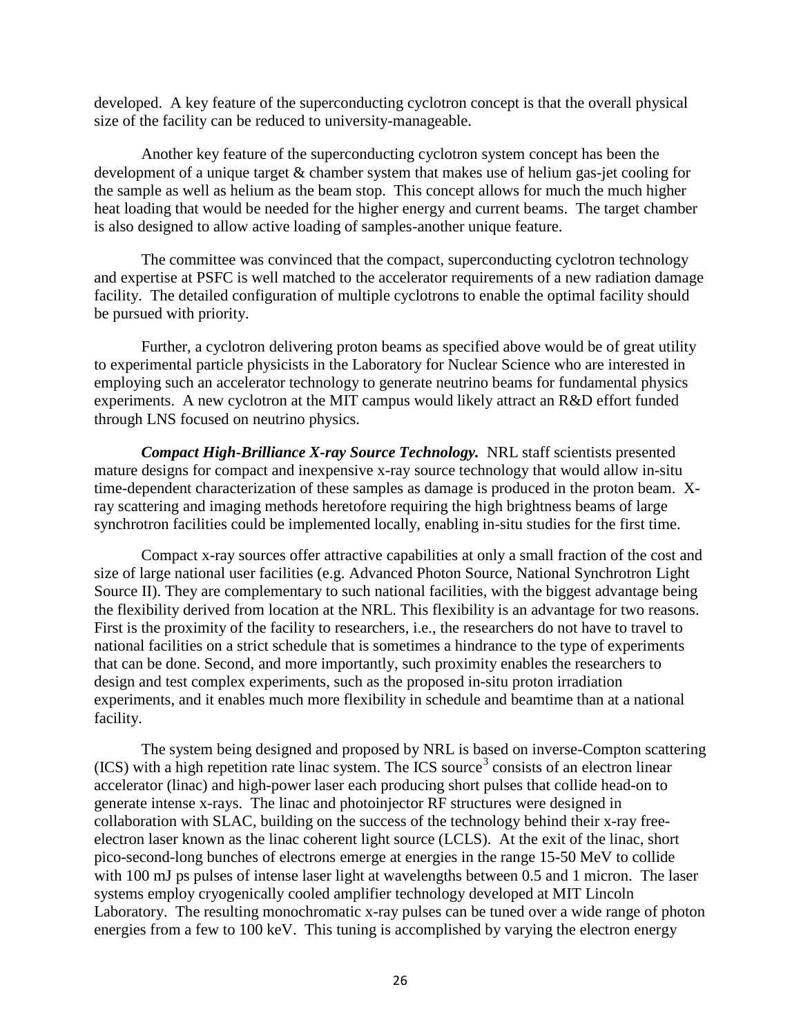developed. A key feature of the superconducting cyclotron concept is that the overall physical size of the facility can be reduced to university-manageable.

Another key feature of the superconducting cyclotron system concept has been the development of a unique target & chamber system that makes use of helium gas-jet cooling for the sample as well as helium as the beam stop. This concept allows for much the much higher heat loading that would be needed for the higher energy and current beams. The target chamber is also designed to allow active loading of samples-another unique feature.

The committee was convinced that the compact, superconducting cyclotron technology and expertise at PSFC is well matched to the accelerator requirements of a new radiation damage facility. The detailed configuration of multiple cyclotrons to enable the optimal facility should be pursued with priority.

Further, a cyclotron delivering proton beams as specified above would be of great utility to experimental particle physicists in the Laboratory for Nuclear Science who are interested in employing such an accelerator technology to generate neutrino beams for fundamental physics experiments. A new cyclotron at the MIT campus would likely attract an R&D effort funded through LNS focused on neutrino physics.

***Compact High-Brilliance X-ray Source Technology.*** NRL staff scientists presented mature designs for compact and inexpensive x-ray source technology that would allow in-situ time-dependent characterization of these samples as damage is produced in the proton beam. X-ray scattering and imaging methods heretofore requiring the high brightness beams of large synchrotron facilities could be implemented locally, enabling in-situ studies for the first time.

Compact x-ray sources offer attractive capabilities at only a small fraction of the cost and size of large national user facilities (e.g. Advanced Photon Source, National Synchrotron Light Source II). They are complementary to such national facilities, with the biggest advantage being the flexibility derived from location at the NRL. This flexibility is an advantage for two reasons. First is the proximity of the facility to researchers, i.e., the researchers do not have to travel to national facilities on a strict schedule that is sometimes a hindrance to the type of experiments that can be done. Second, and more importantly, such proximity enables the researchers to design and test complex experiments, such as the proposed in-situ proton irradiation experiments, and it enables much more flexibility in schedule and beamtime than at a national facility.

The system being designed and proposed by NRL is based on inverse-Compton scattering (ICS) with a high repetition rate linac system. The ICS source[3] consists of an electron linear accelerator (linac) and high-power laser each producing short pulses that collide head-on to generate intense x-rays. The linac and photoinjector RF structures were designed in collaboration with SLAC, building on the success of the technology behind their x-ray free-electron laser known as the linac coherent light source (LCLS). At the exit of the linac, short pico-second-long bunches of electrons emerge at energies in the range 15-50 MeV to collide with 100 mJ ps pulses of intense laser light at wavelengths between 0.5 and 1 micron. The laser systems employ cryogenically cooled amplifier technology developed at MIT Lincoln Laboratory. The resulting monochromatic x-ray pulses can be tuned over a wide range of photon energies from a few to 100 keV. This tuning is accomplished by varying the electron energy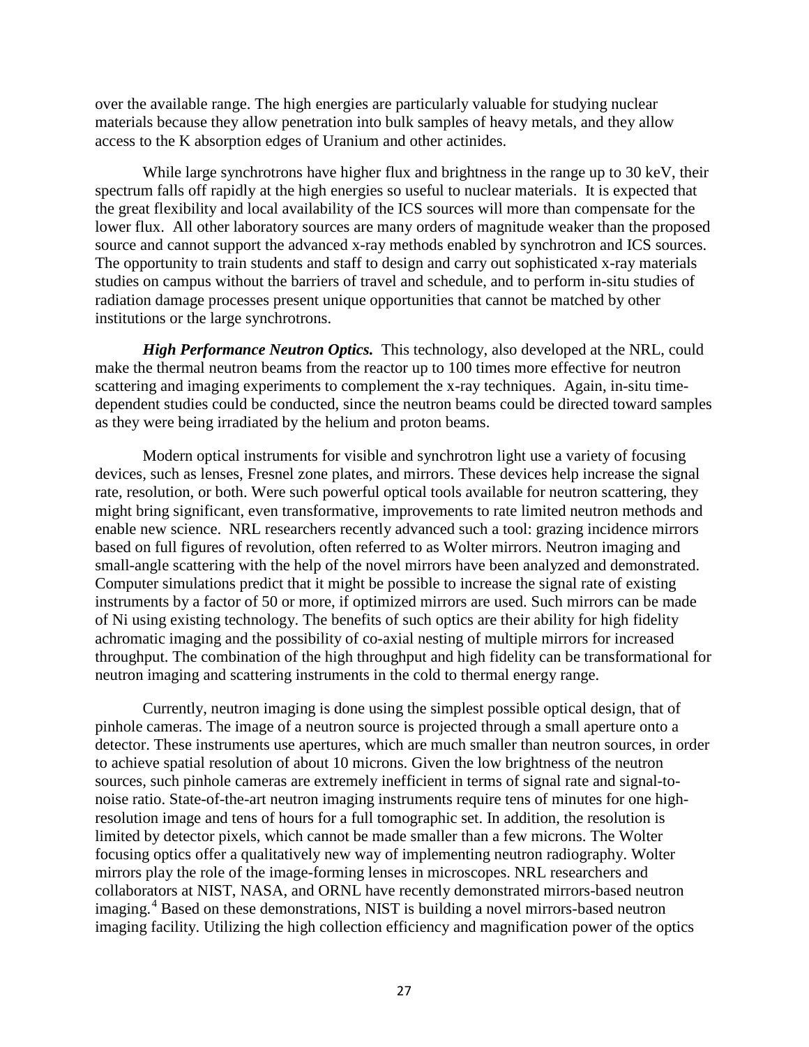over the available range. The high energies are particularly valuable for studying nuclear materials because they allow penetration into bulk samples of heavy metals, and they allow access to the K absorption edges of Uranium and other actinides.

While large synchrotrons have higher flux and brightness in the range up to 30 keV, their spectrum falls off rapidly at the high energies so useful to nuclear materials. It is expected that the great flexibility and local availability of the ICS sources will more than compensate for the lower flux. All other laboratory sources are many orders of magnitude weaker than the proposed source and cannot support the advanced x-ray methods enabled by synchrotron and ICS sources. The opportunity to train students and staff to design and carry out sophisticated x-ray materials studies on campus without the barriers of travel and schedule, and to perform in-situ studies of radiation damage processes present unique opportunities that cannot be matched by other institutions or the large synchrotrons.

***High Performance Neutron Optics.*** This technology, also developed at the NRL, could make the thermal neutron beams from the reactor up to 100 times more effective for neutron scattering and imaging experiments to complement the x-ray techniques. Again, in-situ time-dependent studies could be conducted, since the neutron beams could be directed toward samples as they were being irradiated by the helium and proton beams.

Modern optical instruments for visible and synchrotron light use a variety of focusing devices, such as lenses, Fresnel zone plates, and mirrors. These devices help increase the signal rate, resolution, or both. Were such powerful optical tools available for neutron scattering, they might bring significant, even transformative, improvements to rate limited neutron methods and enable new science. NRL researchers recently advanced such a tool: grazing incidence mirrors based on full figures of revolution, often referred to as Wolter mirrors. Neutron imaging and small-angle scattering with the help of the novel mirrors have been analyzed and demonstrated. Computer simulations predict that it might be possible to increase the signal rate of existing instruments by a factor of 50 or more, if optimized mirrors are used. Such mirrors can be made of Ni using existing technology. The benefits of such optics are their ability for high fidelity achromatic imaging and the possibility of co-axial nesting of multiple mirrors for increased throughput. The combination of the high throughput and high fidelity can be transformational for neutron imaging and scattering instruments in the cold to thermal energy range.

Currently, neutron imaging is done using the simplest possible optical design, that of pinhole cameras. The image of a neutron source is projected through a small aperture onto a detector. These instruments use apertures, which are much smaller than neutron sources, in order to achieve spatial resolution of about 10 microns. Given the low brightness of the neutron sources, such pinhole cameras are extremely inefficient in terms of signal rate and signal-to-noise ratio. State-of-the-art neutron imaging instruments require tens of minutes for one high-resolution image and tens of hours for a full tomographic set. In addition, the resolution is limited by detector pixels, which cannot be made smaller than a few microns. The Wolter focusing optics offer a qualitatively new way of implementing neutron radiography. Wolter mirrors play the role of the image-forming lenses in microscopes. NRL researchers and collaborators at NIST, NASA, and ORNL have recently demonstrated mirrors-based neutron imaging.[4] Based on these demonstrations, NIST is building a novel mirrors-based neutron imaging facility. Utilizing the high collection efficiency and magnification power of the optics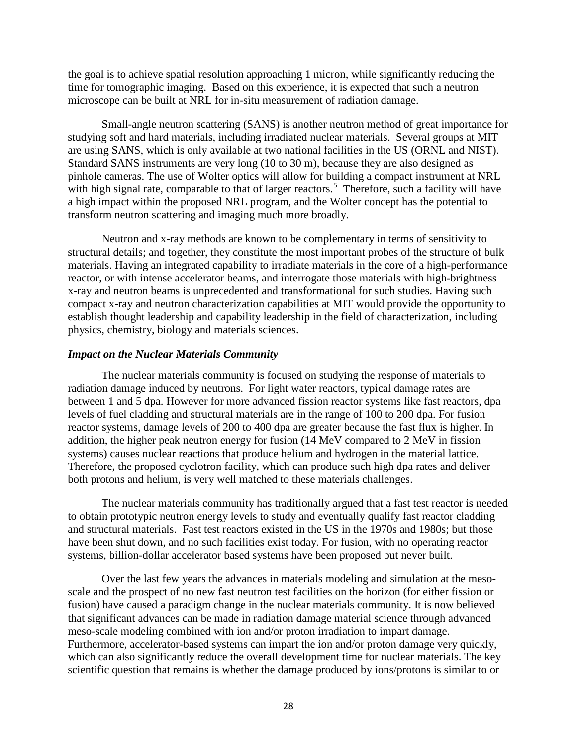the goal is to achieve spatial resolution approaching 1 micron, while significantly reducing the time for tomographic imaging. Based on this experience, it is expected that such a neutron microscope can be built at NRL for in-situ measurement of radiation damage.

Small-angle neutron scattering (SANS) is another neutron method of great importance for studying soft and hard materials, including irradiated nuclear materials. Several groups at MIT are using SANS, which is only available at two national facilities in the US (ORNL and NIST). Standard SANS instruments are very long (10 to 30 m), because they are also designed as pinhole cameras. The use of Wolter optics will allow for building a compact instrument at NRL with high signal rate, comparable to that of larger reactors.[5] Therefore, such a facility will have a high impact within the proposed NRL program, and the Wolter concept has the potential to transform neutron scattering and imaging much more broadly.

Neutron and x-ray methods are known to be complementary in terms of sensitivity to structural details; and together, they constitute the most important probes of the structure of bulk materials. Having an integrated capability to irradiate materials in the core of a high-performance reactor, or with intense accelerator beams, and interrogate those materials with high-brightness x-ray and neutron beams is unprecedented and transformational for such studies. Having such compact x-ray and neutron characterization capabilities at MIT would provide the opportunity to establish thought leadership and capability leadership in the field of characterization, including physics, chemistry, biology and materials sciences.

### *Impact on the Nuclear Materials Community*

The nuclear materials community is focused on studying the response of materials to radiation damage induced by neutrons. For light water reactors, typical damage rates are between 1 and 5 dpa. However for more advanced fission reactor systems like fast reactors, dpa levels of fuel cladding and structural materials are in the range of 100 to 200 dpa. For fusion reactor systems, damage levels of 200 to 400 dpa are greater because the fast flux is higher. In addition, the higher peak neutron energy for fusion (14 MeV compared to 2 MeV in fission systems) causes nuclear reactions that produce helium and hydrogen in the material lattice. Therefore, the proposed cyclotron facility, which can produce such high dpa rates and deliver both protons and helium, is very well matched to these materials challenges.

The nuclear materials community has traditionally argued that a fast test reactor is needed to obtain prototypic neutron energy levels to study and eventually qualify fast reactor cladding and structural materials. Fast test reactors existed in the US in the 1970s and 1980s; but those have been shut down, and no such facilities exist today. For fusion, with no operating reactor systems, billion-dollar accelerator based systems have been proposed but never built.

Over the last few years the advances in materials modeling and simulation at the meso-scale and the prospect of no new fast neutron test facilities on the horizon (for either fission or fusion) have caused a paradigm change in the nuclear materials community. It is now believed that significant advances can be made in radiation damage material science through advanced meso-scale modeling combined with ion and/or proton irradiation to impart damage. Furthermore, accelerator-based systems can impart the ion and/or proton damage very quickly, which can also significantly reduce the overall development time for nuclear materials. The key scientific question that remains is whether the damage produced by ions/protons is similar to or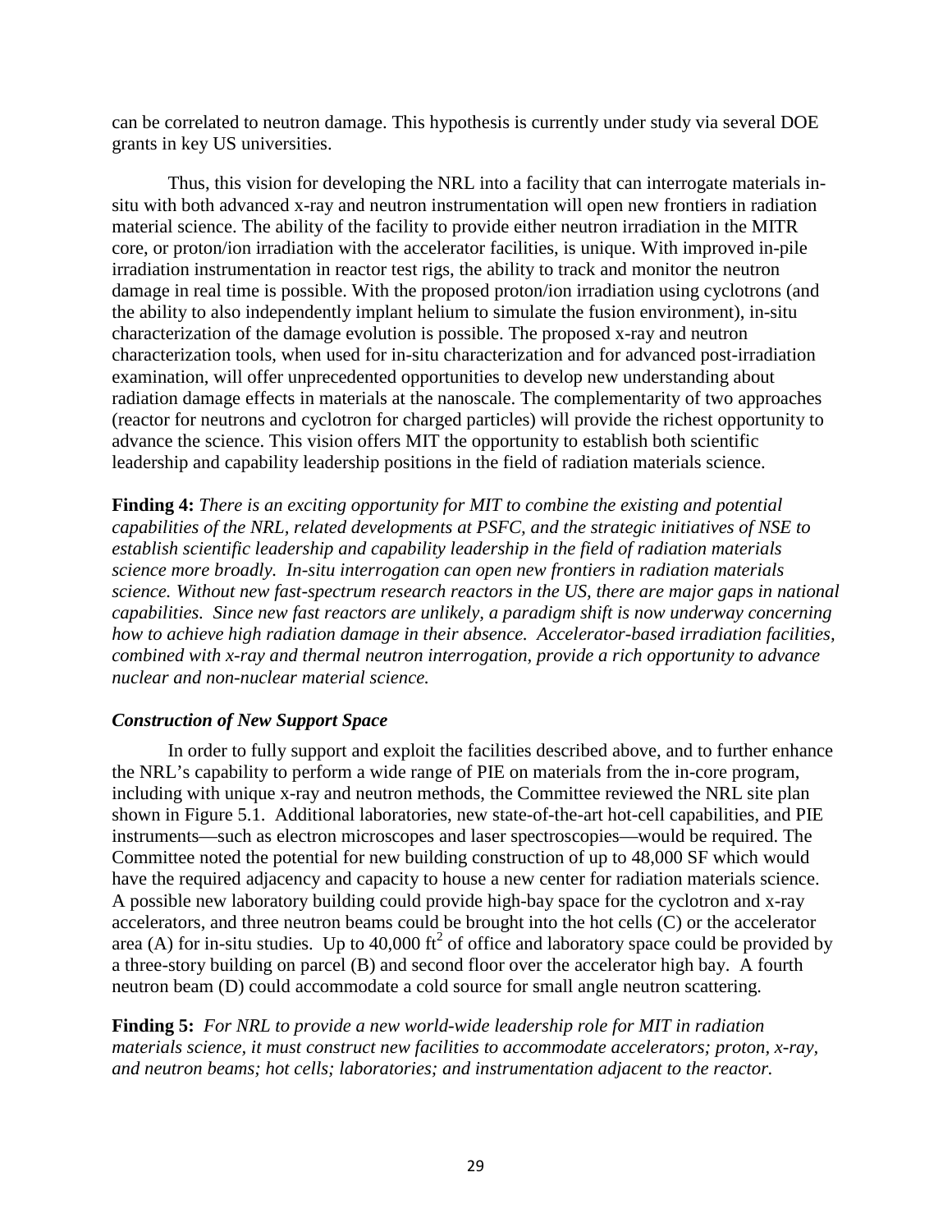can be correlated to neutron damage. This hypothesis is currently under study via several DOE grants in key US universities.

Thus, this vision for developing the NRL into a facility that can interrogate materials in-situ with both advanced x-ray and neutron instrumentation will open new frontiers in radiation material science. The ability of the facility to provide either neutron irradiation in the MITR core, or proton/ion irradiation with the accelerator facilities, is unique. With improved in-pile irradiation instrumentation in reactor test rigs, the ability to track and monitor the neutron damage in real time is possible. With the proposed proton/ion irradiation using cyclotrons (and the ability to also independently implant helium to simulate the fusion environment), in-situ characterization of the damage evolution is possible. The proposed x-ray and neutron characterization tools, when used for in-situ characterization and for advanced post-irradiation examination, will offer unprecedented opportunities to develop new understanding about radiation damage effects in materials at the nanoscale. The complementarity of two approaches (reactor for neutrons and cyclotron for charged particles) will provide the richest opportunity to advance the science. This vision offers MIT the opportunity to establish both scientific leadership and capability leadership positions in the field of radiation materials science.

**Finding 4:** *There is an exciting opportunity for MIT to combine the existing and potential capabilities of the NRL, related developments at PSFC, and the strategic initiatives of NSE to establish scientific leadership and capability leadership in the field of radiation materials science more broadly. In-situ interrogation can open new frontiers in radiation materials science. Without new fast-spectrum research reactors in the US, there are major gaps in national capabilities. Since new fast reactors are unlikely, a paradigm shift is now underway concerning how to achieve high radiation damage in their absence. Accelerator-based irradiation facilities, combined with x-ray and thermal neutron interrogation, provide a rich opportunity to advance nuclear and non-nuclear material science.*

### *Construction of New Support Space*

In order to fully support and exploit the facilities described above, and to further enhance the NRL's capability to perform a wide range of PIE on materials from the in-core program, including with unique x-ray and neutron methods, the Committee reviewed the NRL site plan shown in Figure 5.1. Additional laboratories, new state-of-the-art hot-cell capabilities, and PIE instruments—such as electron microscopes and laser spectroscopies—would be required. The Committee noted the potential for new building construction of up to 48,000 SF which would have the required adjacency and capacity to house a new center for radiation materials science. A possible new laboratory building could provide high-bay space for the cyclotron and x-ray accelerators, and three neutron beams could be brought into the hot cells (C) or the accelerator area (A) for in-situ studies. Up to 40,000 $ft^2$ of office and laboratory space could be provided by a three-story building on parcel (B) and second floor over the accelerator high bay. A fourth neutron beam (D) could accommodate a cold source for small angle neutron scattering.

**Finding 5:** *For NRL to provide a new world-wide leadership role for MIT in radiation materials science, it must construct new facilities to accommodate accelerators; proton, x-ray, and neutron beams; hot cells; laboratories; and instrumentation adjacent to the reactor.*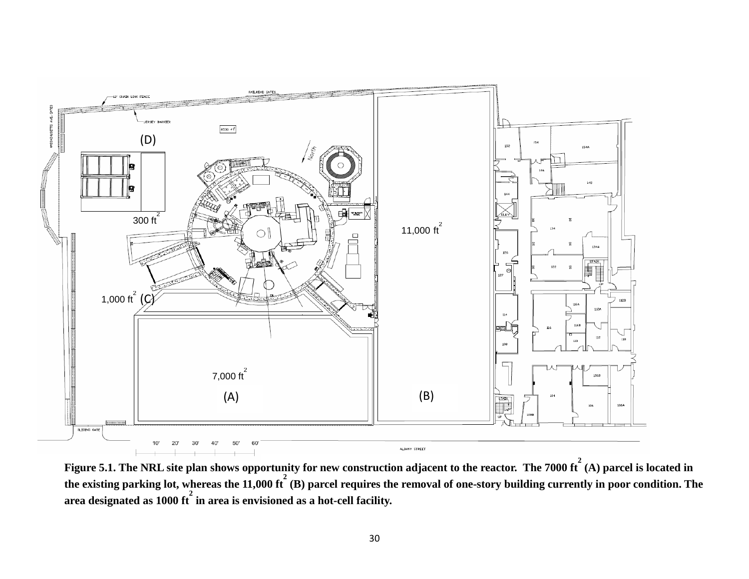Figure 5.1. The NRL site plan shows opportunity for new construction adjacent to the reactor. The 7000 $ft^2$ (A) parcel is located in the existing parking lot, whereas the 11,000 $ft^2$ (B) parcel requires the removal of one-story building currently in poor condition. The area designated as 1000 $ft^2$ in area is envisioned as a hot-cell facility.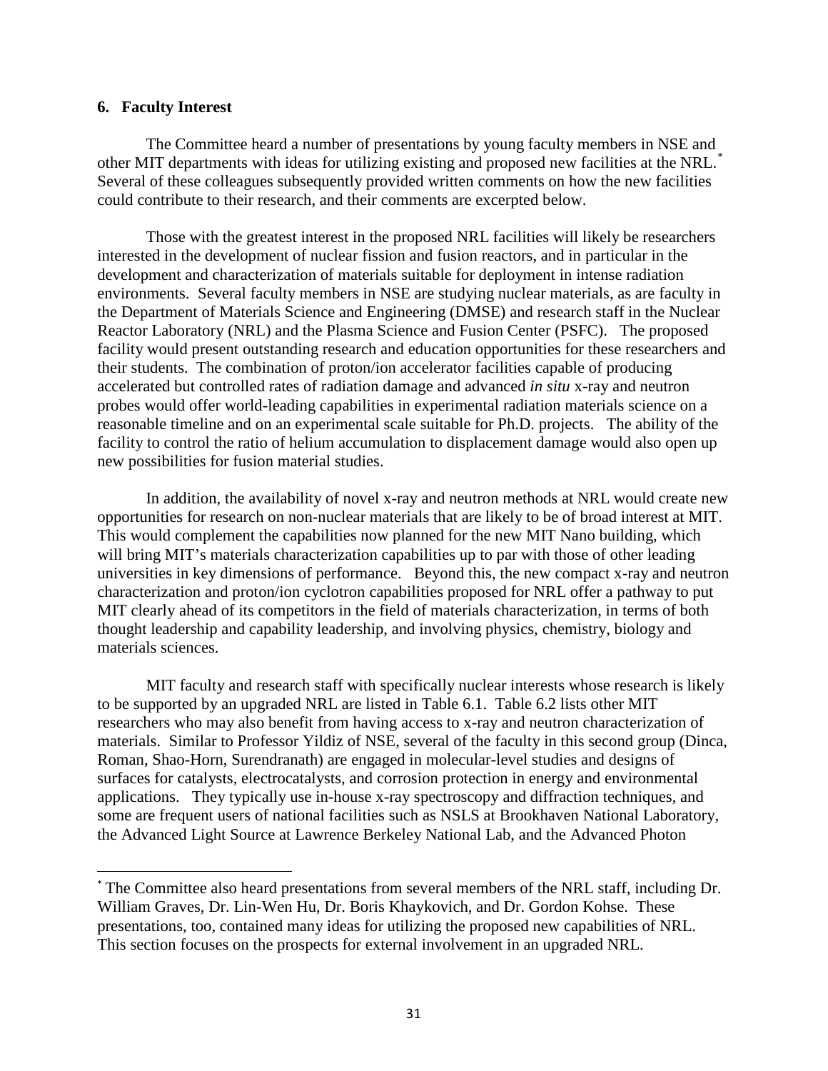## 6. Faculty Interest

The Committee heard a number of presentations by young faculty members in NSE and other MIT departments with ideas for utilizing existing and proposed new facilities at the NRL.[*] Several of these colleagues subsequently provided written comments on how the new facilities could contribute to their research, and their comments are excerpted below.

Those with the greatest interest in the proposed NRL facilities will likely be researchers interested in the development of nuclear fission and fusion reactors, and in particular in the development and characterization of materials suitable for deployment in intense radiation environments. Several faculty members in NSE are studying nuclear materials, as are faculty in the Department of Materials Science and Engineering (DMSE) and research staff in the Nuclear Reactor Laboratory (NRL) and the Plasma Science and Fusion Center (PSFC). The proposed facility would present outstanding research and education opportunities for these researchers and their students. The combination of proton/ion accelerator facilities capable of producing accelerated but controlled rates of radiation damage and advanced *in situ* x-ray and neutron probes would offer world-leading capabilities in experimental radiation materials science on a reasonable timeline and on an experimental scale suitable for Ph.D. projects. The ability of the facility to control the ratio of helium accumulation to displacement damage would also open up new possibilities for fusion material studies.

In addition, the availability of novel x-ray and neutron methods at NRL would create new opportunities for research on non-nuclear materials that are likely to be of broad interest at MIT. This would complement the capabilities now planned for the new MIT Nano building, which will bring MIT's materials characterization capabilities up to par with those of other leading universities in key dimensions of performance. Beyond this, the new compact x-ray and neutron characterization and proton/ion cyclotron capabilities proposed for NRL offer a pathway to put MIT clearly ahead of its competitors in the field of materials characterization, in terms of both thought leadership and capability leadership, and involving physics, chemistry, biology and materials sciences.

MIT faculty and research staff with specifically nuclear interests whose research is likely to be supported by an upgraded NRL are listed in Table 6.1. Table 6.2 lists other MIT researchers who may also benefit from having access to x-ray and neutron characterization of materials. Similar to Professor Yildiz of NSE, several of the faculty in this second group (Dinca, Roman, Shao-Horn, Surendranath) are engaged in molecular-level studies and designs of surfaces for catalysts, electrocatalysts, and corrosion protection in energy and environmental applications. They typically use in-house x-ray spectroscopy and diffraction techniques, and some are frequent users of national facilities such as NSLS at Brookhaven National Laboratory, the Advanced Light Source at Lawrence Berkeley National Lab, and the Advanced Photon

---

[*] The Committee also heard presentations from several members of the NRL staff, including Dr. William Graves, Dr. Lin-Wen Hu, Dr. Boris Khaykovich, and Dr. Gordon Kohse. These presentations, too, contained many ideas for utilizing the proposed new capabilities of NRL. This section focuses on the prospects for external involvement in an upgraded NRL.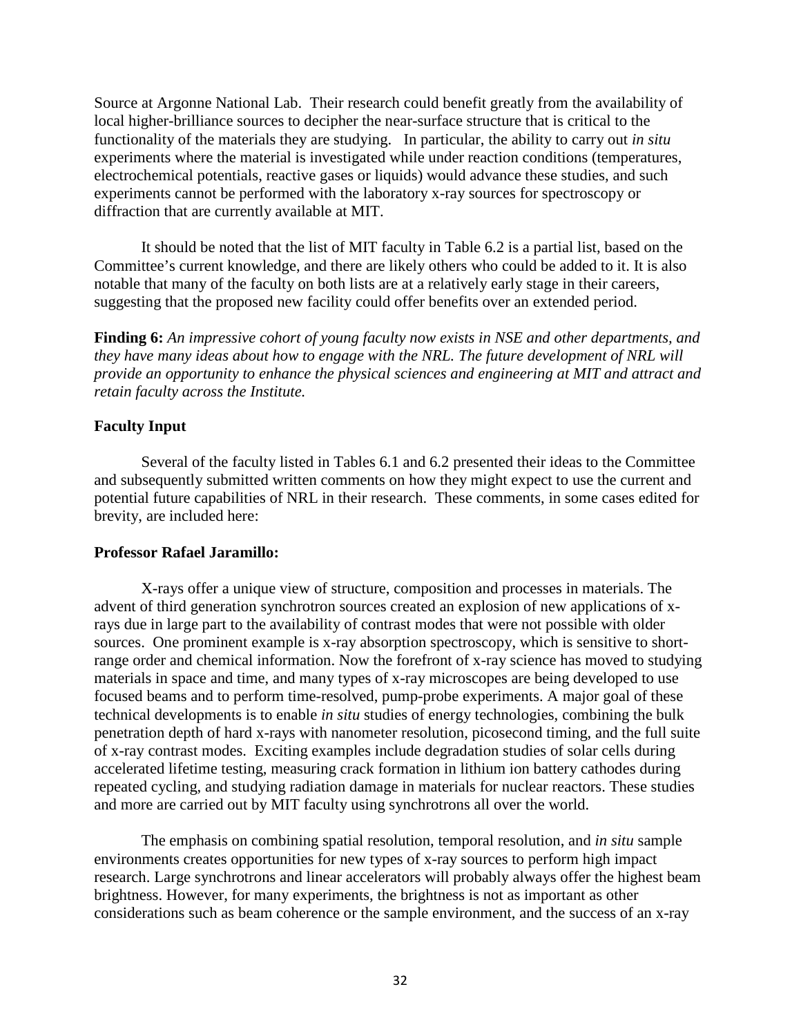Source at Argonne National Lab. Their research could benefit greatly from the availability of local higher-brilliance sources to decipher the near-surface structure that is critical to the functionality of the materials they are studying. In particular, the ability to carry out *in situ* experiments where the material is investigated while under reaction conditions (temperatures, electrochemical potentials, reactive gases or liquids) would advance these studies, and such experiments cannot be performed with the laboratory x-ray sources for spectroscopy or diffraction that are currently available at MIT.

It should be noted that the list of MIT faculty in Table 6.2 is a partial list, based on the Committee's current knowledge, and there are likely others who could be added to it. It is also notable that many of the faculty on both lists are at a relatively early stage in their careers, suggesting that the proposed new facility could offer benefits over an extended period.

**Finding 6:** *An impressive cohort of young faculty now exists in NSE and other departments, and they have many ideas about how to engage with the NRL. The future development of NRL will provide an opportunity to enhance the physical sciences and engineering at MIT and attract and retain faculty across the Institute.*

**Faculty Input**

Several of the faculty listed in Tables 6.1 and 6.2 presented their ideas to the Committee and subsequently submitted written comments on how they might expect to use the current and potential future capabilities of NRL in their research. These comments, in some cases edited for brevity, are included here:

**Professor Rafael Jaramillo:**

X-rays offer a unique view of structure, composition and processes in materials. The advent of third generation synchrotron sources created an explosion of new applications of x-rays due in large part to the availability of contrast modes that were not possible with older sources. One prominent example is x-ray absorption spectroscopy, which is sensitive to short-range order and chemical information. Now the forefront of x-ray science has moved to studying materials in space and time, and many types of x-ray microscopes are being developed to use focused beams and to perform time-resolved, pump-probe experiments. A major goal of these technical developments is to enable *in situ* studies of energy technologies, combining the bulk penetration depth of hard x-rays with nanometer resolution, picosecond timing, and the full suite of x-ray contrast modes. Exciting examples include degradation studies of solar cells during accelerated lifetime testing, measuring crack formation in lithium ion battery cathodes during repeated cycling, and studying radiation damage in materials for nuclear reactors. These studies and more are carried out by MIT faculty using synchrotrons all over the world.

The emphasis on combining spatial resolution, temporal resolution, and *in situ* sample environments creates opportunities for new types of x-ray sources to perform high impact research. Large synchrotrons and linear accelerators will probably always offer the highest beam brightness. However, for many experiments, the brightness is not as important as other considerations such as beam coherence or the sample environment, and the success of an x-ray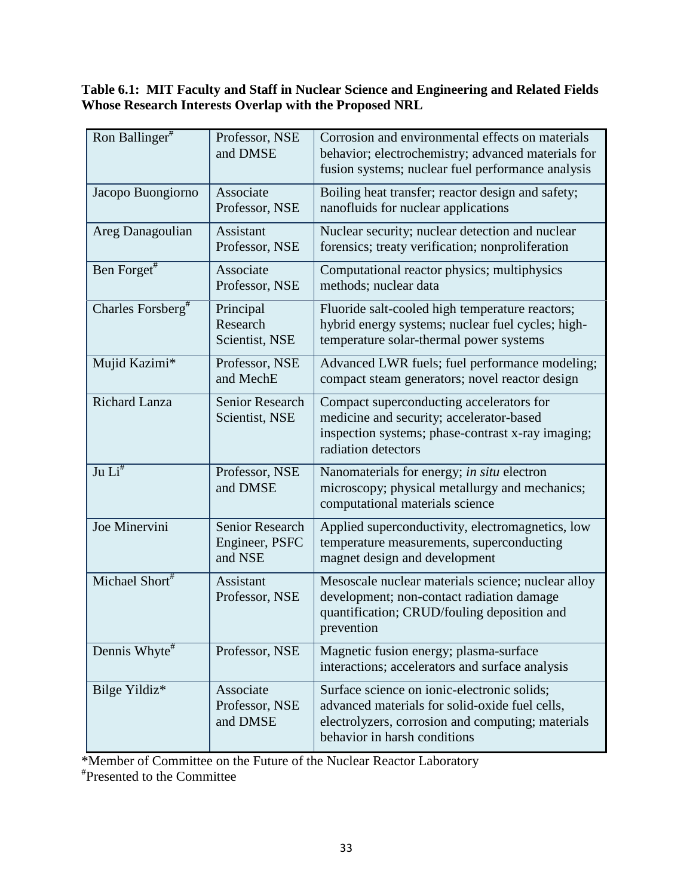**Table 6.1: MIT Faculty and Staff in Nuclear Science and Engineering and Related Fields Whose Research Interests Overlap with the Proposed NRL**

| Name | Title | Research Interests |
|---|---|---|
| Ron Ballinger[#] | Professor, NSE and DMSE | Corrosion and environmental effects on materials behavior; electrochemistry; advanced materials for fusion systems; nuclear fuel performance analysis |
| Jacopo Buongiorno | Associate Professor, NSE | Boiling heat transfer; reactor design and safety; nanofluids for nuclear applications |
| Areg Danagoulian | Assistant Professor, NSE | Nuclear security; nuclear detection and nuclear forensics; treaty verification; nonproliferation |
| Ben Forget[#] | Associate Professor, NSE | Computational reactor physics; multiphysics methods; nuclear data |
| Charles Forsberg[#] | Principal Research Scientist, NSE | Fluoride salt-cooled high temperature reactors; hybrid energy systems; nuclear fuel cycles; high-temperature solar-thermal power systems |
| Mujid Kazimi* | Professor, NSE and MechE | Advanced LWR fuels; fuel performance modeling; compact steam generators; novel reactor design |
| Richard Lanza | Senior Research Scientist, NSE | Compact superconducting accelerators for medicine and security; accelerator-based inspection systems; phase-contrast x-ray imaging; radiation detectors |
| Ju Li[#] | Professor, NSE and DMSE | Nanomaterials for energy; *in situ* electron microscopy; physical metallurgy and mechanics; computational materials science |
| Joe Minervini | Senior Research Engineer, PSFC and NSE | Applied superconductivity, electromagnetics, low temperature measurements, superconducting magnet design and development |
| Michael Short[#] | Assistant Professor, NSE | Mesoscale nuclear materials science; nuclear alloy development; non-contact radiation damage quantification; CRUD/fouling deposition and prevention |
| Dennis Whyte[#] | Professor, NSE | Magnetic fusion energy; plasma-surface interactions; accelerators and surface analysis |
| Bilge Yildiz* | Associate Professor, NSE and DMSE | Surface science on ionic-electronic solids; advanced materials for solid-oxide fuel cells, electrolyzers, corrosion and computing; materials behavior in harsh conditions |

*Member of Committee on the Future of the Nuclear Reactor Laboratory
[#]Presented to the Committee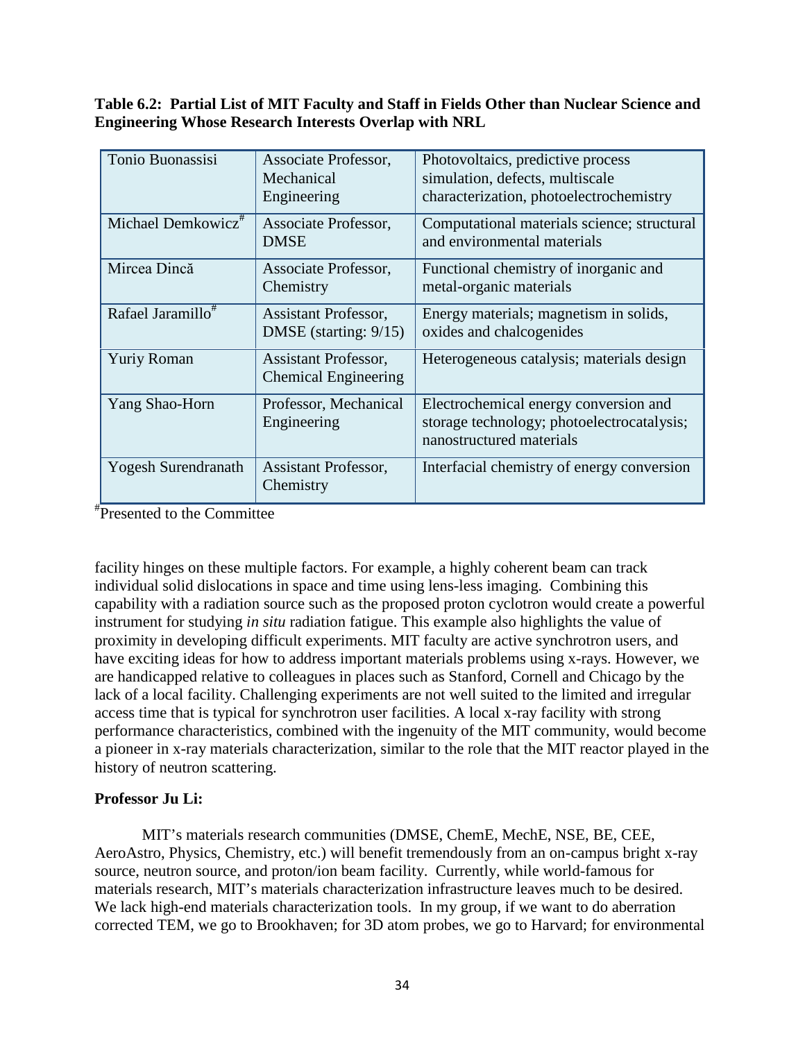**Table 6.2: Partial List of MIT Faculty and Staff in Fields Other than Nuclear Science and Engineering Whose Research Interests Overlap with NRL**

| Name | Position | Research Interests |
|---|---|---|
| Tonio Buonassisi | Associate Professor, Mechanical Engineering | Photovoltaics, predictive process simulation, defects, multiscale characterization, photoelectrochemistry |
| Michael Demkowicz# | Associate Professor, DMSE | Computational materials science; structural and environmental materials |
| Mircea Dincă | Associate Professor, Chemistry | Functional chemistry of inorganic and metal-organic materials |
| Rafael Jaramillo# | Assistant Professor, DMSE (starting: 9/15) | Energy materials; magnetism in solids, oxides and chalcogenides |
| Yuriy Roman | Assistant Professor, Chemical Engineering | Heterogeneous catalysis; materials design |
| Yang Shao-Horn | Professor, Mechanical Engineering | Electrochemical energy conversion and storage technology; photoelectrocatalysis; nanostructured materials |
| Yogesh Surendranath | Assistant Professor, Chemistry | Interfacial chemistry of energy conversion |

#Presented to the Committee

facility hinges on these multiple factors. For example, a highly coherent beam can track individual solid dislocations in space and time using lens-less imaging. Combining this capability with a radiation source such as the proposed proton cyclotron would create a powerful instrument for studying *in situ* radiation fatigue. This example also highlights the value of proximity in developing difficult experiments. MIT faculty are active synchrotron users, and have exciting ideas for how to address important materials problems using x-rays. However, we are handicapped relative to colleagues in places such as Stanford, Cornell and Chicago by the lack of a local facility. Challenging experiments are not well suited to the limited and irregular access time that is typical for synchrotron user facilities. A local x-ray facility with strong performance characteristics, combined with the ingenuity of the MIT community, would become a pioneer in x-ray materials characterization, similar to the role that the MIT reactor played in the history of neutron scattering.

**Professor Ju Li:**

MIT's materials research communities (DMSE, ChemE, MechE, NSE, BE, CEE, AeroAstro, Physics, Chemistry, etc.) will benefit tremendously from an on-campus bright x-ray source, neutron source, and proton/ion beam facility. Currently, while world-famous for materials research, MIT's materials characterization infrastructure leaves much to be desired. We lack high-end materials characterization tools. In my group, if we want to do aberration corrected TEM, we go to Brookhaven; for 3D atom probes, we go to Harvard; for environmental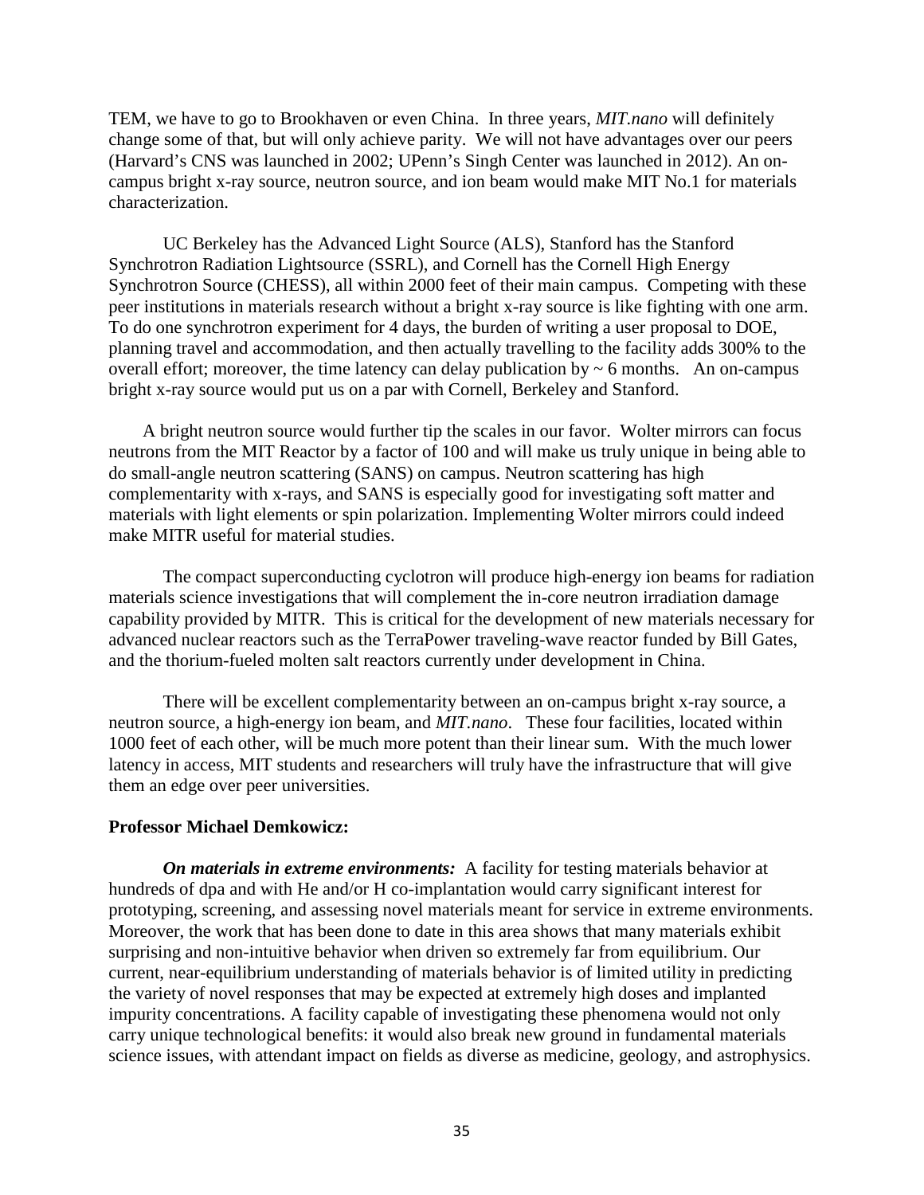TEM, we have to go to Brookhaven or even China. In three years, *MIT.nano* will definitely change some of that, but will only achieve parity. We will not have advantages over our peers (Harvard's CNS was launched in 2002; UPenn's Singh Center was launched in 2012). An on-campus bright x-ray source, neutron source, and ion beam would make MIT No.1 for materials characterization.

UC Berkeley has the Advanced Light Source (ALS), Stanford has the Stanford Synchrotron Radiation Lightsource (SSRL), and Cornell has the Cornell High Energy Synchrotron Source (CHESS), all within 2000 feet of their main campus. Competing with these peer institutions in materials research without a bright x-ray source is like fighting with one arm. To do one synchrotron experiment for 4 days, the burden of writing a user proposal to DOE, planning travel and accommodation, and then actually travelling to the facility adds 300% to the overall effort; moreover, the time latency can delay publication by ~ 6 months. An on-campus bright x-ray source would put us on a par with Cornell, Berkeley and Stanford.

A bright neutron source would further tip the scales in our favor. Wolter mirrors can focus neutrons from the MIT Reactor by a factor of 100 and will make us truly unique in being able to do small-angle neutron scattering (SANS) on campus. Neutron scattering has high complementarity with x-rays, and SANS is especially good for investigating soft matter and materials with light elements or spin polarization. Implementing Wolter mirrors could indeed make MITR useful for material studies.

The compact superconducting cyclotron will produce high-energy ion beams for radiation materials science investigations that will complement the in-core neutron irradiation damage capability provided by MITR. This is critical for the development of new materials necessary for advanced nuclear reactors such as the TerraPower traveling-wave reactor funded by Bill Gates, and the thorium-fueled molten salt reactors currently under development in China.

There will be excellent complementarity between an on-campus bright x-ray source, a neutron source, a high-energy ion beam, and *MIT.nano*. These four facilities, located within 1000 feet of each other, will be much more potent than their linear sum. With the much lower latency in access, MIT students and researchers will truly have the infrastructure that will give them an edge over peer universities.

**Professor Michael Demkowicz:**

***On materials in extreme environments:*** A facility for testing materials behavior at hundreds of dpa and with He and/or H co-implantation would carry significant interest for prototyping, screening, and assessing novel materials meant for service in extreme environments. Moreover, the work that has been done to date in this area shows that many materials exhibit surprising and non-intuitive behavior when driven so extremely far from equilibrium. Our current, near-equilibrium understanding of materials behavior is of limited utility in predicting the variety of novel responses that may be expected at extremely high doses and implanted impurity concentrations. A facility capable of investigating these phenomena would not only carry unique technological benefits: it would also break new ground in fundamental materials science issues, with attendant impact on fields as diverse as medicine, geology, and astrophysics.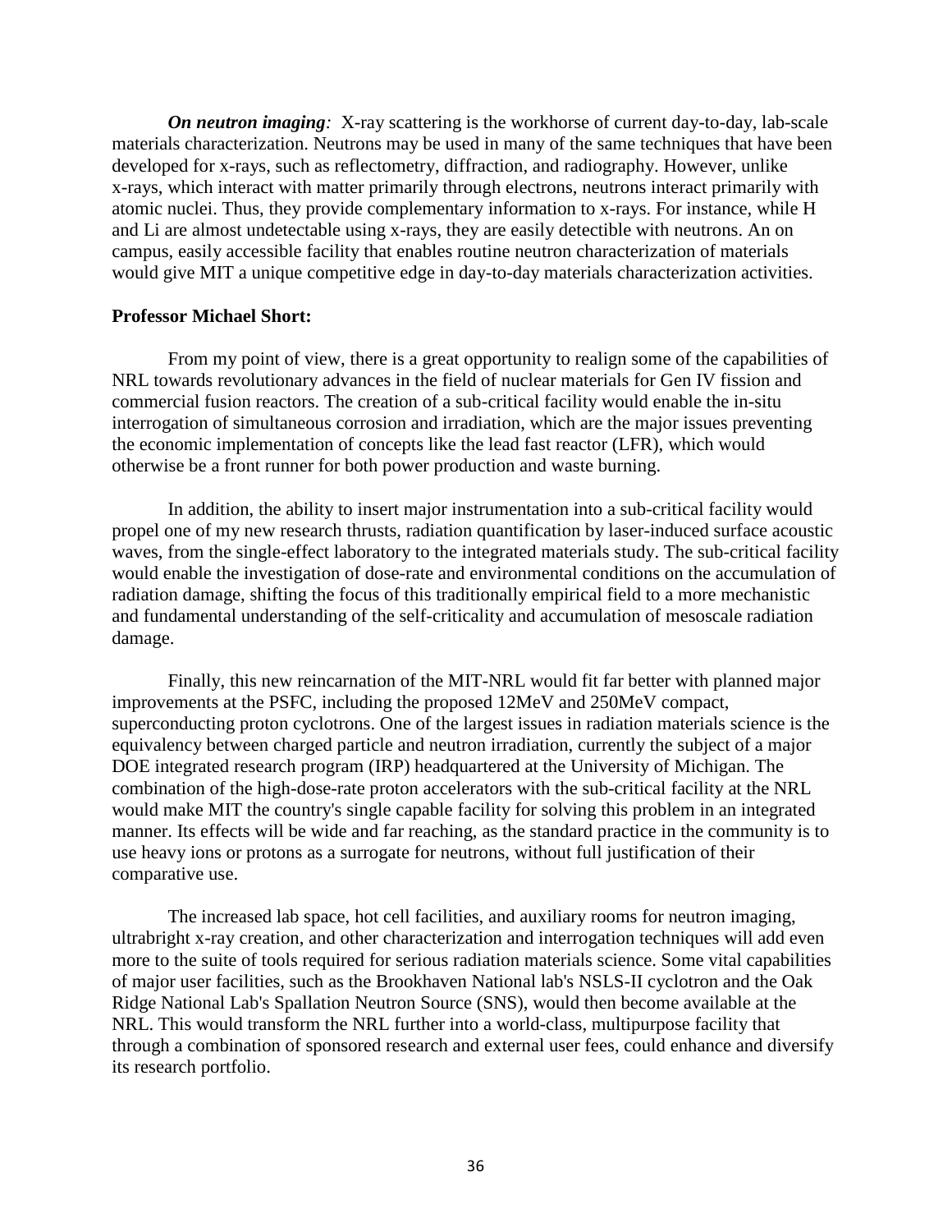***On neutron imaging**:* X-ray scattering is the workhorse of current day-to-day, lab-scale materials characterization. Neutrons may be used in many of the same techniques that have been developed for x-rays, such as reflectometry, diffraction, and radiography. However, unlike x-rays, which interact with matter primarily through electrons, neutrons interact primarily with atomic nuclei. Thus, they provide complementary information to x-rays. For instance, while H and Li are almost undetectable using x-rays, they are easily detectible with neutrons. An on campus, easily accessible facility that enables routine neutron characterization of materials would give MIT a unique competitive edge in day-to-day materials characterization activities.

**Professor Michael Short:**

From my point of view, there is a great opportunity to realign some of the capabilities of NRL towards revolutionary advances in the field of nuclear materials for Gen IV fission and commercial fusion reactors. The creation of a sub-critical facility would enable the in-situ interrogation of simultaneous corrosion and irradiation, which are the major issues preventing the economic implementation of concepts like the lead fast reactor (LFR), which would otherwise be a front runner for both power production and waste burning.

In addition, the ability to insert major instrumentation into a sub-critical facility would propel one of my new research thrusts, radiation quantification by laser-induced surface acoustic waves, from the single-effect laboratory to the integrated materials study. The sub-critical facility would enable the investigation of dose-rate and environmental conditions on the accumulation of radiation damage, shifting the focus of this traditionally empirical field to a more mechanistic and fundamental understanding of the self-criticality and accumulation of mesoscale radiation damage.

Finally, this new reincarnation of the MIT-NRL would fit far better with planned major improvements at the PSFC, including the proposed 12MeV and 250MeV compact, superconducting proton cyclotrons. One of the largest issues in radiation materials science is the equivalency between charged particle and neutron irradiation, currently the subject of a major DOE integrated research program (IRP) headquartered at the University of Michigan. The combination of the high-dose-rate proton accelerators with the sub-critical facility at the NRL would make MIT the country's single capable facility for solving this problem in an integrated manner. Its effects will be wide and far reaching, as the standard practice in the community is to use heavy ions or protons as a surrogate for neutrons, without full justification of their comparative use.

The increased lab space, hot cell facilities, and auxiliary rooms for neutron imaging, ultrabright x-ray creation, and other characterization and interrogation techniques will add even more to the suite of tools required for serious radiation materials science. Some vital capabilities of major user facilities, such as the Brookhaven National lab's NSLS-II cyclotron and the Oak Ridge National Lab's Spallation Neutron Source (SNS), would then become available at the NRL. This would transform the NRL further into a world-class, multipurpose facility that through a combination of sponsored research and external user fees, could enhance and diversify its research portfolio.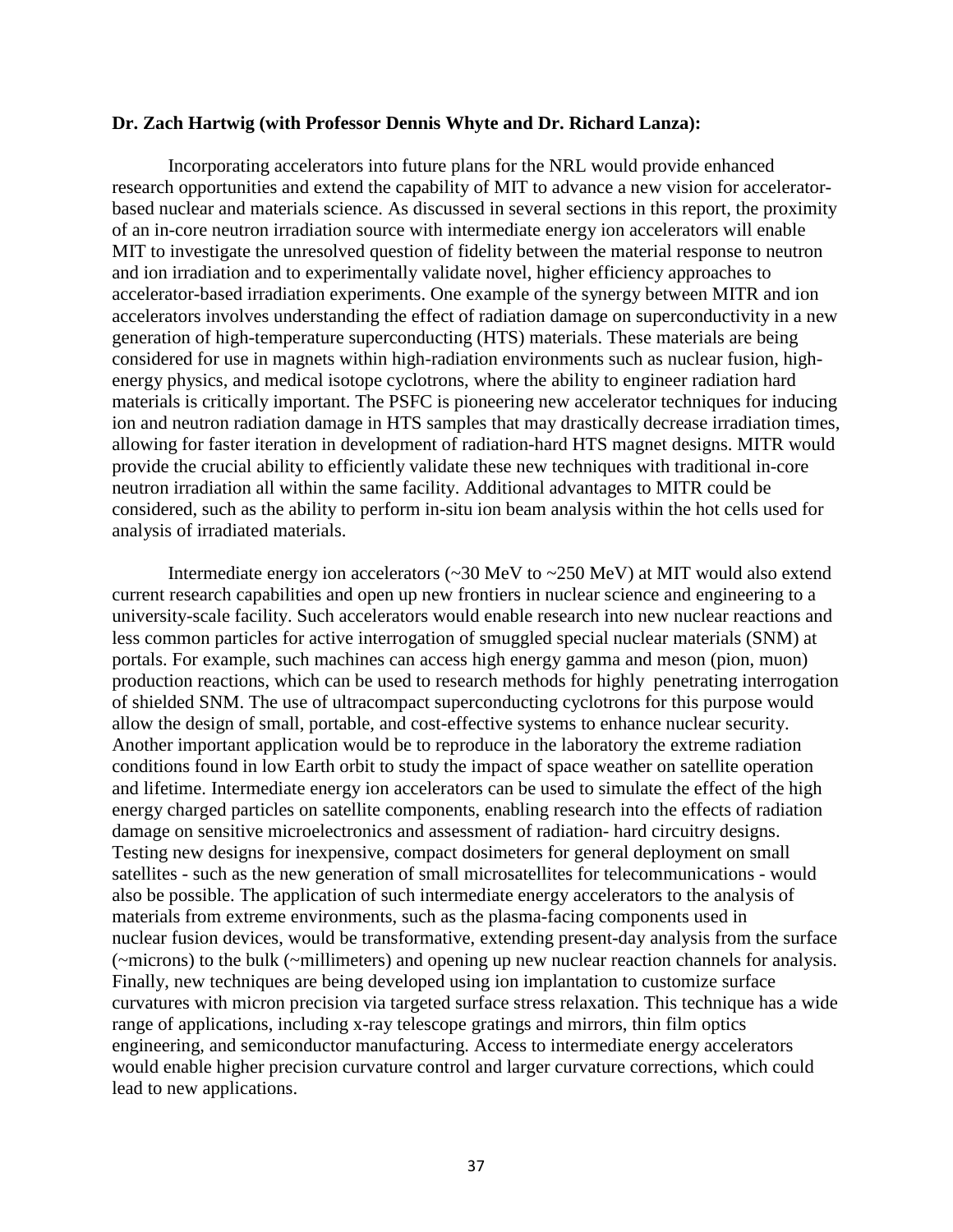**Dr. Zach Hartwig (with Professor Dennis Whyte and Dr. Richard Lanza):**

Incorporating accelerators into future plans for the NRL would provide enhanced research opportunities and extend the capability of MIT to advance a new vision for accelerator-based nuclear and materials science. As discussed in several sections in this report, the proximity of an in-core neutron irradiation source with intermediate energy ion accelerators will enable MIT to investigate the unresolved question of fidelity between the material response to neutron and ion irradiation and to experimentally validate novel, higher efficiency approaches to accelerator-based irradiation experiments. One example of the synergy between MITR and ion accelerators involves understanding the effect of radiation damage on superconductivity in a new generation of high-temperature superconducting (HTS) materials. These materials are being considered for use in magnets within high-radiation environments such as nuclear fusion, high-energy physics, and medical isotope cyclotrons, where the ability to engineer radiation hard materials is critically important. The PSFC is pioneering new accelerator techniques for inducing ion and neutron radiation damage in HTS samples that may drastically decrease irradiation times, allowing for faster iteration in development of radiation-hard HTS magnet designs. MITR would provide the crucial ability to efficiently validate these new techniques with traditional in-core neutron irradiation all within the same facility. Additional advantages to MITR could be considered, such as the ability to perform in-situ ion beam analysis within the hot cells used for analysis of irradiated materials.

Intermediate energy ion accelerators (~30 MeV to ~250 MeV) at MIT would also extend current research capabilities and open up new frontiers in nuclear science and engineering to a university-scale facility. Such accelerators would enable research into new nuclear reactions and less common particles for active interrogation of smuggled special nuclear materials (SNM) at portals. For example, such machines can access high energy gamma and meson (pion, muon) production reactions, which can be used to research methods for highly penetrating interrogation of shielded SNM. The use of ultracompact superconducting cyclotrons for this purpose would allow the design of small, portable, and cost-effective systems to enhance nuclear security. Another important application would be to reproduce in the laboratory the extreme radiation conditions found in low Earth orbit to study the impact of space weather on satellite operation and lifetime. Intermediate energy ion accelerators can be used to simulate the effect of the high energy charged particles on satellite components, enabling research into the effects of radiation damage on sensitive microelectronics and assessment of radiation- hard circuitry designs. Testing new designs for inexpensive, compact dosimeters for general deployment on small satellites - such as the new generation of small microsatellites for telecommunications - would also be possible. The application of such intermediate energy accelerators to the analysis of materials from extreme environments, such as the plasma-facing components used in nuclear fusion devices, would be transformative, extending present-day analysis from the surface (~microns) to the bulk (~millimeters) and opening up new nuclear reaction channels for analysis. Finally, new techniques are being developed using ion implantation to customize surface curvatures with micron precision via targeted surface stress relaxation. This technique has a wide range of applications, including x-ray telescope gratings and mirrors, thin film optics engineering, and semiconductor manufacturing. Access to intermediate energy accelerators would enable higher precision curvature control and larger curvature corrections, which could lead to new applications.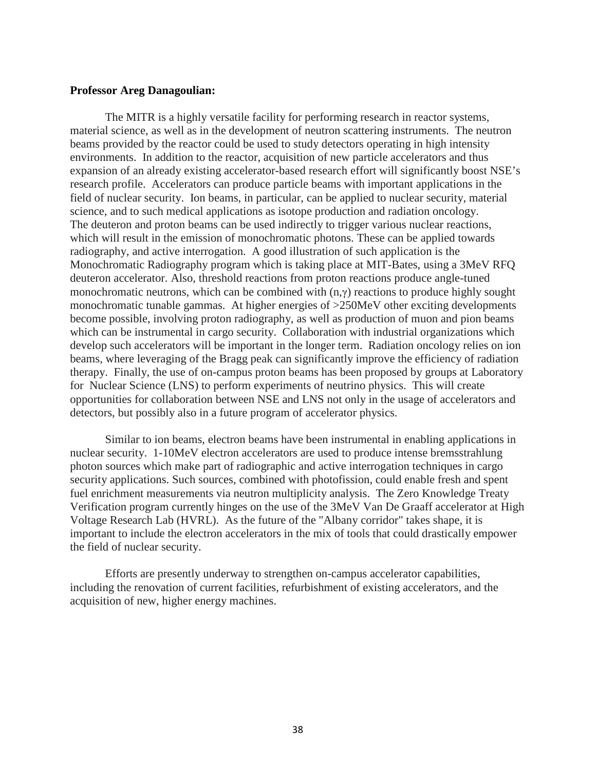**Professor Areg Danagoulian:**

The MITR is a highly versatile facility for performing research in reactor systems, material science, as well as in the development of neutron scattering instruments. The neutron beams provided by the reactor could be used to study detectors operating in high intensity environments. In addition to the reactor, acquisition of new particle accelerators and thus expansion of an already existing accelerator-based research effort will significantly boost NSE's research profile. Accelerators can produce particle beams with important applications in the field of nuclear security. Ion beams, in particular, can be applied to nuclear security, material science, and to such medical applications as isotope production and radiation oncology. The deuteron and proton beams can be used indirectly to trigger various nuclear reactions, which will result in the emission of monochromatic photons. These can be applied towards radiography, and active interrogation. A good illustration of such application is the Monochromatic Radiography program which is taking place at MIT-Bates, using a 3MeV RFQ deuteron accelerator. Also, threshold reactions from proton reactions produce angle-tuned monochromatic neutrons, which can be combined with $(n,\gamma)$ reactions to produce highly sought monochromatic tunable gammas. At higher energies of >250MeV other exciting developments become possible, involving proton radiography, as well as production of muon and pion beams which can be instrumental in cargo security. Collaboration with industrial organizations which develop such accelerators will be important in the longer term. Radiation oncology relies on ion beams, where leveraging of the Bragg peak can significantly improve the efficiency of radiation therapy. Finally, the use of on-campus proton beams has been proposed by groups at Laboratory for Nuclear Science (LNS) to perform experiments of neutrino physics. This will create opportunities for collaboration between NSE and LNS not only in the usage of accelerators and detectors, but possibly also in a future program of accelerator physics.

Similar to ion beams, electron beams have been instrumental in enabling applications in nuclear security. 1-10MeV electron accelerators are used to produce intense bremsstrahlung photon sources which make part of radiographic and active interrogation techniques in cargo security applications. Such sources, combined with photofission, could enable fresh and spent fuel enrichment measurements via neutron multiplicity analysis. The Zero Knowledge Treaty Verification program currently hinges on the use of the 3MeV Van De Graaff accelerator at High Voltage Research Lab (HVRL). As the future of the "Albany corridor" takes shape, it is important to include the electron accelerators in the mix of tools that could drastically empower the field of nuclear security.

Efforts are presently underway to strengthen on-campus accelerator capabilities, including the renovation of current facilities, refurbishment of existing accelerators, and the acquisition of new, higher energy machines.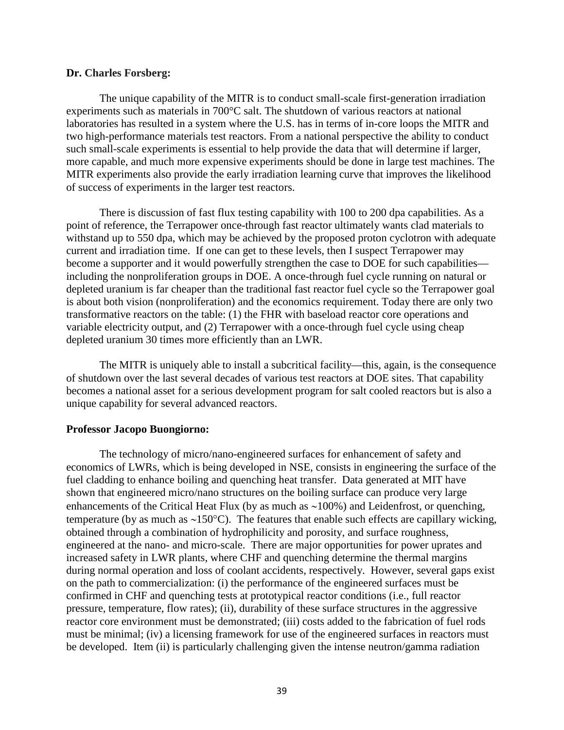**Dr. Charles Forsberg:**

The unique capability of the MITR is to conduct small-scale first-generation irradiation experiments such as materials in 700°C salt. The shutdown of various reactors at national laboratories has resulted in a system where the U.S. has in terms of in-core loops the MITR and two high-performance materials test reactors. From a national perspective the ability to conduct such small-scale experiments is essential to help provide the data that will determine if larger, more capable, and much more expensive experiments should be done in large test machines. The MITR experiments also provide the early irradiation learning curve that improves the likelihood of success of experiments in the larger test reactors.

There is discussion of fast flux testing capability with 100 to 200 dpa capabilities. As a point of reference, the Terrapower once-through fast reactor ultimately wants clad materials to withstand up to 550 dpa, which may be achieved by the proposed proton cyclotron with adequate current and irradiation time. If one can get to these levels, then I suspect Terrapower may become a supporter and it would powerfully strengthen the case to DOE for such capabilities—including the nonproliferation groups in DOE. A once-through fuel cycle running on natural or depleted uranium is far cheaper than the traditional fast reactor fuel cycle so the Terrapower goal is about both vision (nonproliferation) and the economics requirement. Today there are only two transformative reactors on the table: (1) the FHR with baseload reactor core operations and variable electricity output, and (2) Terrapower with a once-through fuel cycle using cheap depleted uranium 30 times more efficiently than an LWR.

The MITR is uniquely able to install a subcritical facility—this, again, is the consequence of shutdown over the last several decades of various test reactors at DOE sites. That capability becomes a national asset for a serious development program for salt cooled reactors but is also a unique capability for several advanced reactors.

**Professor Jacopo Buongiorno:**

The technology of micro/nano-engineered surfaces for enhancement of safety and economics of LWRs, which is being developed in NSE, consists in engineering the surface of the fuel cladding to enhance boiling and quenching heat transfer. Data generated at MIT have shown that engineered micro/nano structures on the boiling surface can produce very large enhancements of the Critical Heat Flux (by as much as ∼100%) and Leidenfrost, or quenching, temperature (by as much as ∼150°C). The features that enable such effects are capillary wicking, obtained through a combination of hydrophilicity and porosity, and surface roughness, engineered at the nano- and micro-scale. There are major opportunities for power uprates and increased safety in LWR plants, where CHF and quenching determine the thermal margins during normal operation and loss of coolant accidents, respectively. However, several gaps exist on the path to commercialization: (i) the performance of the engineered surfaces must be confirmed in CHF and quenching tests at prototypical reactor conditions (i.e., full reactor pressure, temperature, flow rates); (ii), durability of these surface structures in the aggressive reactor core environment must be demonstrated; (iii) costs added to the fabrication of fuel rods must be minimal; (iv) a licensing framework for use of the engineered surfaces in reactors must be developed. Item (ii) is particularly challenging given the intense neutron/gamma radiation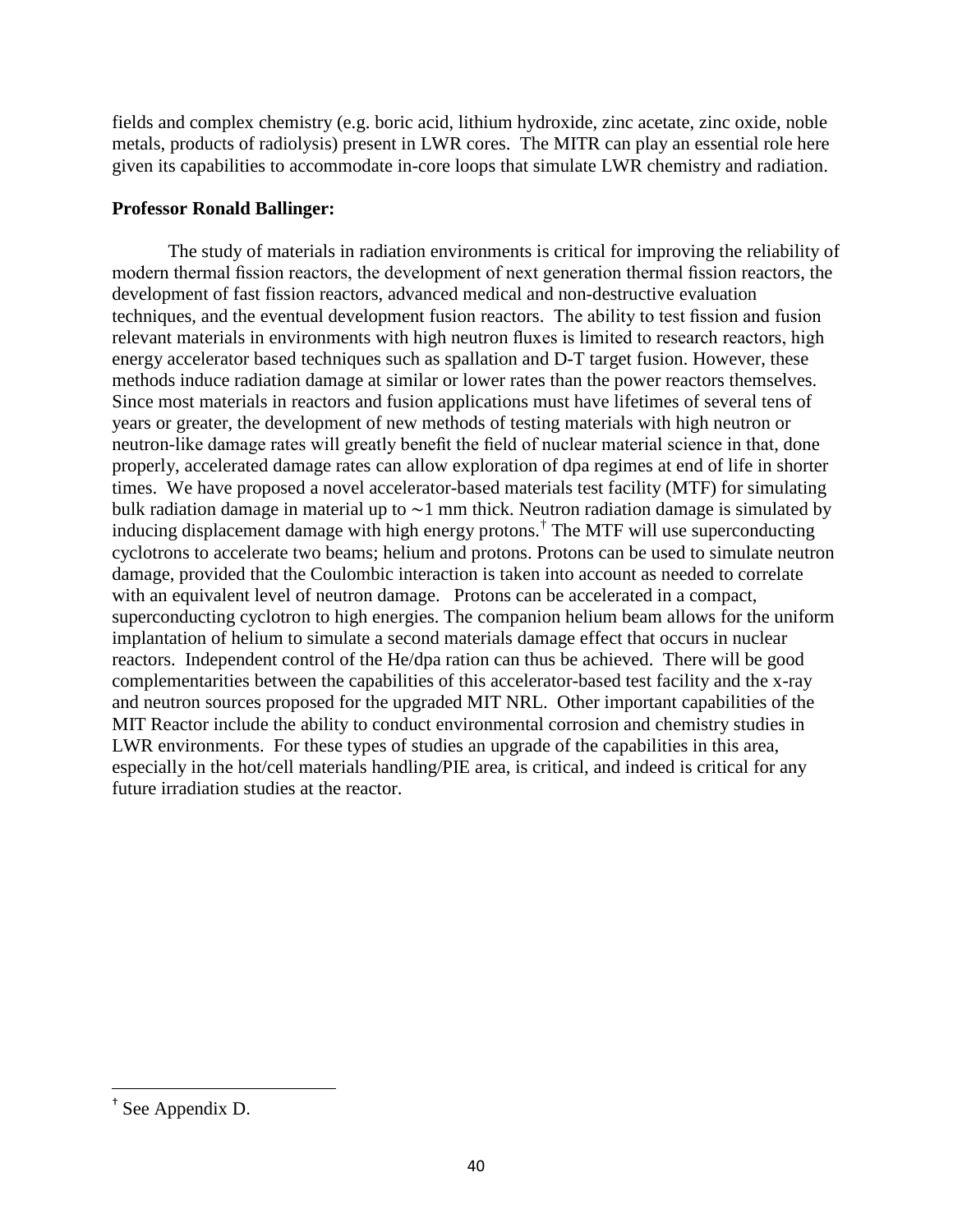fields and complex chemistry (e.g. boric acid, lithium hydroxide, zinc acetate, zinc oxide, noble metals, products of radiolysis) present in LWR cores. The MITR can play an essential role here given its capabilities to accommodate in-core loops that simulate LWR chemistry and radiation.

**Professor Ronald Ballinger:**

The study of materials in radiation environments is critical for improving the reliability of modern thermal fission reactors, the development of next generation thermal fission reactors, the development of fast fission reactors, advanced medical and non-destructive evaluation techniques, and the eventual development fusion reactors. The ability to test fission and fusion relevant materials in environments with high neutron fluxes is limited to research reactors, high energy accelerator based techniques such as spallation and D-T target fusion. However, these methods induce radiation damage at similar or lower rates than the power reactors themselves. Since most materials in reactors and fusion applications must have lifetimes of several tens of years or greater, the development of new methods of testing materials with high neutron or neutron-like damage rates will greatly benefit the field of nuclear material science in that, done properly, accelerated damage rates can allow exploration of dpa regimes at end of life in shorter times. We have proposed a novel accelerator-based materials test facility (MTF) for simulating bulk radiation damage in material up to ∼1 mm thick. Neutron radiation damage is simulated by inducing displacement damage with high energy protons.[†] The MTF will use superconducting cyclotrons to accelerate two beams; helium and protons. Protons can be used to simulate neutron damage, provided that the Coulombic interaction is taken into account as needed to correlate with an equivalent level of neutron damage. Protons can be accelerated in a compact, superconducting cyclotron to high energies. The companion helium beam allows for the uniform implantation of helium to simulate a second materials damage effect that occurs in nuclear reactors. Independent control of the He/dpa ration can thus be achieved. There will be good complementarities between the capabilities of this accelerator-based test facility and the x-ray and neutron sources proposed for the upgraded MIT NRL. Other important capabilities of the MIT Reactor include the ability to conduct environmental corrosion and chemistry studies in LWR environments. For these types of studies an upgrade of the capabilities in this area, especially in the hot/cell materials handling/PIE area, is critical, and indeed is critical for any future irradiation studies at the reactor.

---

[†] See Appendix D.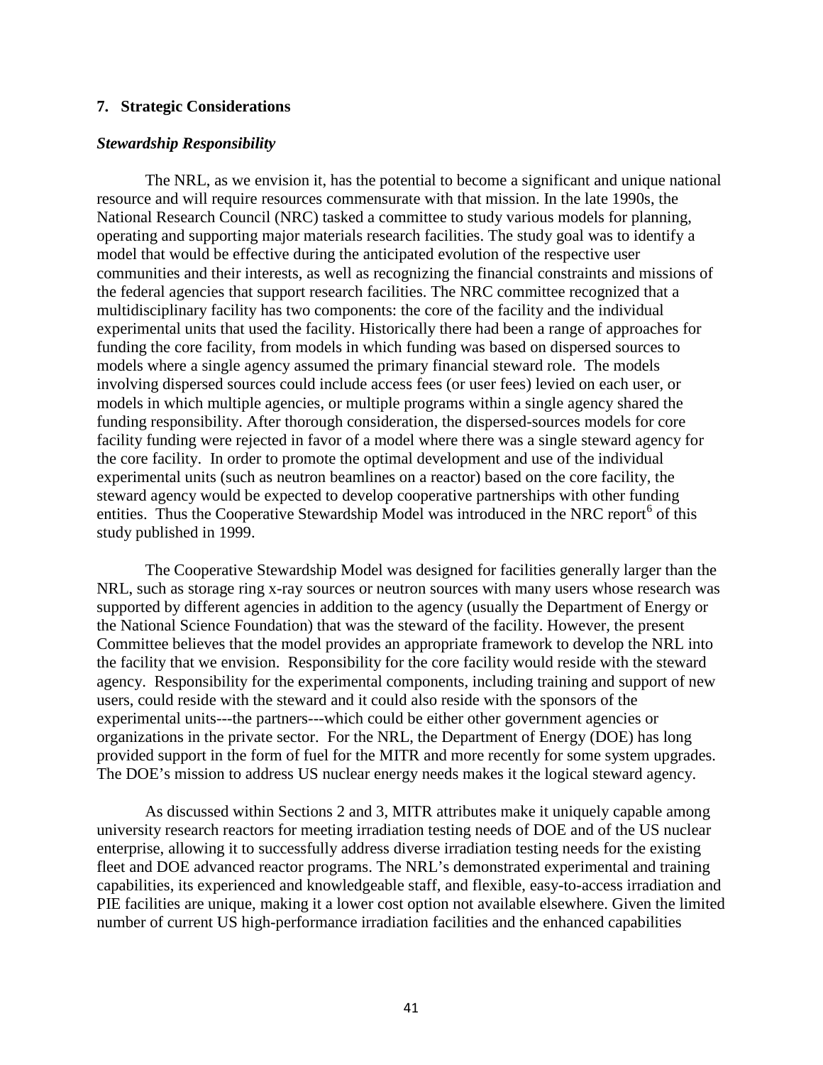## 7. Strategic Considerations

### *Stewardship Responsibility*

The NRL, as we envision it, has the potential to become a significant and unique national resource and will require resources commensurate with that mission. In the late 1990s, the National Research Council (NRC) tasked a committee to study various models for planning, operating and supporting major materials research facilities. The study goal was to identify a model that would be effective during the anticipated evolution of the respective user communities and their interests, as well as recognizing the financial constraints and missions of the federal agencies that support research facilities. The NRC committee recognized that a multidisciplinary facility has two components: the core of the facility and the individual experimental units that used the facility. Historically there had been a range of approaches for funding the core facility, from models in which funding was based on dispersed sources to models where a single agency assumed the primary financial steward role. The models involving dispersed sources could include access fees (or user fees) levied on each user, or models in which multiple agencies, or multiple programs within a single agency shared the funding responsibility. After thorough consideration, the dispersed-sources models for core facility funding were rejected in favor of a model where there was a single steward agency for the core facility. In order to promote the optimal development and use of the individual experimental units (such as neutron beamlines on a reactor) based on the core facility, the steward agency would be expected to develop cooperative partnerships with other funding entities. Thus the Cooperative Stewardship Model was introduced in the NRC report[6] of this study published in 1999.

The Cooperative Stewardship Model was designed for facilities generally larger than the NRL, such as storage ring x-ray sources or neutron sources with many users whose research was supported by different agencies in addition to the agency (usually the Department of Energy or the National Science Foundation) that was the steward of the facility. However, the present Committee believes that the model provides an appropriate framework to develop the NRL into the facility that we envision. Responsibility for the core facility would reside with the steward agency. Responsibility for the experimental components, including training and support of new users, could reside with the steward and it could also reside with the sponsors of the experimental units---the partners---which could be either other government agencies or organizations in the private sector. For the NRL, the Department of Energy (DOE) has long provided support in the form of fuel for the MITR and more recently for some system upgrades. The DOE's mission to address US nuclear energy needs makes it the logical steward agency.

As discussed within Sections 2 and 3, MITR attributes make it uniquely capable among university research reactors for meeting irradiation testing needs of DOE and of the US nuclear enterprise, allowing it to successfully address diverse irradiation testing needs for the existing fleet and DOE advanced reactor programs. The NRL's demonstrated experimental and training capabilities, its experienced and knowledgeable staff, and flexible, easy-to-access irradiation and PIE facilities are unique, making it a lower cost option not available elsewhere. Given the limited number of current US high-performance irradiation facilities and the enhanced capabilities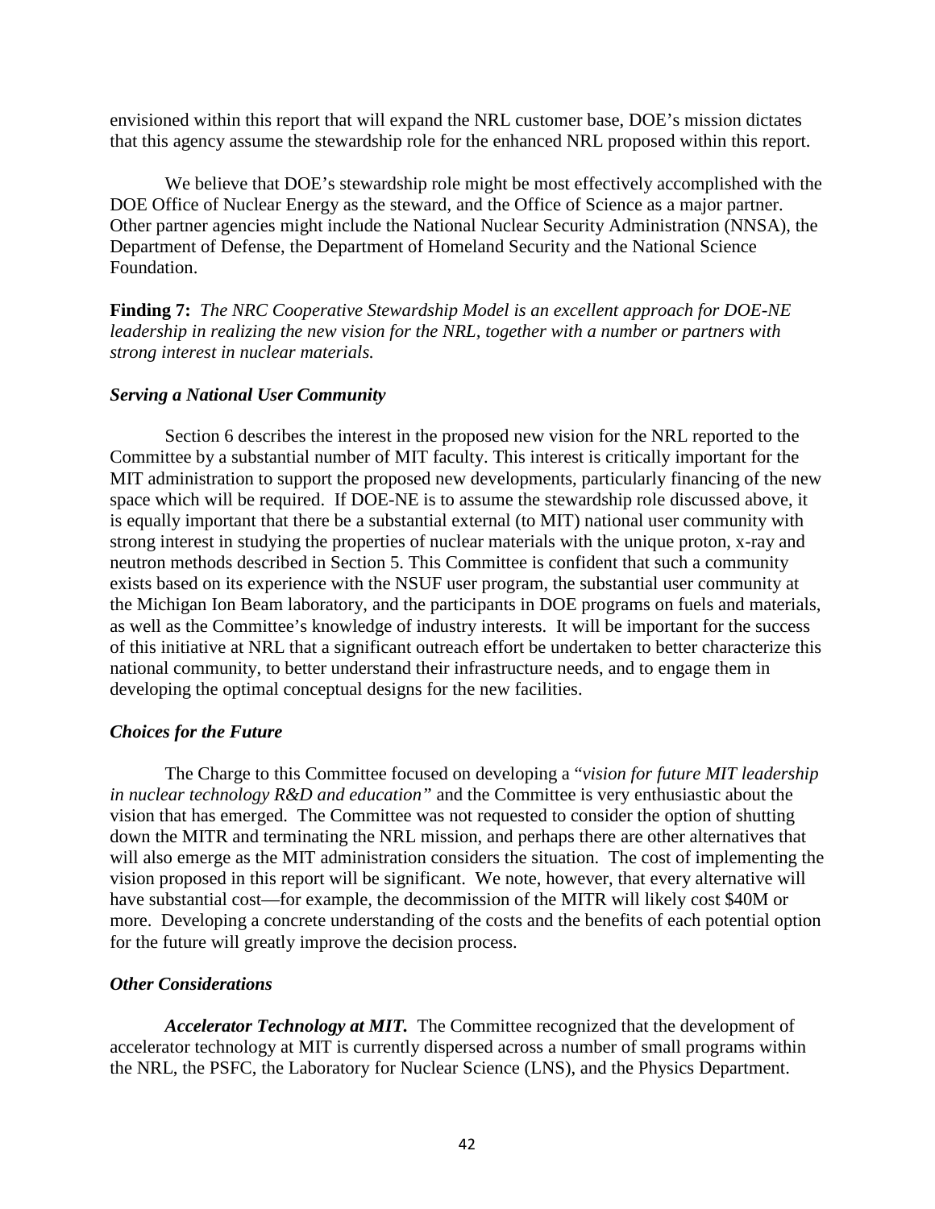envisioned within this report that will expand the NRL customer base, DOE's mission dictates that this agency assume the stewardship role for the enhanced NRL proposed within this report.

We believe that DOE's stewardship role might be most effectively accomplished with the DOE Office of Nuclear Energy as the steward, and the Office of Science as a major partner. Other partner agencies might include the National Nuclear Security Administration (NNSA), the Department of Defense, the Department of Homeland Security and the National Science Foundation.

**Finding 7:** *The NRC Cooperative Stewardship Model is an excellent approach for DOE-NE leadership in realizing the new vision for the NRL, together with a number or partners with strong interest in nuclear materials.*

### *Serving a National User Community*

Section 6 describes the interest in the proposed new vision for the NRL reported to the Committee by a substantial number of MIT faculty. This interest is critically important for the MIT administration to support the proposed new developments, particularly financing of the new space which will be required. If DOE-NE is to assume the stewardship role discussed above, it is equally important that there be a substantial external (to MIT) national user community with strong interest in studying the properties of nuclear materials with the unique proton, x-ray and neutron methods described in Section 5. This Committee is confident that such a community exists based on its experience with the NSUF user program, the substantial user community at the Michigan Ion Beam laboratory, and the participants in DOE programs on fuels and materials, as well as the Committee's knowledge of industry interests. It will be important for the success of this initiative at NRL that a significant outreach effort be undertaken to better characterize this national community, to better understand their infrastructure needs, and to engage them in developing the optimal conceptual designs for the new facilities.

### *Choices for the Future*

The Charge to this Committee focused on developing a "*vision for future MIT leadership in nuclear technology R&D and education*" and the Committee is very enthusiastic about the vision that has emerged. The Committee was not requested to consider the option of shutting down the MITR and terminating the NRL mission, and perhaps there are other alternatives that will also emerge as the MIT administration considers the situation. The cost of implementing the vision proposed in this report will be significant. We note, however, that every alternative will have substantial cost—for example, the decommission of the MITR will likely cost $40M or more. Developing a concrete understanding of the costs and the benefits of each potential option for the future will greatly improve the decision process.

### *Other Considerations*

***Accelerator Technology at MIT.*** The Committee recognized that the development of accelerator technology at MIT is currently dispersed across a number of small programs within the NRL, the PSFC, the Laboratory for Nuclear Science (LNS), and the Physics Department.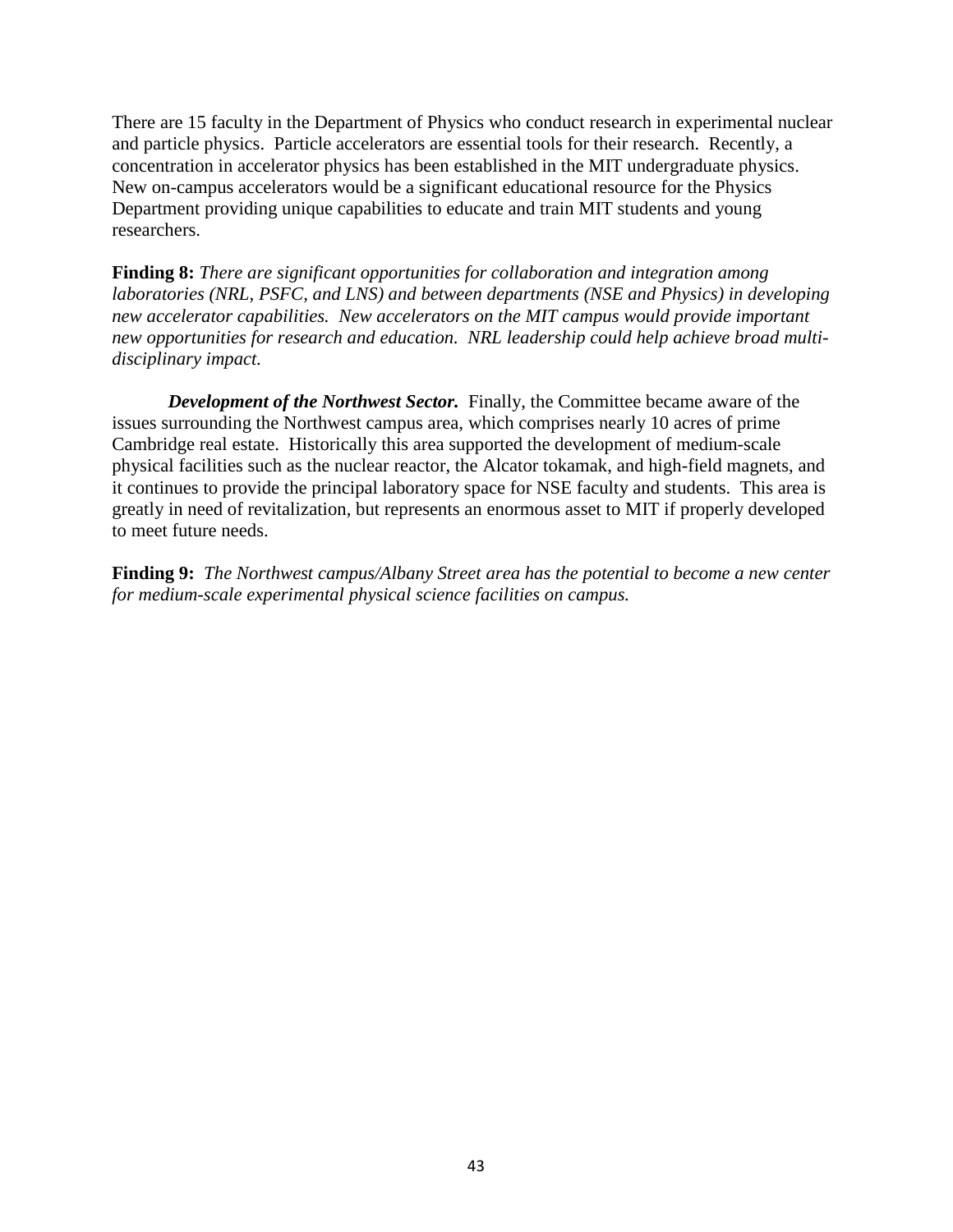There are 15 faculty in the Department of Physics who conduct research in experimental nuclear and particle physics. Particle accelerators are essential tools for their research. Recently, a concentration in accelerator physics has been established in the MIT undergraduate physics. New on-campus accelerators would be a significant educational resource for the Physics Department providing unique capabilities to educate and train MIT students and young researchers.

**Finding 8:** *There are significant opportunities for collaboration and integration among laboratories (NRL, PSFC, and LNS) and between departments (NSE and Physics) in developing new accelerator capabilities. New accelerators on the MIT campus would provide important new opportunities for research and education. NRL leadership could help achieve broad multi-disciplinary impact.*

***Development of the Northwest Sector.*** Finally, the Committee became aware of the issues surrounding the Northwest campus area, which comprises nearly 10 acres of prime Cambridge real estate. Historically this area supported the development of medium-scale physical facilities such as the nuclear reactor, the Alcator tokamak, and high-field magnets, and it continues to provide the principal laboratory space for NSE faculty and students. This area is greatly in need of revitalization, but represents an enormous asset to MIT if properly developed to meet future needs.

**Finding 9:** *The Northwest campus/Albany Street area has the potential to become a new center for medium-scale experimental physical science facilities on campus.*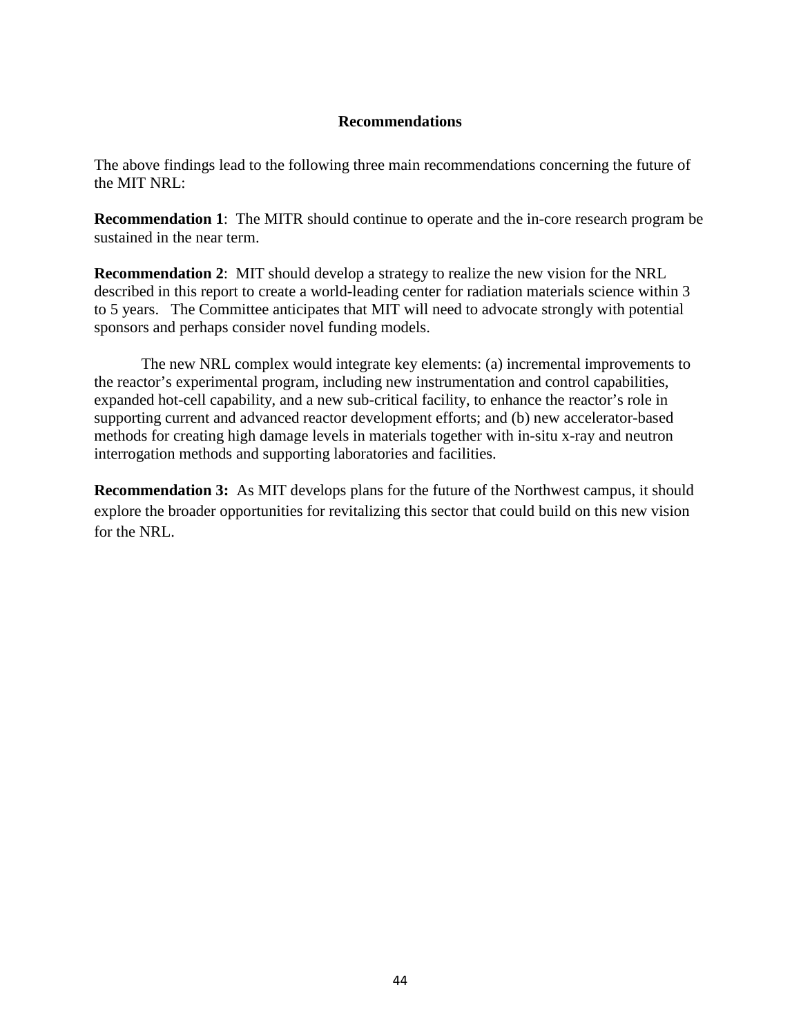## Recommendations

The above findings lead to the following three main recommendations concerning the future of the MIT NRL:

**Recommendation 1**: The MITR should continue to operate and the in-core research program be sustained in the near term.

**Recommendation 2**: MIT should develop a strategy to realize the new vision for the NRL described in this report to create a world-leading center for radiation materials science within 3 to 5 years. The Committee anticipates that MIT will need to advocate strongly with potential sponsors and perhaps consider novel funding models.

The new NRL complex would integrate key elements: (a) incremental improvements to the reactor's experimental program, including new instrumentation and control capabilities, expanded hot-cell capability, and a new sub-critical facility, to enhance the reactor's role in supporting current and advanced reactor development efforts; and (b) new accelerator-based methods for creating high damage levels in materials together with in-situ x-ray and neutron interrogation methods and supporting laboratories and facilities.

**Recommendation 3:** As MIT develops plans for the future of the Northwest campus, it should explore the broader opportunities for revitalizing this sector that could build on this new vision for the NRL.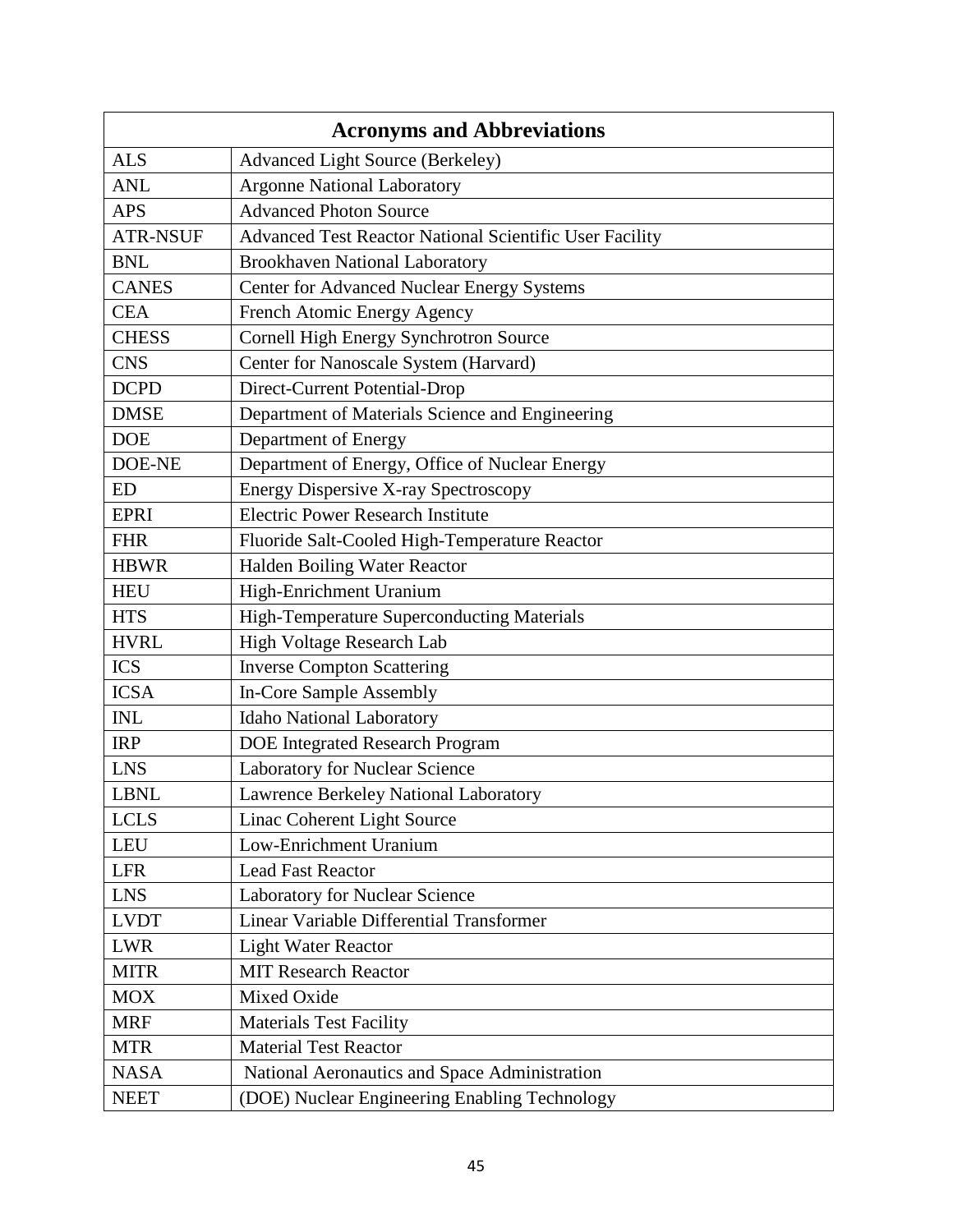| Acronyms and Abbreviations | |
|---|---|
| ALS | Advanced Light Source (Berkeley) |
| ANL | Argonne National Laboratory |
| APS | Advanced Photon Source |
| ATR-NSUF | Advanced Test Reactor National Scientific User Facility |
| BNL | Brookhaven National Laboratory |
| CANES | Center for Advanced Nuclear Energy Systems |
| CEA | French Atomic Energy Agency |
| CHESS | Cornell High Energy Synchrotron Source |
| CNS | Center for Nanoscale System (Harvard) |
| DCPD | Direct-Current Potential-Drop |
| DMSE | Department of Materials Science and Engineering |
| DOE | Department of Energy |
| DOE-NE | Department of Energy, Office of Nuclear Energy |
| ED | Energy Dispersive X-ray Spectroscopy |
| EPRI | Electric Power Research Institute |
| FHR | Fluoride Salt-Cooled High-Temperature Reactor |
| HBWR | Halden Boiling Water Reactor |
| HEU | High-Enrichment Uranium |
| HTS | High-Temperature Superconducting Materials |
| HVRL | High Voltage Research Lab |
| ICS | Inverse Compton Scattering |
| ICSA | In-Core Sample Assembly |
| INL | Idaho National Laboratory |
| IRP | DOE Integrated Research Program |
| LNS | Laboratory for Nuclear Science |
| LBNL | Lawrence Berkeley National Laboratory |
| LCLS | Linac Coherent Light Source |
| LEU | Low-Enrichment Uranium |
| LFR | Lead Fast Reactor |
| LNS | Laboratory for Nuclear Science |
| LVDT | Linear Variable Differential Transformer |
| LWR | Light Water Reactor |
| MITR | MIT Research Reactor |
| MOX | Mixed Oxide |
| MRF | Materials Test Facility |
| MTR | Material Test Reactor |
| NASA | National Aeronautics and Space Administration |
| NEET | (DOE) Nuclear Engineering Enabling Technology |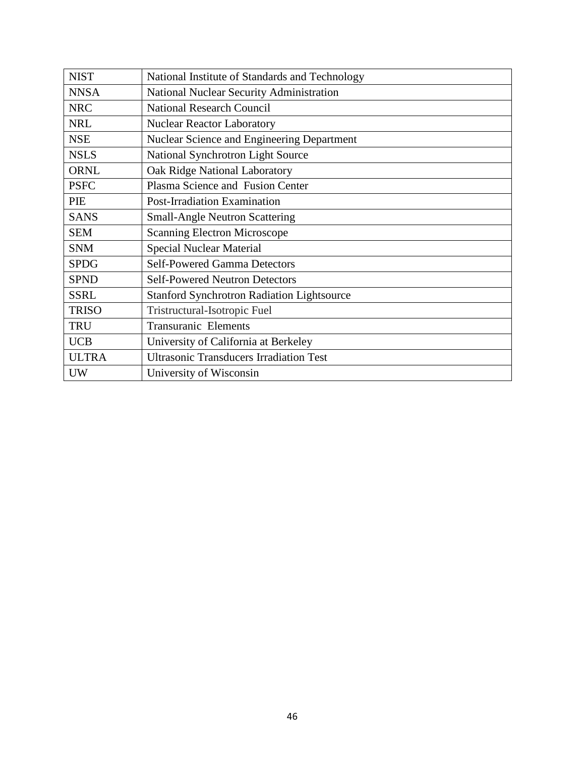| NIST | National Institute of Standards and Technology |
|---|---|
| NNSA | National Nuclear Security Administration |
| NRC | National Research Council |
| NRL | Nuclear Reactor Laboratory |
| NSE | Nuclear Science and Engineering Department |
| NSLS | National Synchrotron Light Source |
| ORNL | Oak Ridge National Laboratory |
| PSFC | Plasma Science and Fusion Center |
| PIE | Post-Irradiation Examination |
| SANS | Small-Angle Neutron Scattering |
| SEM | Scanning Electron Microscope |
| SNM | Special Nuclear Material |
| SPDG | Self-Powered Gamma Detectors |
| SPND | Self-Powered Neutron Detectors |
| SSRL | Stanford Synchrotron Radiation Lightsource |
| TRISO | Tristructural-Isotropic Fuel |
| TRU | Transuranic Elements |
| UCB | University of California at Berkeley |
| ULTRA | Ultrasonic Transducers Irradiation Test |
| UW | University of Wisconsin |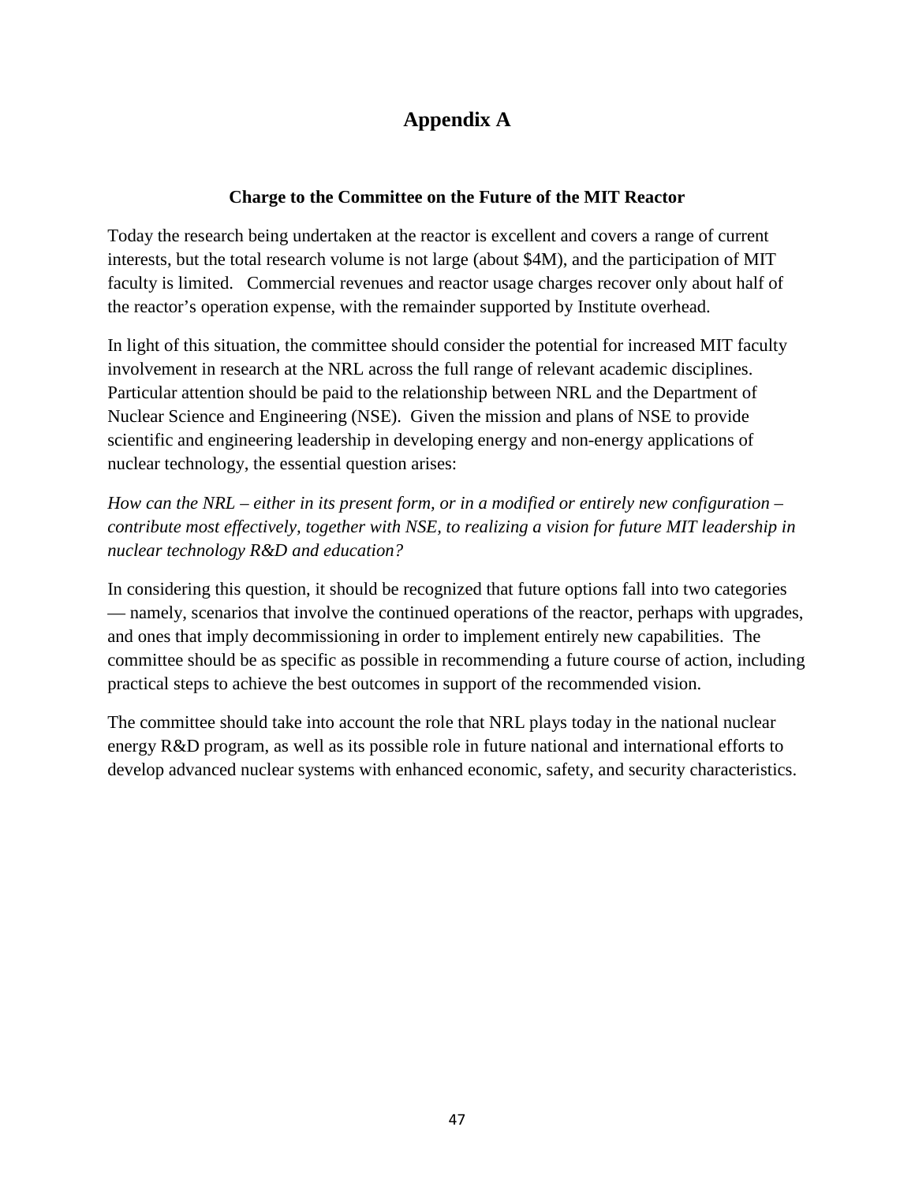# Appendix A

### Charge to the Committee on the Future of the MIT Reactor

Today the research being undertaken at the reactor is excellent and covers a range of current interests, but the total research volume is not large (about $4M), and the participation of MIT faculty is limited. Commercial revenues and reactor usage charges recover only about half of the reactor's operation expense, with the remainder supported by Institute overhead.

In light of this situation, the committee should consider the potential for increased MIT faculty involvement in research at the NRL across the full range of relevant academic disciplines. Particular attention should be paid to the relationship between NRL and the Department of Nuclear Science and Engineering (NSE). Given the mission and plans of NSE to provide scientific and engineering leadership in developing energy and non-energy applications of nuclear technology, the essential question arises:

*How can the NRL – either in its present form, or in a modified or entirely new configuration – contribute most effectively, together with NSE, to realizing a vision for future MIT leadership in nuclear technology R&D and education?*

In considering this question, it should be recognized that future options fall into two categories — namely, scenarios that involve the continued operations of the reactor, perhaps with upgrades, and ones that imply decommissioning in order to implement entirely new capabilities. The committee should be as specific as possible in recommending a future course of action, including practical steps to achieve the best outcomes in support of the recommended vision.

The committee should take into account the role that NRL plays today in the national nuclear energy R&D program, as well as its possible role in future national and international efforts to develop advanced nuclear systems with enhanced economic, safety, and security characteristics.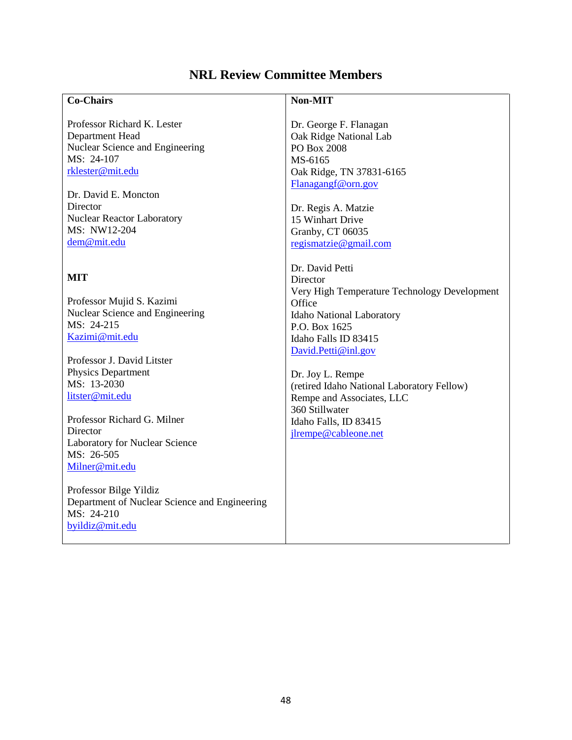# NRL Review Committee Members

| Co-Chairs | Non-MIT |
|---|---|
| Professor Richard K. Lester<br>Department Head<br>Nuclear Science and Engineering<br>MS: 24-107<br>rklester@mit.edu<br><br>Dr. David E. Moncton<br>Director<br>Nuclear Reactor Laboratory<br>MS: NW12-204<br>dem@mit.edu<br><br>**MIT**<br><br>Professor Mujid S. Kazimi<br>Nuclear Science and Engineering<br>MS: 24-215<br>Kazimi@mit.edu<br><br>Professor J. David Litster<br>Physics Department<br>MS: 13-2030<br>litster@mit.edu<br><br>Professor Richard G. Milner<br>Director<br>Laboratory for Nuclear Science<br>MS: 26-505<br>Milner@mit.edu<br><br>Professor Bilge Yildiz<br>Department of Nuclear Science and Engineering<br>MS: 24-210<br>byildiz@mit.edu | Dr. George F. Flanagan<br>Oak Ridge National Lab<br>PO Box 2008<br>MS-6165<br>Oak Ridge, TN 37831-6165<br>Flanagangf@orn.gov<br><br>Dr. Regis A. Matzie<br>15 Winhart Drive<br>Granby, CT 06035<br>regismatzie@gmail.com<br><br>Dr. David Petti<br>Director<br>Very High Temperature Technology Development Office<br>Idaho National Laboratory<br>P.O. Box 1625<br>Idaho Falls ID 83415<br>David.Petti@inl.gov<br><br>Dr. Joy L. Rempe<br>(retired Idaho National Laboratory Fellow)<br>Rempe and Associates, LLC<br>360 Stillwater<br>Idaho Falls, ID 83415<br>jlrempe@cableone.net |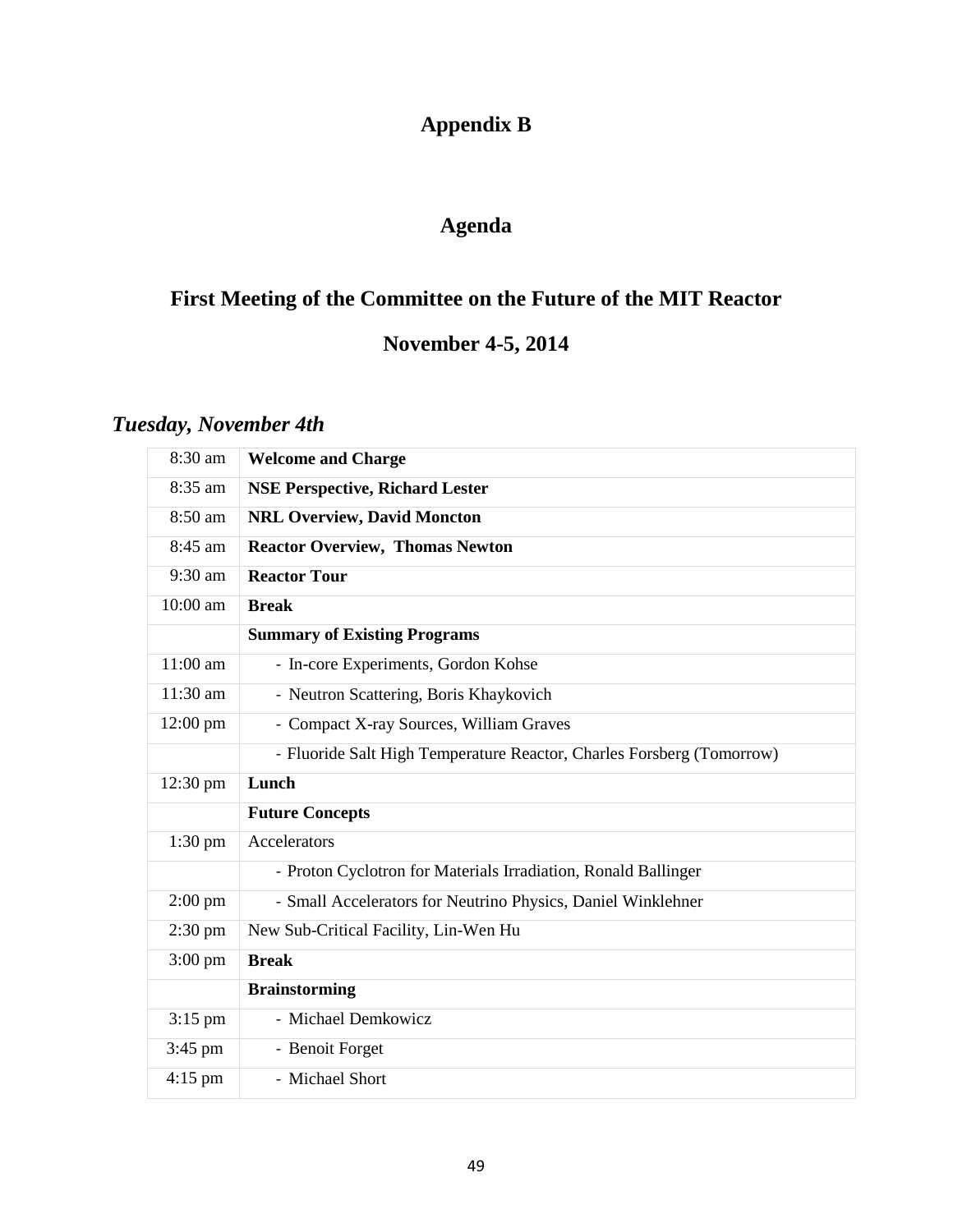# Appendix B

## Agenda

## First Meeting of the Committee on the Future of the MIT Reactor

## November 4-5, 2014

### *Tuesday, November 4th*

| | |
|---|---|
| 8:30 am | **Welcome and Charge** |
| 8:35 am | **NSE Perspective, Richard Lester** |
| 8:50 am | **NRL Overview, David Moncton** |
| 8:45 am | **Reactor Overview, Thomas Newton** |
| 9:30 am | **Reactor Tour** |
| 10:00 am | **Break** |
| | **Summary of Existing Programs** |
| 11:00 am | - In-core Experiments, Gordon Kohse |
| 11:30 am | - Neutron Scattering, Boris Khaykovich |
| 12:00 pm | - Compact X-ray Sources, William Graves |
| | - Fluoride Salt High Temperature Reactor, Charles Forsberg (Tomorrow) |
| 12:30 pm | **Lunch** |
| | **Future Concepts** |
| 1:30 pm | Accelerators |
| | - Proton Cyclotron for Materials Irradiation, Ronald Ballinger |
| 2:00 pm | - Small Accelerators for Neutrino Physics, Daniel Winklehner |
| 2:30 pm | New Sub-Critical Facility, Lin-Wen Hu |
| 3:00 pm | **Break** |
| | **Brainstorming** |
| 3:15 pm | - Michael Demkowicz |
| 3:45 pm | - Benoit Forget |
| 4:15 pm | - Michael Short |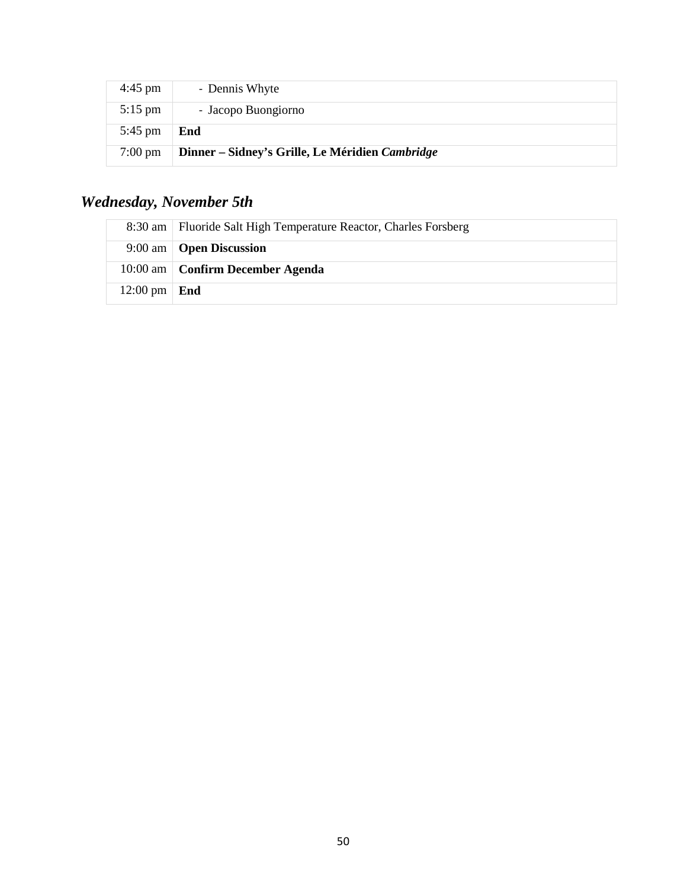| | |
|---|---|
| 4:45 pm | - Dennis Whyte |
| 5:15 pm | - Jacopo Buongiorno |
| 5:45 pm | **End** |
| 7:00 pm | **Dinner – Sidney's Grille, Le Méridien *Cambridge*** |

## *Wednesday, November 5th*

| | |
|---|---|
| 8:30 am | Fluoride Salt High Temperature Reactor, Charles Forsberg |
| 9:00 am | **Open Discussion** |
| 10:00 am | **Confirm December Agenda** |
| 12:00 pm | **End** |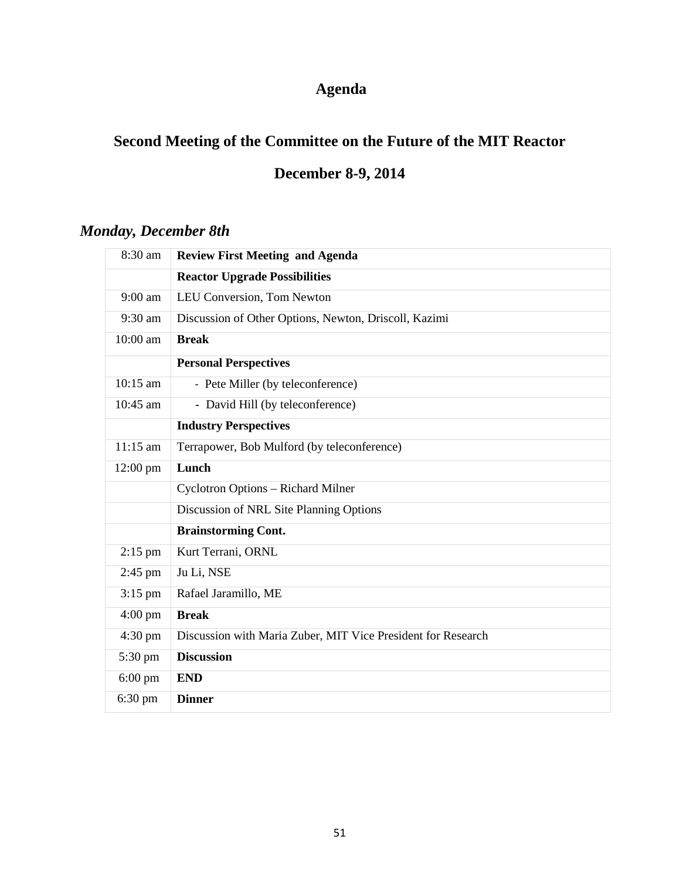# Agenda

## Second Meeting of the Committee on the Future of the MIT Reactor

## December 8-9, 2014

### *Monday, December 8th*

| | |
|---|---|
| 8:30 am | **Review First Meeting and Agenda** |
| | **Reactor Upgrade Possibilities** |
| 9:00 am | LEU Conversion, Tom Newton |
| 9:30 am | Discussion of Other Options, Newton, Driscoll, Kazimi |
| 10:00 am | **Break** |
| | **Personal Perspectives** |
| 10:15 am | - Pete Miller (by teleconference) |
| 10:45 am | - David Hill (by teleconference) |
| | **Industry Perspectives** |
| 11:15 am | Terrapower, Bob Mulford (by teleconference) |
| 12:00 pm | **Lunch** |
| | Cyclotron Options – Richard Milner |
| | Discussion of NRL Site Planning Options |
| | **Brainstorming Cont.** |
| 2:15 pm | Kurt Terrani, ORNL |
| 2:45 pm | Ju Li, NSE |
| 3:15 pm | Rafael Jaramillo, ME |
| 4:00 pm | **Break** |
| 4:30 pm | Discussion with Maria Zuber, MIT Vice President for Research |
| 5:30 pm | **Discussion** |
| 6:00 pm | **END** |
| 6:30 pm | **Dinner** |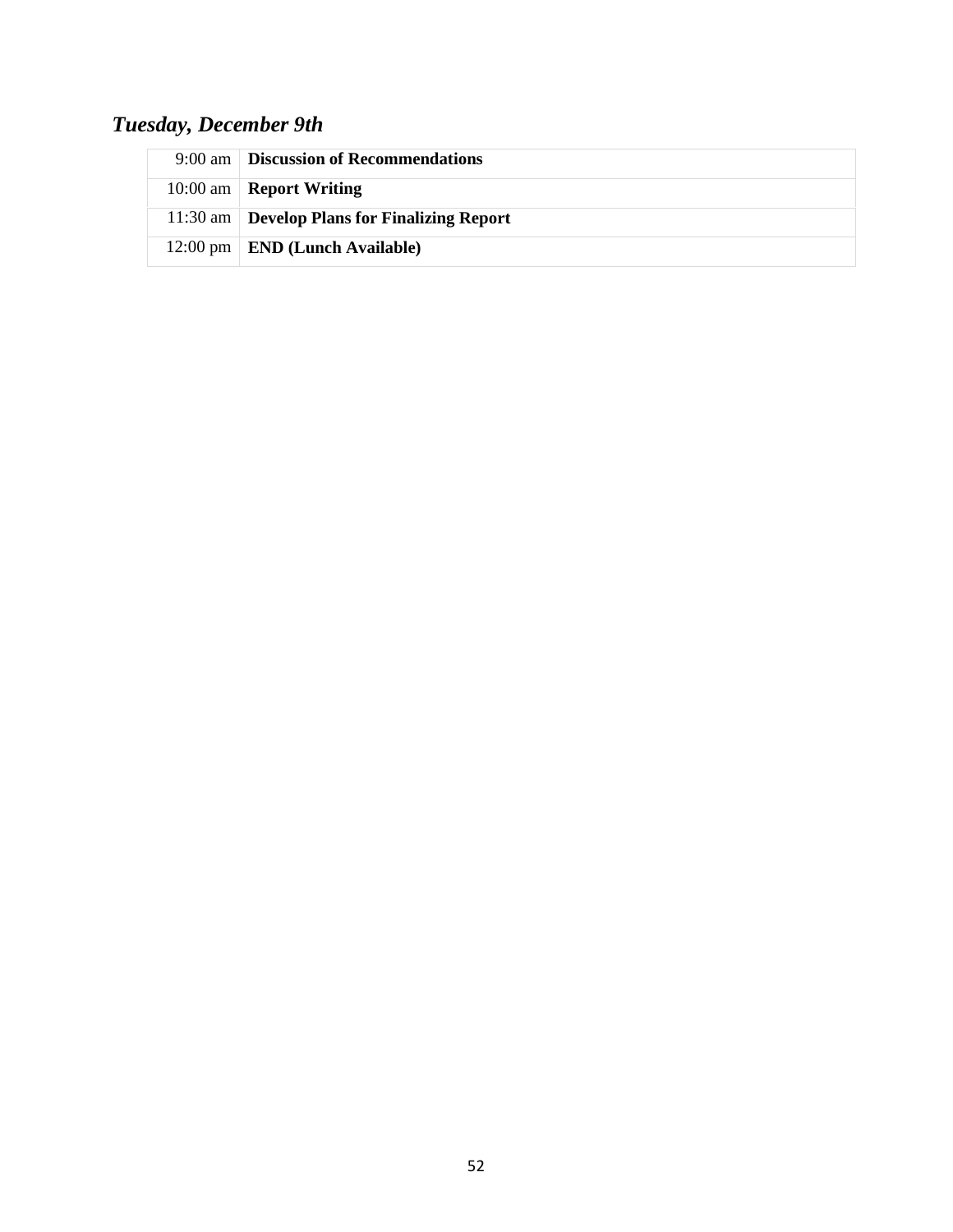### *Tuesday, December 9th*

| | |
|---|---|
| 9:00 am | **Discussion of Recommendations** |
| 10:00 am | **Report Writing** |
| 11:30 am | **Develop Plans for Finalizing Report** |
| 12:00 pm | **END (Lunch Available)** |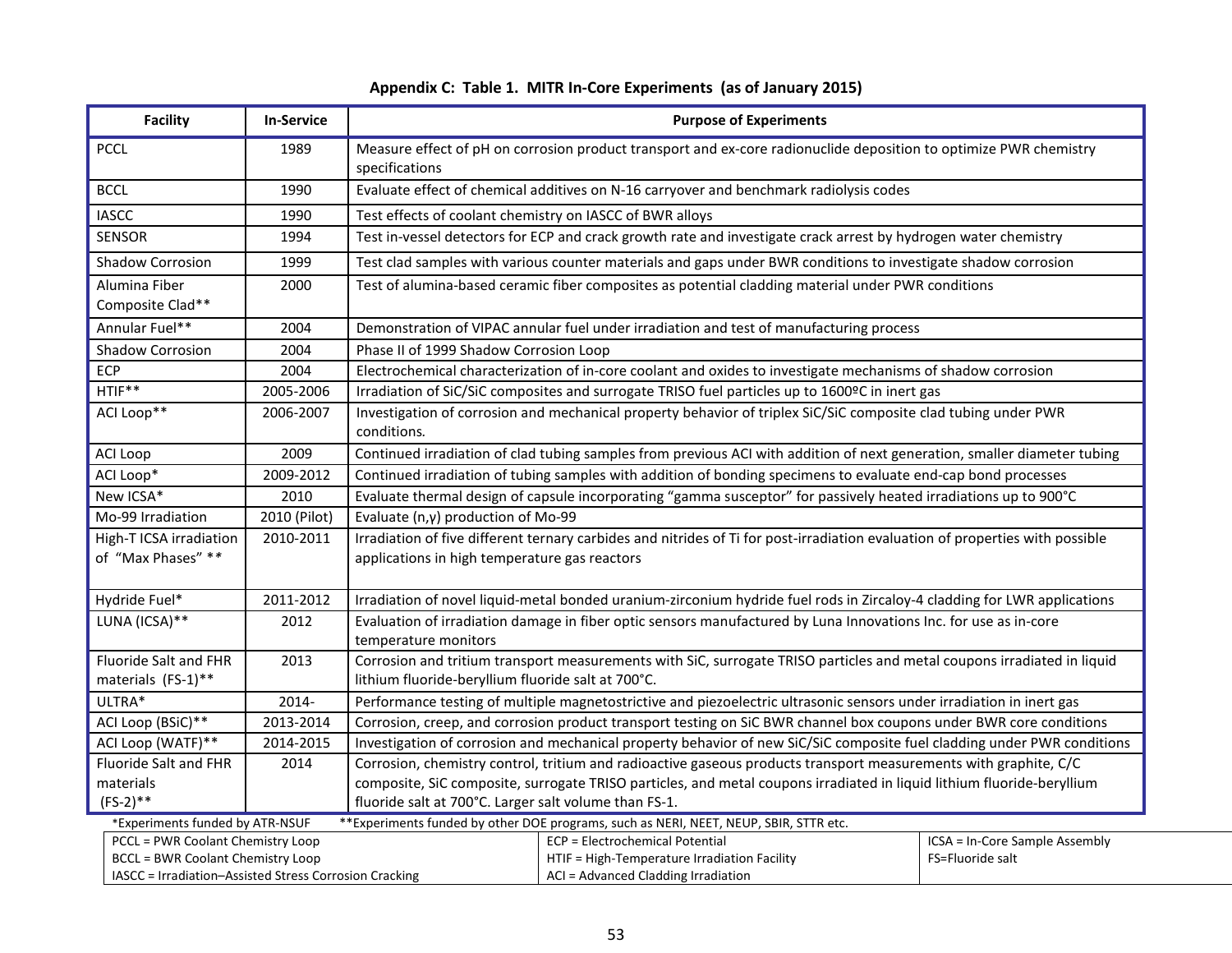**Appendix C: Table 1. MITR In-Core Experiments (as of January 2015)**

| Facility | In-Service | Purpose of Experiments |
|---|---|---|
| PCCL | 1989 | Measure effect of pH on corrosion product transport and ex-core radionuclide deposition to optimize PWR chemistry specifications |
| BCCL | 1990 | Evaluate effect of chemical additives on N-16 carryover and benchmark radiolysis codes |
| IASCC | 1990 | Test effects of coolant chemistry on IASCC of BWR alloys |
| SENSOR | 1994 | Test in-vessel detectors for ECP and crack growth rate and investigate crack arrest by hydrogen water chemistry |
| Shadow Corrosion | 1999 | Test clad samples with various counter materials and gaps under BWR conditions to investigate shadow corrosion |
| Alumina Fiber Composite Clad** | 2000 | Test of alumina-based ceramic fiber composites as potential cladding material under PWR conditions |
| Annular Fuel** | 2004 | Demonstration of VIPAC annular fuel under irradiation and test of manufacturing process |
| Shadow Corrosion | 2004 | Phase II of 1999 Shadow Corrosion Loop |
| ECP | 2004 | Electrochemical characterization of in-core coolant and oxides to investigate mechanisms of shadow corrosion |
| HTIF** | 2005-2006 | Irradiation of SiC/SiC composites and surrogate TRISO fuel particles up to 1600ºC in inert gas |
| ACI Loop** | 2006-2007 | Investigation of corrosion and mechanical property behavior of triplex SiC/SiC composite clad tubing under PWR conditions. |
| ACI Loop | 2009 | Continued irradiation of clad tubing samples from previous ACI with addition of next generation, smaller diameter tubing |
| ACI Loop* | 2009-2012 | Continued irradiation of tubing samples with addition of bonding specimens to evaluate end-cap bond processes |
| New ICSA* | 2010 | Evaluate thermal design of capsule incorporating "gamma susceptor" for passively heated irradiations up to 900°C |
| Mo-99 Irradiation | 2010 (Pilot) | Evaluate (n,γ) production of Mo-99 |
| High-T ICSA irradiation of "Max Phases" ** | 2010-2011 | Irradiation of five different ternary carbides and nitrides of Ti for post-irradiation evaluation of properties with possible applications in high temperature gas reactors |
| Hydride Fuel* | 2011-2012 | Irradiation of novel liquid-metal bonded uranium-zirconium hydride fuel rods in Zircaloy-4 cladding for LWR applications |
| LUNA (ICSA)** | 2012 | Evaluation of irradiation damage in fiber optic sensors manufactured by Luna Innovations Inc. for use as in-core temperature monitors |
| Fluoride Salt and FHR materials (FS-1)** | 2013 | Corrosion and tritium transport measurements with SiC, surrogate TRISO particles and metal coupons irradiated in liquid lithium fluoride-beryllium fluoride salt at 700°C. |
| ULTRA* | 2014- | Performance testing of multiple magnetostrictive and piezoelectric ultrasonic sensors under irradiation in inert gas |
| ACI Loop (BSiC)** | 2013-2014 | Corrosion, creep, and corrosion product transport testing on SiC BWR channel box coupons under BWR core conditions |
| ACI Loop (WATF)** | 2014-2015 | Investigation of corrosion and mechanical property behavior of new SiC/SiC composite fuel cladding under PWR conditions |
| Fluoride Salt and FHR materials (FS-2)** | 2014 | Corrosion, chemistry control, tritium and radioactive gaseous products transport measurements with graphite, C/C composite, SiC composite, surrogate TRISO particles, and metal coupons irradiated in liquid lithium fluoride-beryllium fluoride salt at 700°C. Larger salt volume than FS-1. |

*Experiments funded by ATR-NSUF **Experiments funded by other DOE programs, such as NERI, NEET, NEUP, SBIR, STTR etc.

| | | |
|---|---|---|
| PCCL = PWR Coolant Chemistry Loop | ECP = Electrochemical Potential | ICSA = In-Core Sample Assembly |
| BCCL = BWR Coolant Chemistry Loop | HTIF = High-Temperature Irradiation Facility | FS=Fluoride salt |
| IASCC = Irradiation–Assisted Stress Corrosion Cracking | ACI = Advanced Cladding Irradiation | |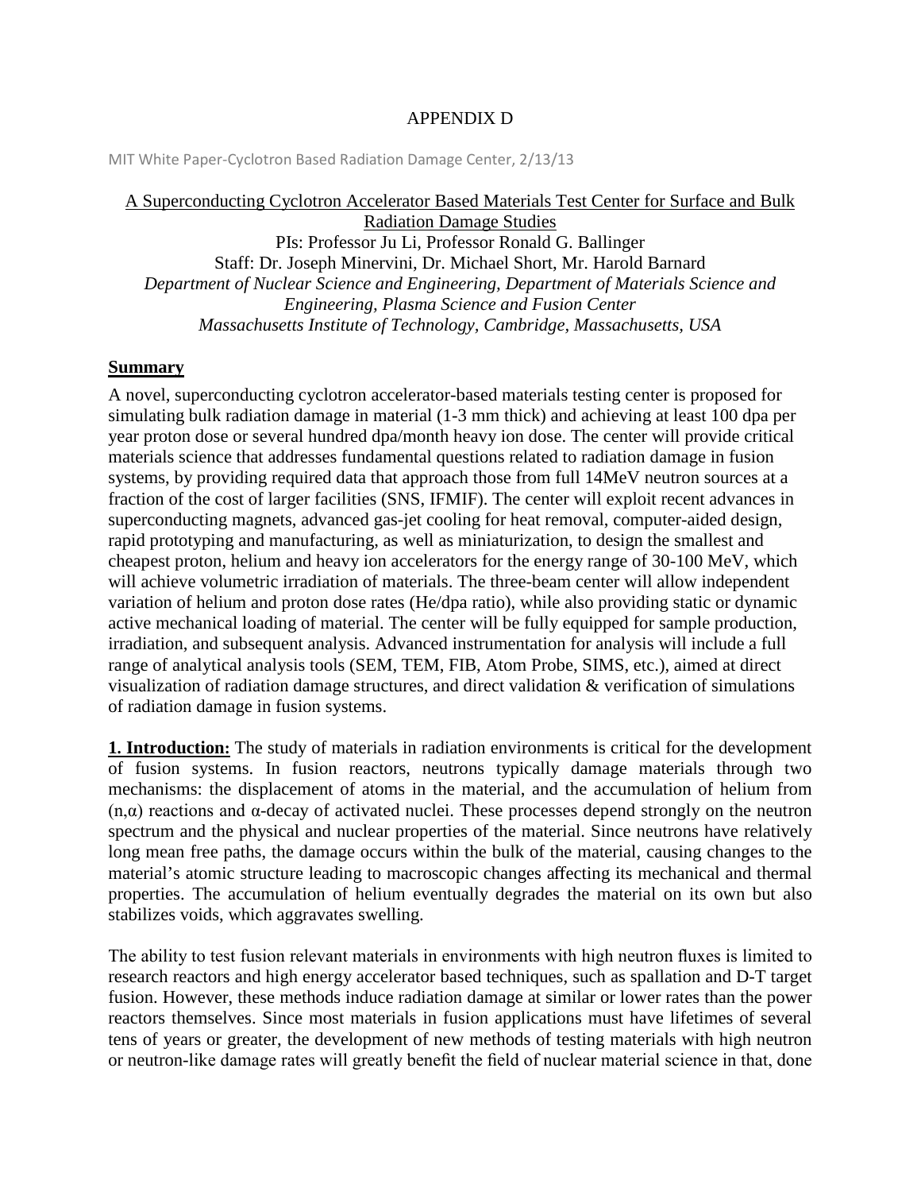APPENDIX D

MIT White Paper-Cyclotron Based Radiation Damage Center, 2/13/13

A Superconducting Cyclotron Accelerator Based Materials Test Center for Surface and Bulk Radiation Damage Studies

PIs: Professor Ju Li, Professor Ronald G. Ballinger

Staff: Dr. Joseph Minervini, Dr. Michael Short, Mr. Harold Barnard

*Department of Nuclear Science and Engineering, Department of Materials Science and Engineering, Plasma Science and Fusion Center*

*Massachusetts Institute of Technology, Cambridge, Massachusetts, USA*

## Summary

A novel, superconducting cyclotron accelerator-based materials testing center is proposed for simulating bulk radiation damage in material (1-3 mm thick) and achieving at least 100 dpa per year proton dose or several hundred dpa/month heavy ion dose. The center will provide critical materials science that addresses fundamental questions related to radiation damage in fusion systems, by providing required data that approach those from full 14MeV neutron sources at a fraction of the cost of larger facilities (SNS, IFMIF). The center will exploit recent advances in superconducting magnets, advanced gas-jet cooling for heat removal, computer-aided design, rapid prototyping and manufacturing, as well as miniaturization, to design the smallest and cheapest proton, helium and heavy ion accelerators for the energy range of 30-100 MeV, which will achieve volumetric irradiation of materials. The three-beam center will allow independent variation of helium and proton dose rates (He/dpa ratio), while also providing static or dynamic active mechanical loading of material. The center will be fully equipped for sample production, irradiation, and subsequent analysis. Advanced instrumentation for analysis will include a full range of analytical analysis tools (SEM, TEM, FIB, Atom Probe, SIMS, etc.), aimed at direct visualization of radiation damage structures, and direct validation & verification of simulations of radiation damage in fusion systems.

**1. Introduction:** The study of materials in radiation environments is critical for the development of fusion systems. In fusion reactors, neutrons typically damage materials through two mechanisms: the displacement of atoms in the material, and the accumulation of helium from $(n,\alpha)$ reactions and $\alpha$-decay of activated nuclei. These processes depend strongly on the neutron spectrum and the physical and nuclear properties of the material. Since neutrons have relatively long mean free paths, the damage occurs within the bulk of the material, causing changes to the material's atomic structure leading to macroscopic changes affecting its mechanical and thermal properties. The accumulation of helium eventually degrades the material on its own but also stabilizes voids, which aggravates swelling.

The ability to test fusion relevant materials in environments with high neutron fluxes is limited to research reactors and high energy accelerator based techniques, such as spallation and D-T target fusion. However, these methods induce radiation damage at similar or lower rates than the power reactors themselves. Since most materials in fusion applications must have lifetimes of several tens of years or greater, the development of new methods of testing materials with high neutron or neutron-like damage rates will greatly benefit the field of nuclear material science in that, done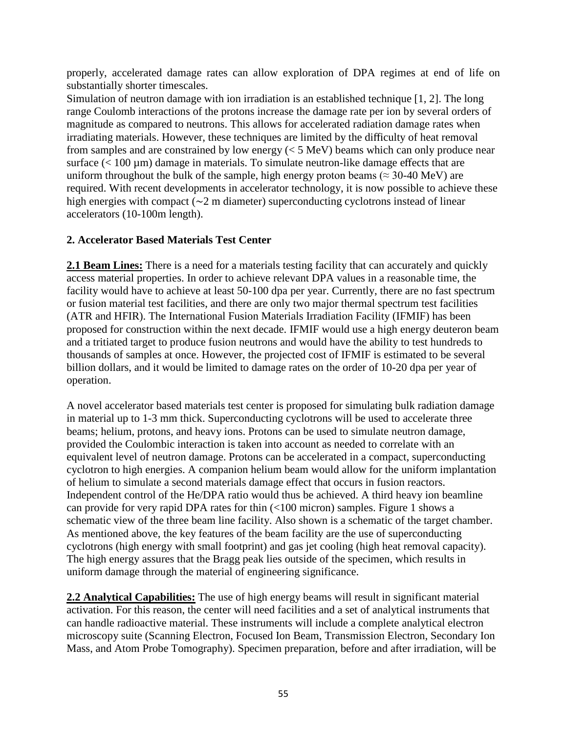properly, accelerated damage rates can allow exploration of DPA regimes at end of life on substantially shorter timescales.

Simulation of neutron damage with ion irradiation is an established technique [1, 2]. The long range Coulomb interactions of the protons increase the damage rate per ion by several orders of magnitude as compared to neutrons. This allows for accelerated radiation damage rates when irradiating materials. However, these techniques are limited by the difficulty of heat removal from samples and are constrained by low energy (< 5 MeV) beams which can only produce near surface (< 100 µm) damage in materials. To simulate neutron-like damage effects that are uniform throughout the bulk of the sample, high energy proton beams (≈ 30-40 MeV) are required. With recent developments in accelerator technology, it is now possible to achieve these high energies with compact (~2 m diameter) superconducting cyclotrons instead of linear accelerators (10-100m length).

## 2. Accelerator Based Materials Test Center

**2.1 Beam Lines:** There is a need for a materials testing facility that can accurately and quickly access material properties. In order to achieve relevant DPA values in a reasonable time, the facility would have to achieve at least 50-100 dpa per year. Currently, there are no fast spectrum or fusion material test facilities, and there are only two major thermal spectrum test facilities (ATR and HFIR). The International Fusion Materials Irradiation Facility (IFMIF) has been proposed for construction within the next decade. IFMIF would use a high energy deuteron beam and a tritiated target to produce fusion neutrons and would have the ability to test hundreds to thousands of samples at once. However, the projected cost of IFMIF is estimated to be several billion dollars, and it would be limited to damage rates on the order of 10-20 dpa per year of operation.

A novel accelerator based materials test center is proposed for simulating bulk radiation damage in material up to 1-3 mm thick. Superconducting cyclotrons will be used to accelerate three beams; helium, protons, and heavy ions. Protons can be used to simulate neutron damage, provided the Coulombic interaction is taken into account as needed to correlate with an equivalent level of neutron damage. Protons can be accelerated in a compact, superconducting cyclotron to high energies. A companion helium beam would allow for the uniform implantation of helium to simulate a second materials damage effect that occurs in fusion reactors. Independent control of the He/DPA ratio would thus be achieved. A third heavy ion beamline can provide for very rapid DPA rates for thin (<100 micron) samples. Figure 1 shows a schematic view of the three beam line facility. Also shown is a schematic of the target chamber. As mentioned above, the key features of the beam facility are the use of superconducting cyclotrons (high energy with small footprint) and gas jet cooling (high heat removal capacity). The high energy assures that the Bragg peak lies outside of the specimen, which results in uniform damage through the material of engineering significance.

**2.2 Analytical Capabilities:** The use of high energy beams will result in significant material activation. For this reason, the center will need facilities and a set of analytical instruments that can handle radioactive material. These instruments will include a complete analytical electron microscopy suite (Scanning Electron, Focused Ion Beam, Transmission Electron, Secondary Ion Mass, and Atom Probe Tomography). Specimen preparation, before and after irradiation, will be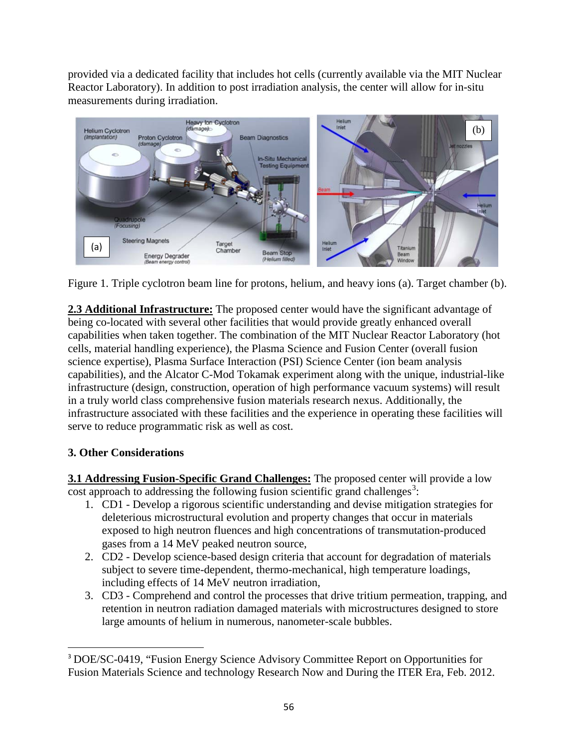provided via a dedicated facility that includes hot cells (currently available via the MIT Nuclear Reactor Laboratory). In addition to post irradiation analysis, the center will allow for in-situ measurements during irradiation.

Figure 1. Triple cyclotron beam line for protons, helium, and heavy ions (a). Target chamber (b).

**2.3 Additional Infrastructure:** The proposed center would have the significant advantage of being co-located with several other facilities that would provide greatly enhanced overall capabilities when taken together. The combination of the MIT Nuclear Reactor Laboratory (hot cells, material handling experience), the Plasma Science and Fusion Center (overall fusion science expertise), Plasma Surface Interaction (PSI) Science Center (ion beam analysis capabilities), and the Alcator C-Mod Tokamak experiment along with the unique, industrial-like infrastructure (design, construction, operation of high performance vacuum systems) will result in a truly world class comprehensive fusion materials research nexus. Additionally, the infrastructure associated with these facilities and the experience in operating these facilities will serve to reduce programmatic risk as well as cost.

### 3. Other Considerations

**3.1 Addressing Fusion-Specific Grand Challenges:** The proposed center will provide a low cost approach to addressing the following fusion scientific grand challenges[3]:

1. CD1 - Develop a rigorous scientific understanding and devise mitigation strategies for deleterious microstructural evolution and property changes that occur in materials exposed to high neutron fluences and high concentrations of transmutation-produced gases from a 14 MeV peaked neutron source,
2. CD2 - Develop science-based design criteria that account for degradation of materials subject to severe time-dependent, thermo-mechanical, high temperature loadings, including effects of 14 MeV neutron irradiation,
3. CD3 - Comprehend and control the processes that drive tritium permeation, trapping, and retention in neutron radiation damaged materials with microstructures designed to store large amounts of helium in numerous, nanometer-scale bubbles.

[3] DOE/SC-0419, "Fusion Energy Science Advisory Committee Report on Opportunities for Fusion Materials Science and technology Research Now and During the ITER Era, Feb. 2012.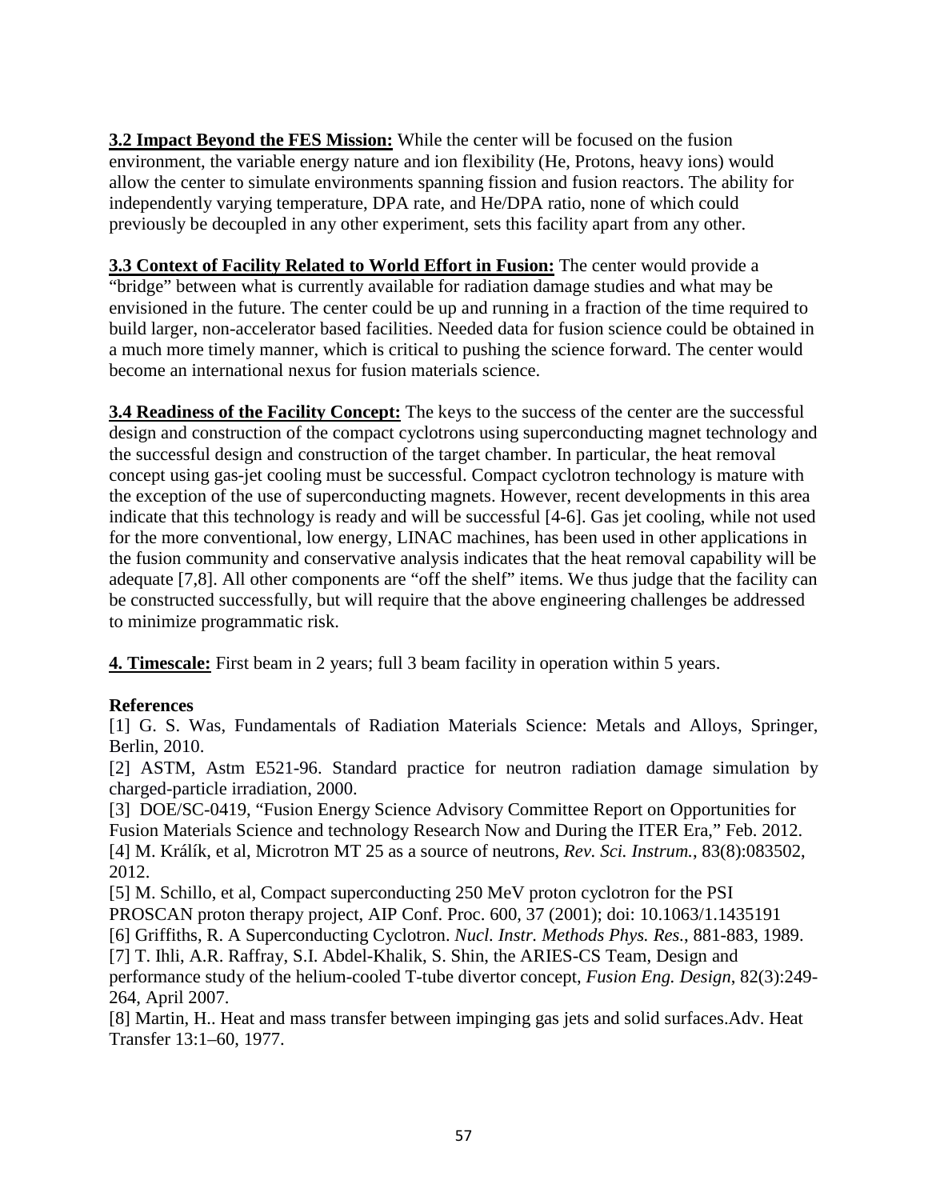**3.2 Impact Beyond the FES Mission:** While the center will be focused on the fusion environment, the variable energy nature and ion flexibility (He, Protons, heavy ions) would allow the center to simulate environments spanning fission and fusion reactors. The ability for independently varying temperature, DPA rate, and He/DPA ratio, none of which could previously be decoupled in any other experiment, sets this facility apart from any other.

**3.3 Context of Facility Related to World Effort in Fusion:** The center would provide a "bridge" between what is currently available for radiation damage studies and what may be envisioned in the future. The center could be up and running in a fraction of the time required to build larger, non-accelerator based facilities. Needed data for fusion science could be obtained in a much more timely manner, which is critical to pushing the science forward. The center would become an international nexus for fusion materials science.

**3.4 Readiness of the Facility Concept:** The keys to the success of the center are the successful design and construction of the compact cyclotrons using superconducting magnet technology and the successful design and construction of the target chamber. In particular, the heat removal concept using gas-jet cooling must be successful. Compact cyclotron technology is mature with the exception of the use of superconducting magnets. However, recent developments in this area indicate that this technology is ready and will be successful [4-6]. Gas jet cooling, while not used for the more conventional, low energy, LINAC machines, has been used in other applications in the fusion community and conservative analysis indicates that the heat removal capability will be adequate [7,8]. All other components are "off the shelf" items. We thus judge that the facility can be constructed successfully, but will require that the above engineering challenges be addressed to minimize programmatic risk.

**4. Timescale:** First beam in 2 years; full 3 beam facility in operation within 5 years.

**References**

[1] G. S. Was, Fundamentals of Radiation Materials Science: Metals and Alloys, Springer, Berlin, 2010.

[2] ASTM, Astm E521-96. Standard practice for neutron radiation damage simulation by charged-particle irradiation, 2000.

[3] DOE/SC-0419, "Fusion Energy Science Advisory Committee Report on Opportunities for Fusion Materials Science and technology Research Now and During the ITER Era," Feb. 2012.

[4] M. Králík, et al, Microtron MT 25 as a source of neutrons, *Rev. Sci. Instrum.*, 83(8):083502, 2012.

[5] M. Schillo, et al, Compact superconducting 250 MeV proton cyclotron for the PSI PROSCAN proton therapy project, AIP Conf. Proc. 600, 37 (2001); doi: 10.1063/1.1435191

[6] Griffiths, R. A Superconducting Cyclotron. *Nucl. Instr. Methods Phys. Res.*, 881-883, 1989.

[7] T. Ihli, A.R. Raffray, S.I. Abdel-Khalik, S. Shin, the ARIES-CS Team, Design and performance study of the helium-cooled T-tube divertor concept, *Fusion Eng. Design*, 82(3):249-264, April 2007.

[8] Martin, H.. Heat and mass transfer between impinging gas jets and solid surfaces.Adv. Heat Transfer 13:1–60, 1977.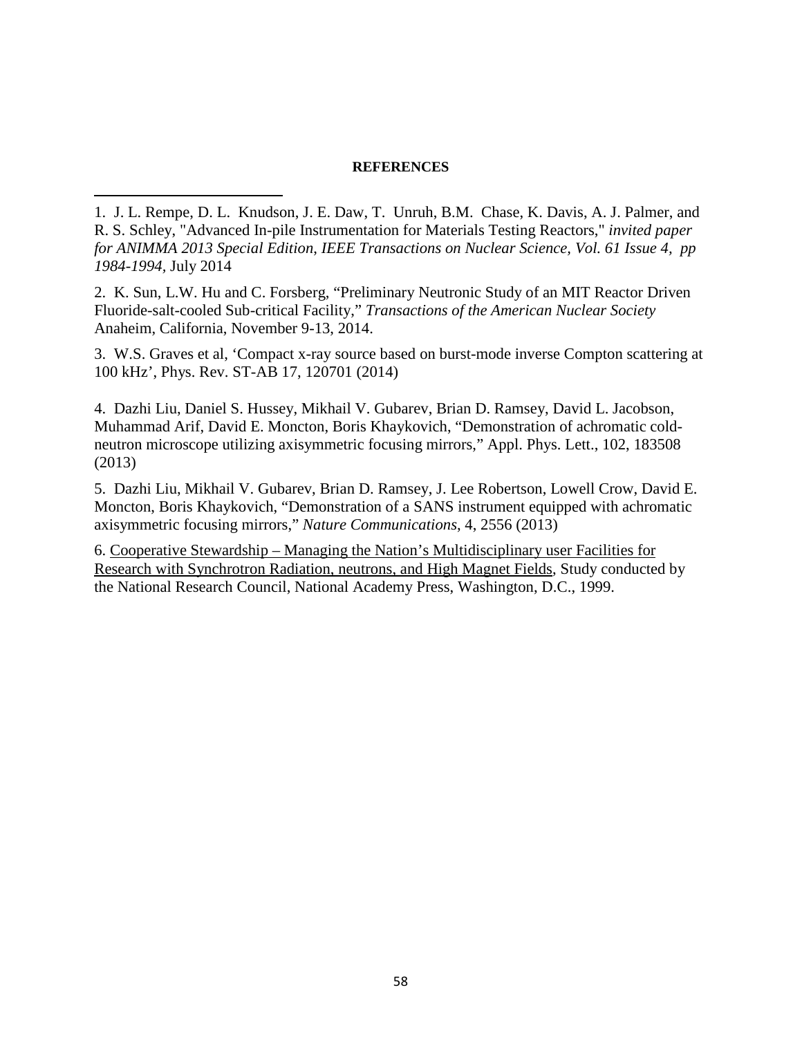**REFERENCES**

1. J. L. Rempe, D. L. Knudson, J. E. Daw, T. Unruh, B.M. Chase, K. Davis, A. J. Palmer, and R. S. Schley, "Advanced In-pile Instrumentation for Materials Testing Reactors," *invited paper for ANIMMA 2013 Special Edition, IEEE Transactions on Nuclear Science, Vol. 61 Issue 4, pp 1984-1994,* July 2014

2. K. Sun, L.W. Hu and C. Forsberg, "Preliminary Neutronic Study of an MIT Reactor Driven Fluoride-salt-cooled Sub-critical Facility," *Transactions of the American Nuclear Society* Anaheim, California, November 9-13, 2014.

3. W.S. Graves et al, 'Compact x-ray source based on burst-mode inverse Compton scattering at 100 kHz', Phys. Rev. ST-AB 17, 120701 (2014)

4. Dazhi Liu, Daniel S. Hussey, Mikhail V. Gubarev, Brian D. Ramsey, David L. Jacobson, Muhammad Arif, David E. Moncton, Boris Khaykovich, "Demonstration of achromatic cold-neutron microscope utilizing axisymmetric focusing mirrors," Appl. Phys. Lett., 102, 183508 (2013)

5. Dazhi Liu, Mikhail V. Gubarev, Brian D. Ramsey, J. Lee Robertson, Lowell Crow, David E. Moncton, Boris Khaykovich, "Demonstration of a SANS instrument equipped with achromatic axisymmetric focusing mirrors," *Nature Communications*, 4, 2556 (2013)

6. Cooperative Stewardship – Managing the Nation's Multidisciplinary user Facilities for Research with Synchrotron Radiation, neutrons, and High Magnet Fields, Study conducted by the National Research Council, National Academy Press, Washington, D.C., 1999.